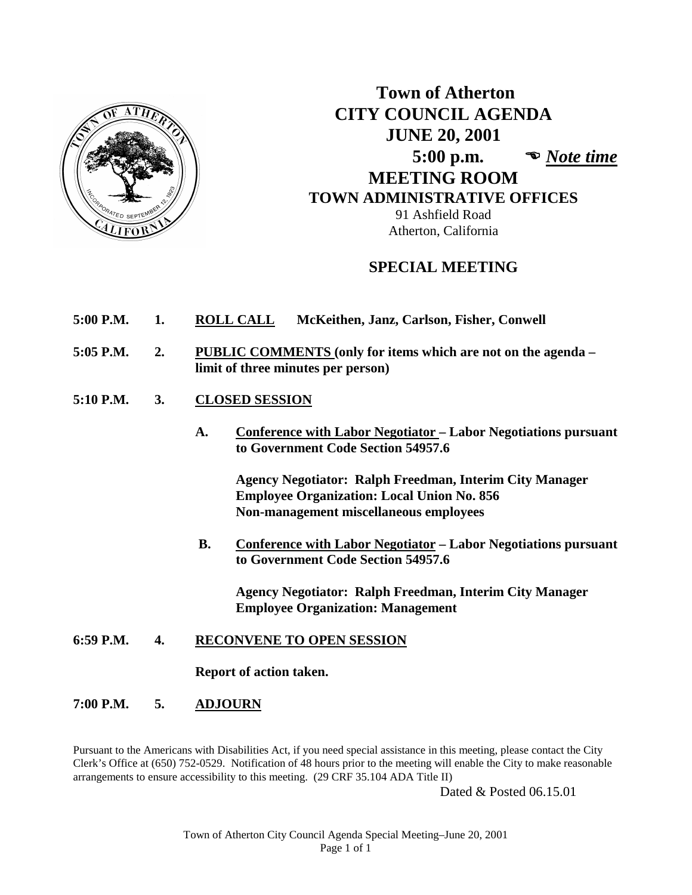# Town of Atherton
# CITY COUNCIL AGENDA
## JUNE 20, 2001
## 5:00 p.m. ☜ *Note time*
## MEETING ROOM
### TOWN ADMINISTRATIVE OFFICES

91 Ashfield Road
Atherton, California

## SPECIAL MEETING

**5:00 P.M. 1. ROLL CALL McKeithen, Janz, Carlson, Fisher, Conwell**

**5:05 P.M. 2. PUBLIC COMMENTS (only for items which are not on the agenda – limit of three minutes per person)**

**5:10 P.M. 3. CLOSED SESSION**

**A. Conference with Labor Negotiator – Labor Negotiations pursuant to Government Code Section 54957.6**

**Agency Negotiator: Ralph Freedman, Interim City Manager**
**Employee Organization: Local Union No. 856**
**Non-management miscellaneous employees**

**B. Conference with Labor Negotiator – Labor Negotiations pursuant to Government Code Section 54957.6**

**Agency Negotiator: Ralph Freedman, Interim City Manager**
**Employee Organization: Management**

**6:59 P.M. 4. RECONVENE TO OPEN SESSION**

**Report of action taken.**

**7:00 P.M. 5. ADJOURN**

Pursuant to the Americans with Disabilities Act, if you need special assistance in this meeting, please contact the City Clerk's Office at (650) 752-0529. Notification of 48 hours prior to the meeting will enable the City to make reasonable arrangements to ensure accessibility to this meeting. (29 CRF 35.104 ADA Title II)

Dated & Posted 06.15.01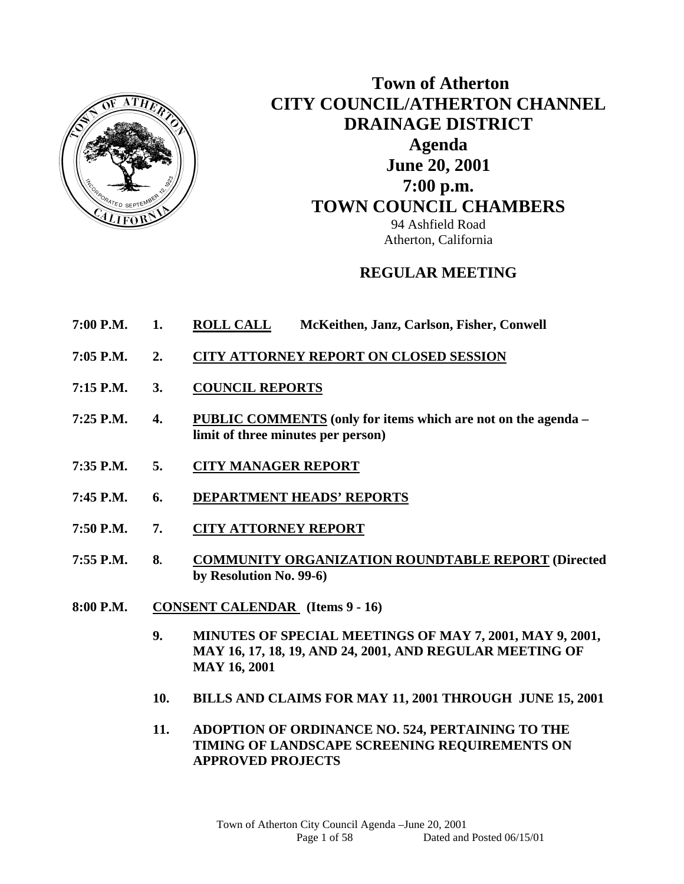# Town of Atherton
# CITY COUNCIL/ATHERTON CHANNEL DRAINAGE DISTRICT
## Agenda
## June 20, 2001
## 7:00 p.m.
## TOWN COUNCIL CHAMBERS

94 Ashfield Road
Atherton, California

## REGULAR MEETING

**7:00 P.M. 1. ROLL CALL** **McKeithen, Janz, Carlson, Fisher, Conwell**

**7:05 P.M. 2. CITY ATTORNEY REPORT ON CLOSED SESSION**

**7:15 P.M. 3. COUNCIL REPORTS**

**7:25 P.M. 4. PUBLIC COMMENTS (only for items which are not on the agenda – limit of three minutes per person)**

**7:35 P.M. 5. CITY MANAGER REPORT**

**7:45 P.M. 6. DEPARTMENT HEADS' REPORTS**

**7:50 P.M. 7. CITY ATTORNEY REPORT**

**7:55 P.M. 8. COMMUNITY ORGANIZATION ROUNDTABLE REPORT (Directed by Resolution No. 99-6)**

**8:00 P.M. CONSENT CALENDAR (Items 9 - 16)**

**9. MINUTES OF SPECIAL MEETINGS OF MAY 7, 2001, MAY 9, 2001, MAY 16, 17, 18, 19, AND 24, 2001, AND REGULAR MEETING OF MAY 16, 2001**

**10. BILLS AND CLAIMS FOR MAY 11, 2001 THROUGH JUNE 15, 2001**

**11. ADOPTION OF ORDINANCE NO. 524, PERTAINING TO THE TIMING OF LANDSCAPE SCREENING REQUIREMENTS ON APPROVED PROJECTS**

Dated and Posted 06/15/01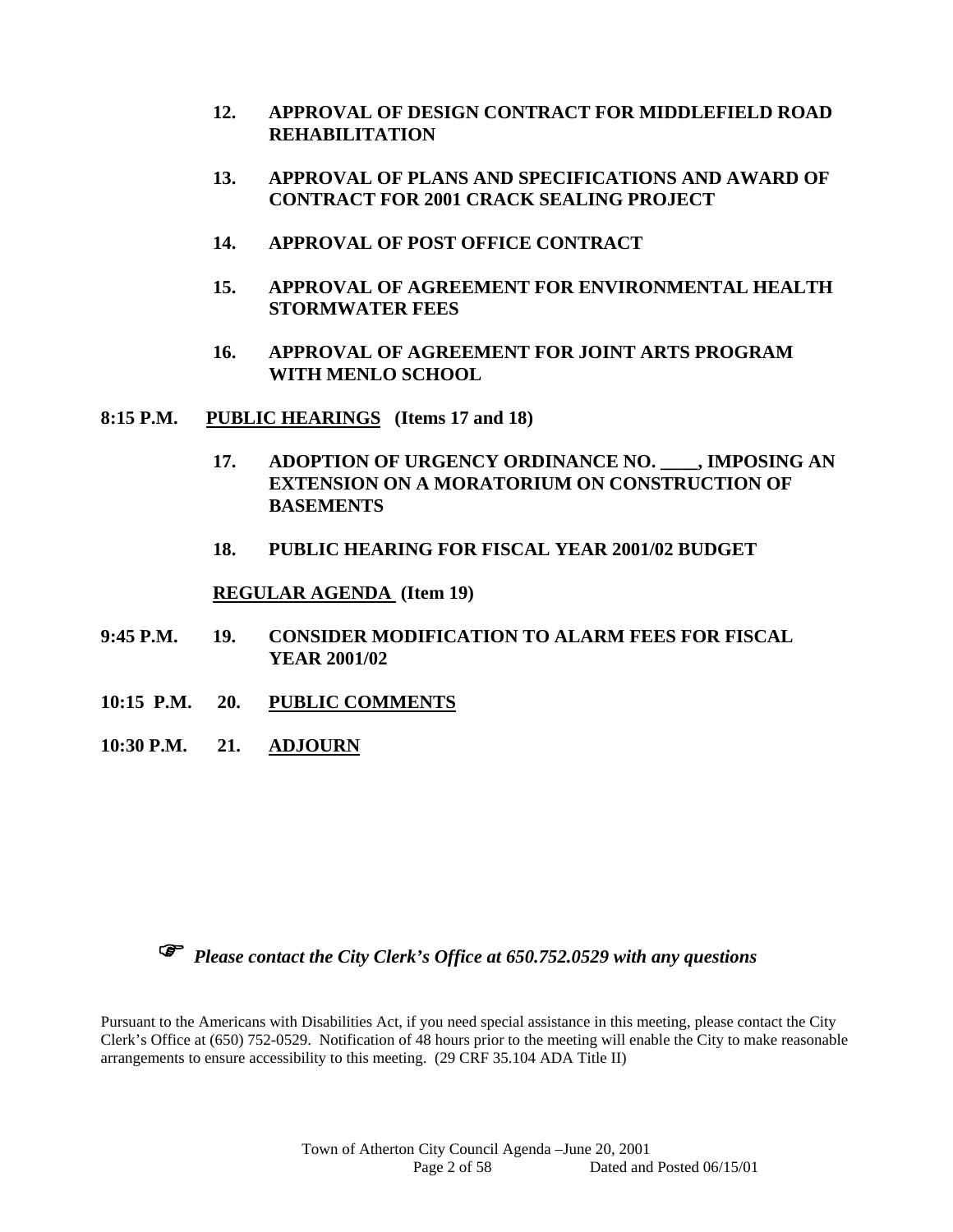12. **APPROVAL OF DESIGN CONTRACT FOR MIDDLEFIELD ROAD REHABILITATION**

13. **APPROVAL OF PLANS AND SPECIFICATIONS AND AWARD OF CONTRACT FOR 2001 CRACK SEALING PROJECT**

14. **APPROVAL OF POST OFFICE CONTRACT**

15. **APPROVAL OF AGREEMENT FOR ENVIRONMENTAL HEALTH STORMWATER FEES**

16. **APPROVAL OF AGREEMENT FOR JOINT ARTS PROGRAM WITH MENLO SCHOOL**

**8:15 P.M.** **<u>PUBLIC HEARINGS</u> (Items 17 and 18)**

17. **ADOPTION OF URGENCY ORDINANCE NO. ____, IMPOSING AN EXTENSION ON A MORATORIUM ON CONSTRUCTION OF BASEMENTS**

18. **PUBLIC HEARING FOR FISCAL YEAR 2001/02 BUDGET**

**<u>REGULAR AGENDA</u> (Item 19)**

**9:45 P.M.** 19. **CONSIDER MODIFICATION TO ALARM FEES FOR FISCAL YEAR 2001/02**

**10:15 P.M.** 20. **<u>PUBLIC COMMENTS</u>**

**10:30 P.M.** 21. **<u>ADJOURN</u>**

☞ ***Please contact the City Clerk's Office at 650.752.0529 with any questions***

Pursuant to the Americans with Disabilities Act, if you need special assistance in this meeting, please contact the City Clerk's Office at (650) 752-0529. Notification of 48 hours prior to the meeting will enable the City to make reasonable arrangements to ensure accessibility to this meeting. (29 CRF 35.104 ADA Title II)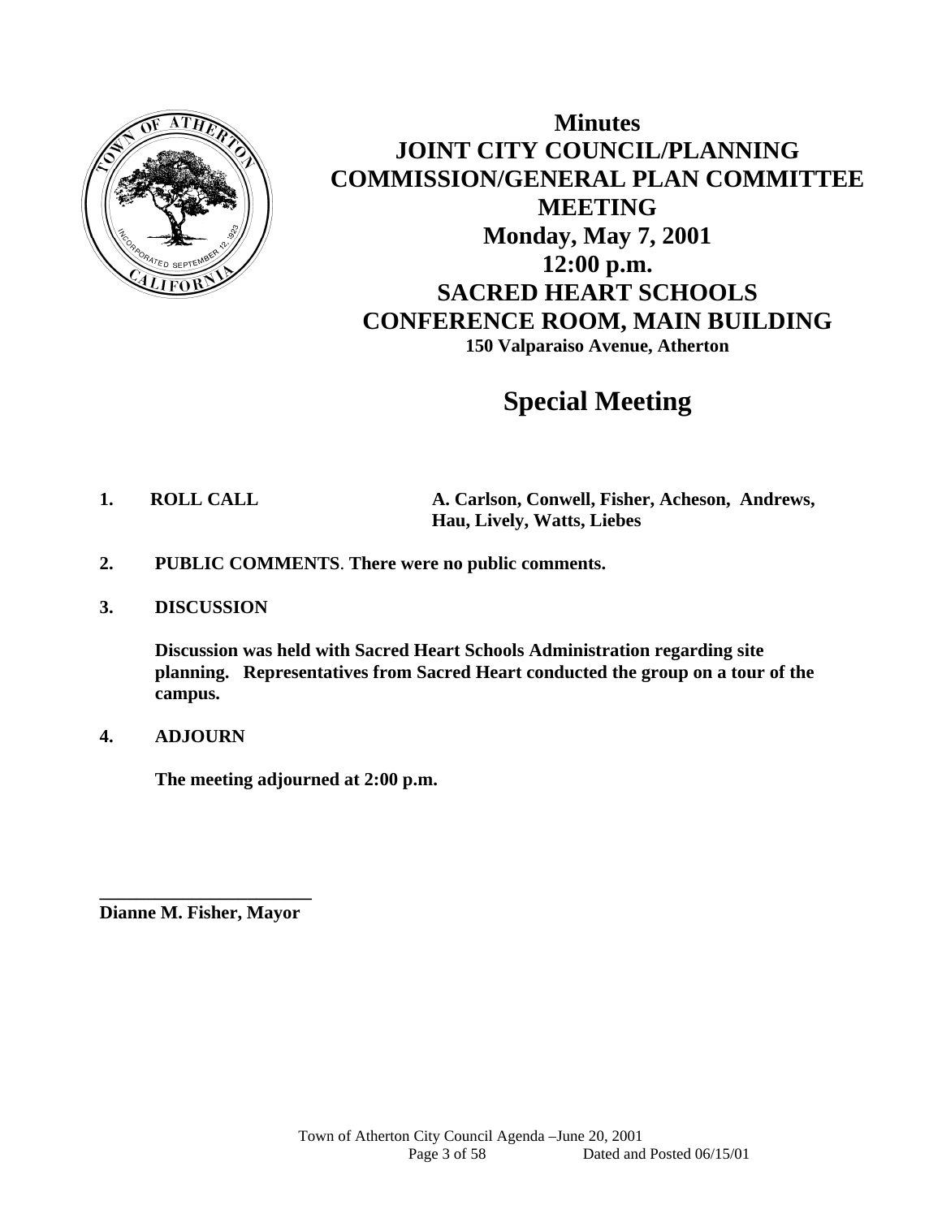# Minutes

## JOINT CITY COUNCIL/PLANNING COMMISSION/GENERAL PLAN COMMITTEE MEETING

**Monday, May 7, 2001**

**12:00 p.m.**

**SACRED HEART SCHOOLS CONFERENCE ROOM, MAIN BUILDING**

**150 Valparaiso Avenue, Atherton**

# Special Meeting

**1. ROLL CALL** **A. Carlson, Conwell, Fisher, Acheson, Andrews, Hau, Lively, Watts, Liebes**

**2. PUBLIC COMMENTS**. **There were no public comments.**

**3. DISCUSSION**

**Discussion was held with Sacred Heart Schools Administration regarding site planning. Representatives from Sacred Heart conducted the group on a tour of the campus.**

**4. ADJOURN**

**The meeting adjourned at 2:00 p.m.**

\_\_\_\_\_\_\_\_\_\_\_\_\_\_\_\_\_\_\_\_\_\_\_

**Dianne M. Fisher, Mayor**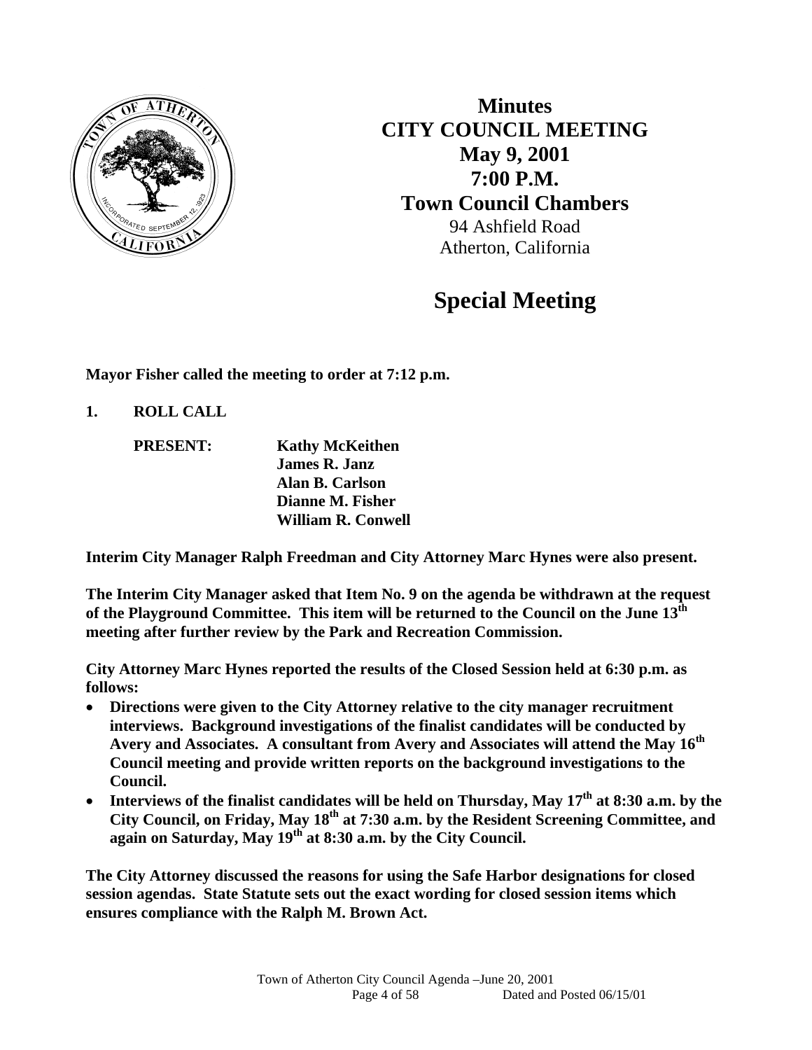# Minutes
# CITY COUNCIL MEETING
# May 9, 2001
# 7:00 P.M.
# Town Council Chambers

94 Ashfield Road
Atherton, California

## Special Meeting

**Mayor Fisher called the meeting to order at 7:12 p.m.**

**1. ROLL CALL**

**PRESENT:** **Kathy McKeithen**
**James R. Janz**
**Alan B. Carlson**
**Dianne M. Fisher**
**William R. Conwell**

**Interim City Manager Ralph Freedman and City Attorney Marc Hynes were also present.**

**The Interim City Manager asked that Item No. 9 on the agenda be withdrawn at the request of the Playground Committee. This item will be returned to the Council on the June 13th meeting after further review by the Park and Recreation Commission.**

**City Attorney Marc Hynes reported the results of the Closed Session held at 6:30 p.m. as follows:**

- **Directions were given to the City Attorney relative to the city manager recruitment interviews. Background investigations of the finalist candidates will be conducted by Avery and Associates. A consultant from Avery and Associates will attend the May 16th Council meeting and provide written reports on the background investigations to the Council.**
- **Interviews of the finalist candidates will be held on Thursday, May 17th at 8:30 a.m. by the City Council, on Friday, May 18th at 7:30 a.m. by the Resident Screening Committee, and again on Saturday, May 19th at 8:30 a.m. by the City Council.**

**The City Attorney discussed the reasons for using the Safe Harbor designations for closed session agendas. State Statute sets out the exact wording for closed session items which ensures compliance with the Ralph M. Brown Act.**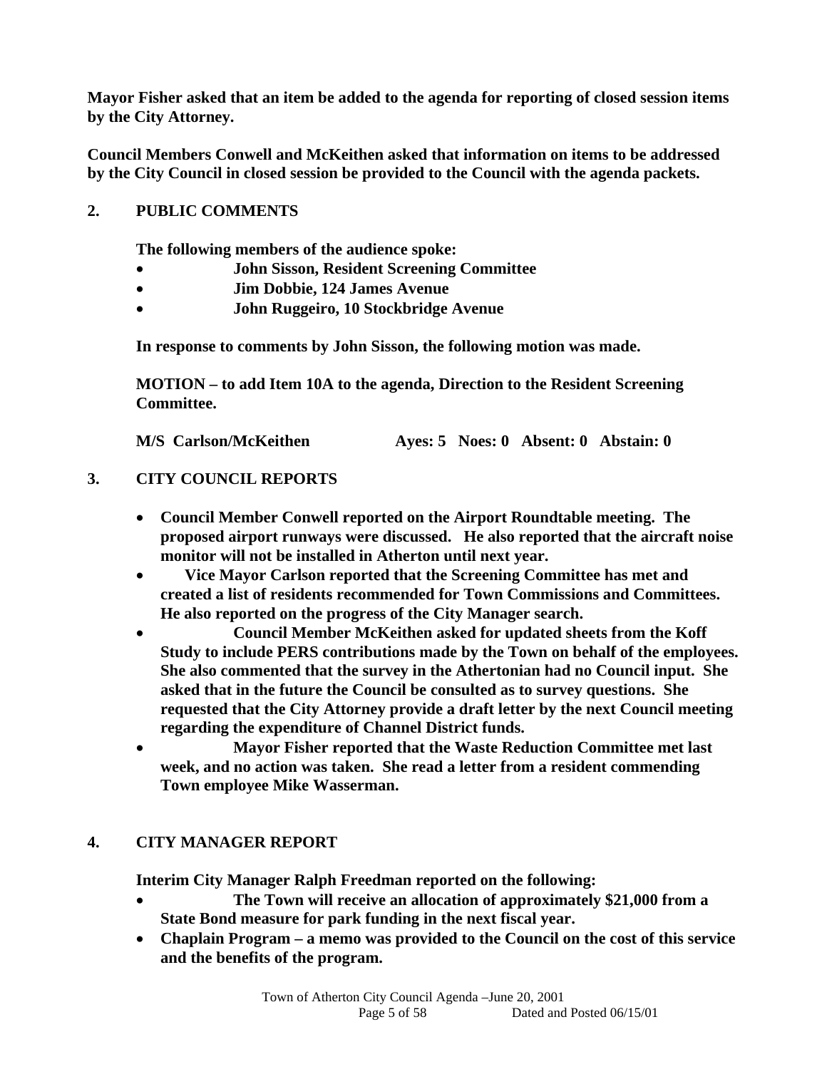**Mayor Fisher asked that an item be added to the agenda for reporting of closed session items by the City Attorney.**

**Council Members Conwell and McKeithen asked that information on items to be addressed by the City Council in closed session be provided to the Council with the agenda packets.**

## 2. PUBLIC COMMENTS

**The following members of the audience spoke:**

- **John Sisson, Resident Screening Committee**
- **Jim Dobbie, 124 James Avenue**
- **John Ruggeiro, 10 Stockbridge Avenue**

**In response to comments by John Sisson, the following motion was made.**

**MOTION – to add Item 10A to the agenda, Direction to the Resident Screening Committee.**

**M/S Carlson/McKeithen Ayes: 5 Noes: 0 Absent: 0 Abstain: 0**

## 3. CITY COUNCIL REPORTS

- **Council Member Conwell reported on the Airport Roundtable meeting. The proposed airport runways were discussed. He also reported that the aircraft noise monitor will not be installed in Atherton until next year.**
- **Vice Mayor Carlson reported that the Screening Committee has met and created a list of residents recommended for Town Commissions and Committees. He also reported on the progress of the City Manager search.**
- **Council Member McKeithen asked for updated sheets from the Koff Study to include PERS contributions made by the Town on behalf of the employees. She also commented that the survey in the Athertonian had no Council input. She asked that in the future the Council be consulted as to survey questions. She requested that the City Attorney provide a draft letter by the next Council meeting regarding the expenditure of Channel District funds.**
- **Mayor Fisher reported that the Waste Reduction Committee met last week, and no action was taken. She read a letter from a resident commending Town employee Mike Wasserman.**

## 4. CITY MANAGER REPORT

**Interim City Manager Ralph Freedman reported on the following:**

- **The Town will receive an allocation of approximately $21,000 from a State Bond measure for park funding in the next fiscal year.**
- **Chaplain Program – a memo was provided to the Council on the cost of this service and the benefits of the program.**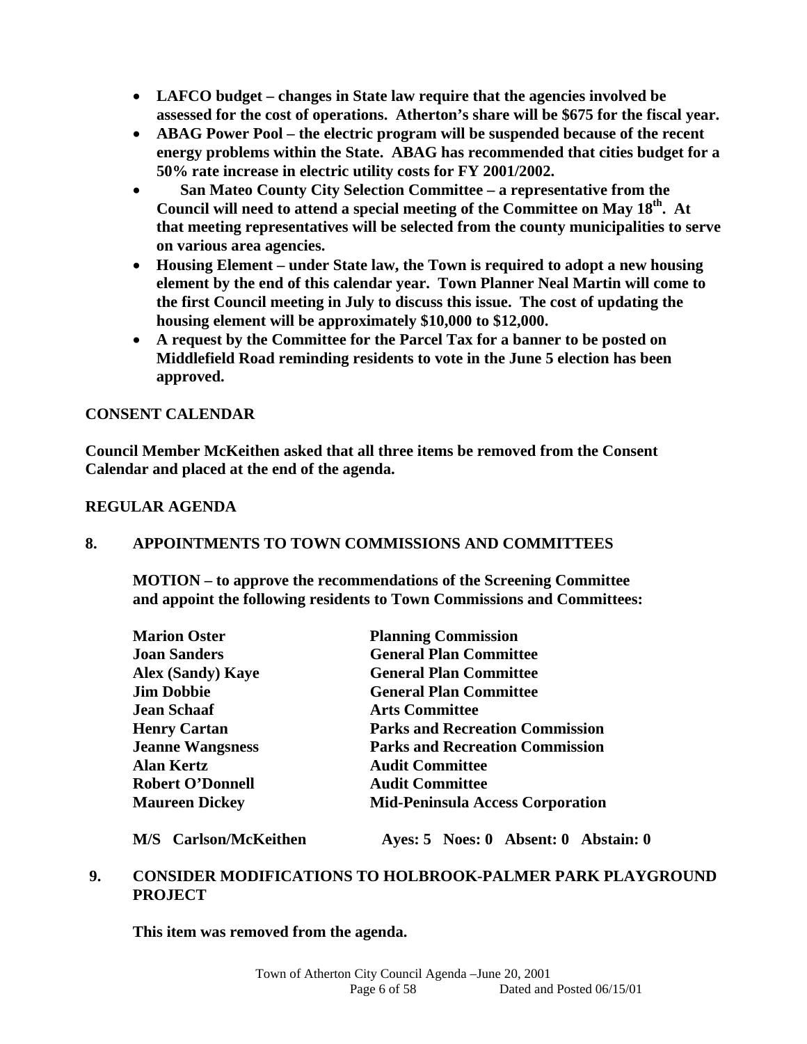- **LAFCO budget – changes in State law require that the agencies involved be assessed for the cost of operations. Atherton's share will be $675 for the fiscal year.**
- **ABAG Power Pool – the electric program will be suspended because of the recent energy problems within the State. ABAG has recommended that cities budget for a 50% rate increase in electric utility costs for FY 2001/2002.**
- **San Mateo County City Selection Committee – a representative from the Council will need to attend a special meeting of the Committee on May 18th. At that meeting representatives will be selected from the county municipalities to serve on various area agencies.**
- **Housing Element – under State law, the Town is required to adopt a new housing element by the end of this calendar year. Town Planner Neal Martin will come to the first Council meeting in July to discuss this issue. The cost of updating the housing element will be approximately $10,000 to $12,000.**
- **A request by the Committee for the Parcel Tax for a banner to be posted on Middlefield Road reminding residents to vote in the June 5 election has been approved.**

## CONSENT CALENDAR

**Council Member McKeithen asked that all three items be removed from the Consent Calendar and placed at the end of the agenda.**

## REGULAR AGENDA

### 8. APPOINTMENTS TO TOWN COMMISSIONS AND COMMITTEES

**MOTION – to approve the recommendations of the Screening Committee and appoint the following residents to Town Commissions and Committees:**

| | |
|---|---|
| **Marion Oster** | **Planning Commission** |
| **Joan Sanders** | **General Plan Committee** |
| **Alex (Sandy) Kaye** | **General Plan Committee** |
| **Jim Dobbie** | **General Plan Committee** |
| **Jean Schaaf** | **Arts Committee** |
| **Henry Cartan** | **Parks and Recreation Commission** |
| **Jeanne Wangsness** | **Parks and Recreation Commission** |
| **Alan Kertz** | **Audit Committee** |
| **Robert O'Donnell** | **Audit Committee** |
| **Maureen Dickey** | **Mid-Peninsula Access Corporation** |

**M/S Carlson/McKeithen  Ayes: 5 Noes: 0 Absent: 0 Abstain: 0**

### 9. CONSIDER MODIFICATIONS TO HOLBROOK-PALMER PARK PLAYGROUND PROJECT

**This item was removed from the agenda.**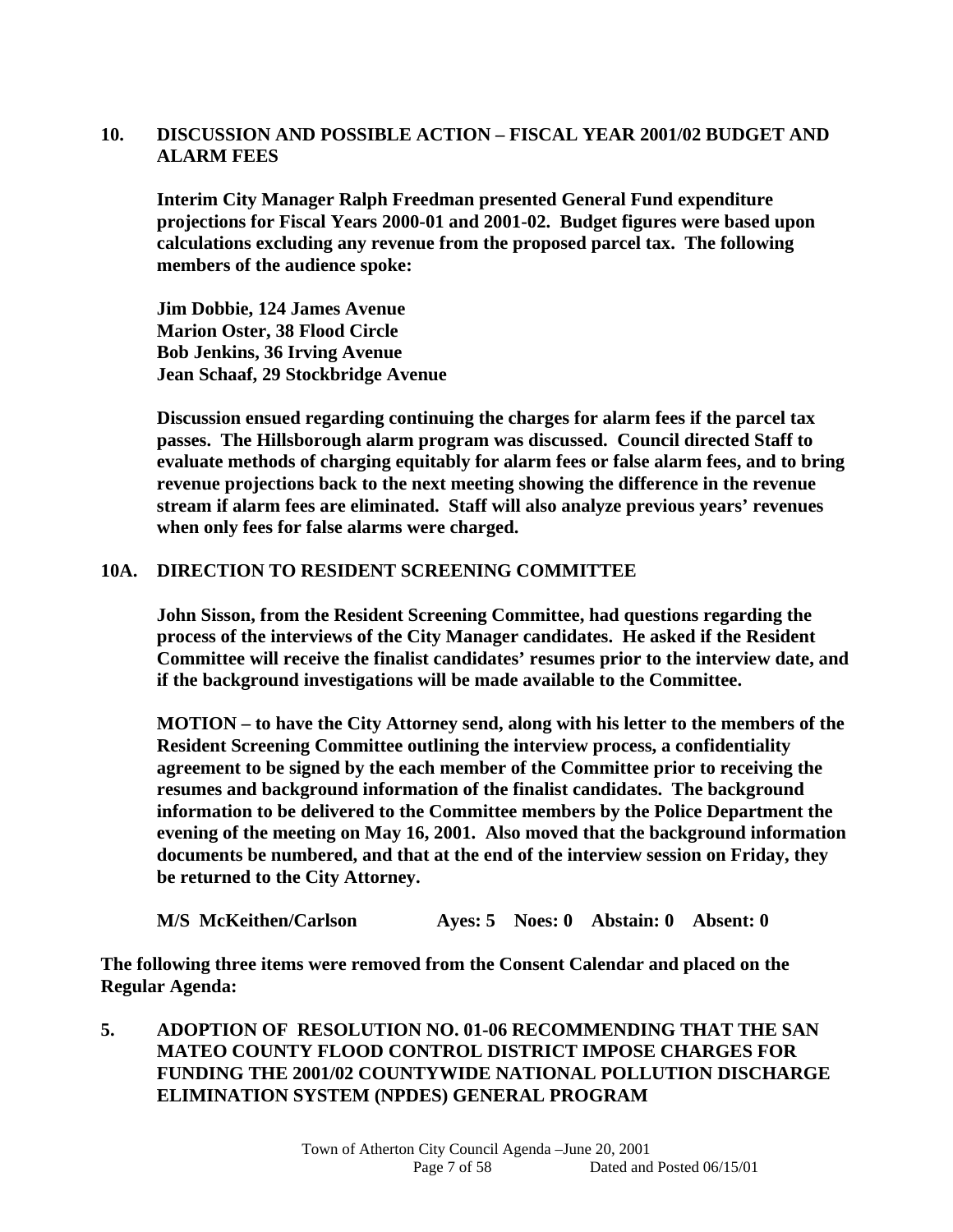## 10. DISCUSSION AND POSSIBLE ACTION – FISCAL YEAR 2001/02 BUDGET AND ALARM FEES

**Interim City Manager Ralph Freedman presented General Fund expenditure projections for Fiscal Years 2000-01 and 2001-02. Budget figures were based upon calculations excluding any revenue from the proposed parcel tax. The following members of the audience spoke:**

**Jim Dobbie, 124 James Avenue**
**Marion Oster, 38 Flood Circle**
**Bob Jenkins, 36 Irving Avenue**
**Jean Schaaf, 29 Stockbridge Avenue**

**Discussion ensued regarding continuing the charges for alarm fees if the parcel tax passes. The Hillsborough alarm program was discussed. Council directed Staff to evaluate methods of charging equitably for alarm fees or false alarm fees, and to bring revenue projections back to the next meeting showing the difference in the revenue stream if alarm fees are eliminated. Staff will also analyze previous years' revenues when only fees for false alarms were charged.**

## 10A. DIRECTION TO RESIDENT SCREENING COMMITTEE

**John Sisson, from the Resident Screening Committee, had questions regarding the process of the interviews of the City Manager candidates. He asked if the Resident Committee will receive the finalist candidates' resumes prior to the interview date, and if the background investigations will be made available to the Committee.**

**MOTION – to have the City Attorney send, along with his letter to the members of the Resident Screening Committee outlining the interview process, a confidentiality agreement to be signed by the each member of the Committee prior to receiving the resumes and background information of the finalist candidates. The background information to be delivered to the Committee members by the Police Department the evening of the meeting on May 16, 2001. Also moved that the background information documents be numbered, and that at the end of the interview session on Friday, they be returned to the City Attorney.**

**M/S McKeithen/Carlson Ayes: 5 Noes: 0 Abstain: 0 Absent: 0**

**The following three items were removed from the Consent Calendar and placed on the Regular Agenda:**

## 5. ADOPTION OF RESOLUTION NO. 01-06 RECOMMENDING THAT THE SAN MATEO COUNTY FLOOD CONTROL DISTRICT IMPOSE CHARGES FOR FUNDING THE 2001/02 COUNTYWIDE NATIONAL POLLUTION DISCHARGE ELIMINATION SYSTEM (NPDES) GENERAL PROGRAM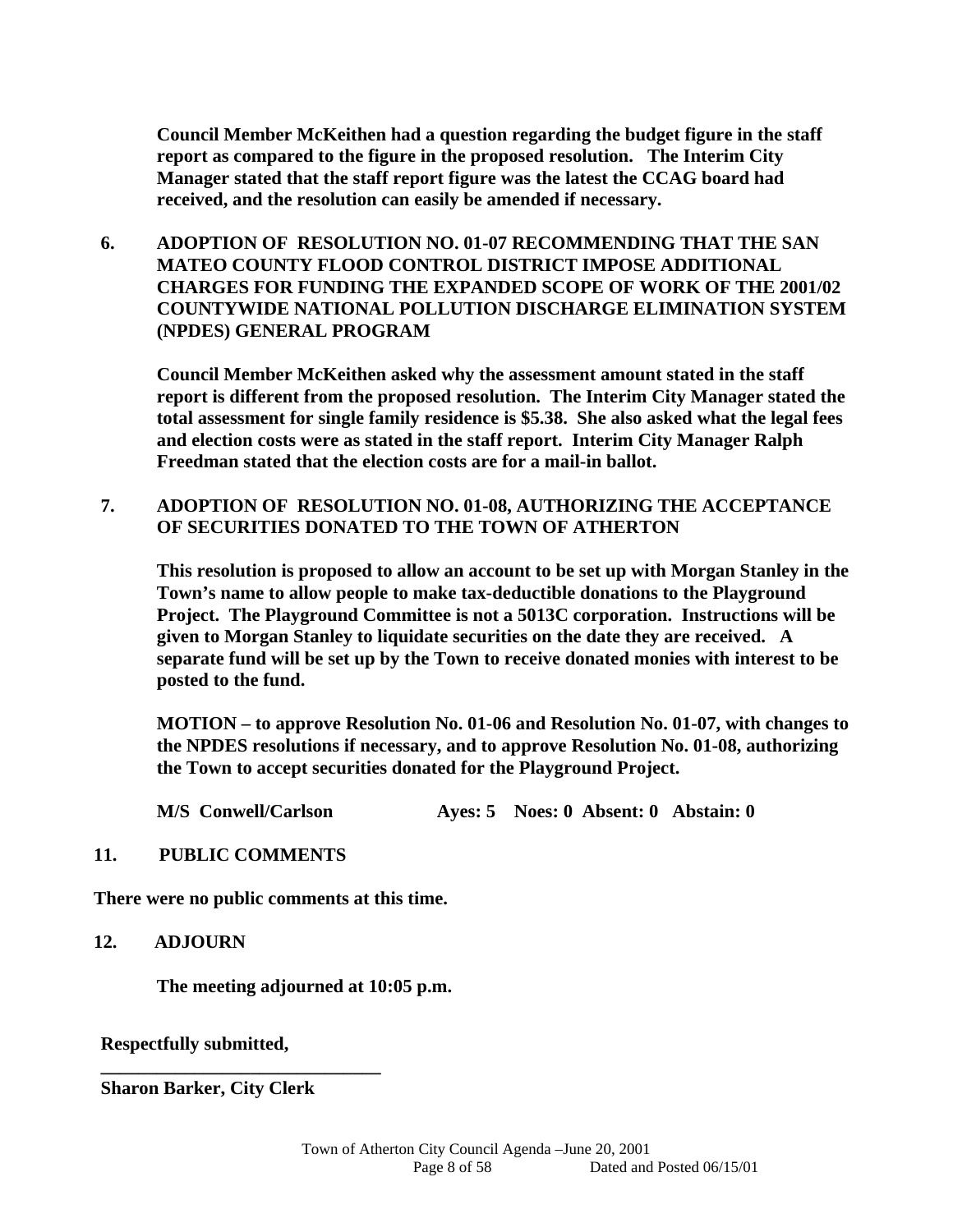**Council Member McKeithen had a question regarding the budget figure in the staff report as compared to the figure in the proposed resolution. The Interim City Manager stated that the staff report figure was the latest the CCAG board had received, and the resolution can easily be amended if necessary.**

**6. ADOPTION OF RESOLUTION NO. 01-07 RECOMMENDING THAT THE SAN MATEO COUNTY FLOOD CONTROL DISTRICT IMPOSE ADDITIONAL CHARGES FOR FUNDING THE EXPANDED SCOPE OF WORK OF THE 2001/02 COUNTYWIDE NATIONAL POLLUTION DISCHARGE ELIMINATION SYSTEM (NPDES) GENERAL PROGRAM**

**Council Member McKeithen asked why the assessment amount stated in the staff report is different from the proposed resolution. The Interim City Manager stated the total assessment for single family residence is $5.38. She also asked what the legal fees and election costs were as stated in the staff report. Interim City Manager Ralph Freedman stated that the election costs are for a mail-in ballot.**

**7. ADOPTION OF RESOLUTION NO. 01-08, AUTHORIZING THE ACCEPTANCE OF SECURITIES DONATED TO THE TOWN OF ATHERTON**

**This resolution is proposed to allow an account to be set up with Morgan Stanley in the Town's name to allow people to make tax-deductible donations to the Playground Project. The Playground Committee is not a 5013C corporation. Instructions will be given to Morgan Stanley to liquidate securities on the date they are received. A separate fund will be set up by the Town to receive donated monies with interest to be posted to the fund.**

**MOTION – to approve Resolution No. 01-06 and Resolution No. 01-07, with changes to the NPDES resolutions if necessary, and to approve Resolution No. 01-08, authorizing the Town to accept securities donated for the Playground Project.**

**M/S Conwell/Carlson Ayes: 5 Noes: 0 Absent: 0 Abstain: 0**

**11. PUBLIC COMMENTS**

**There were no public comments at this time.**

**12. ADJOURN**

**The meeting adjourned at 10:05 p.m.**

**Respectfully submitted,**

**______________________________**

**Sharon Barker, City Clerk**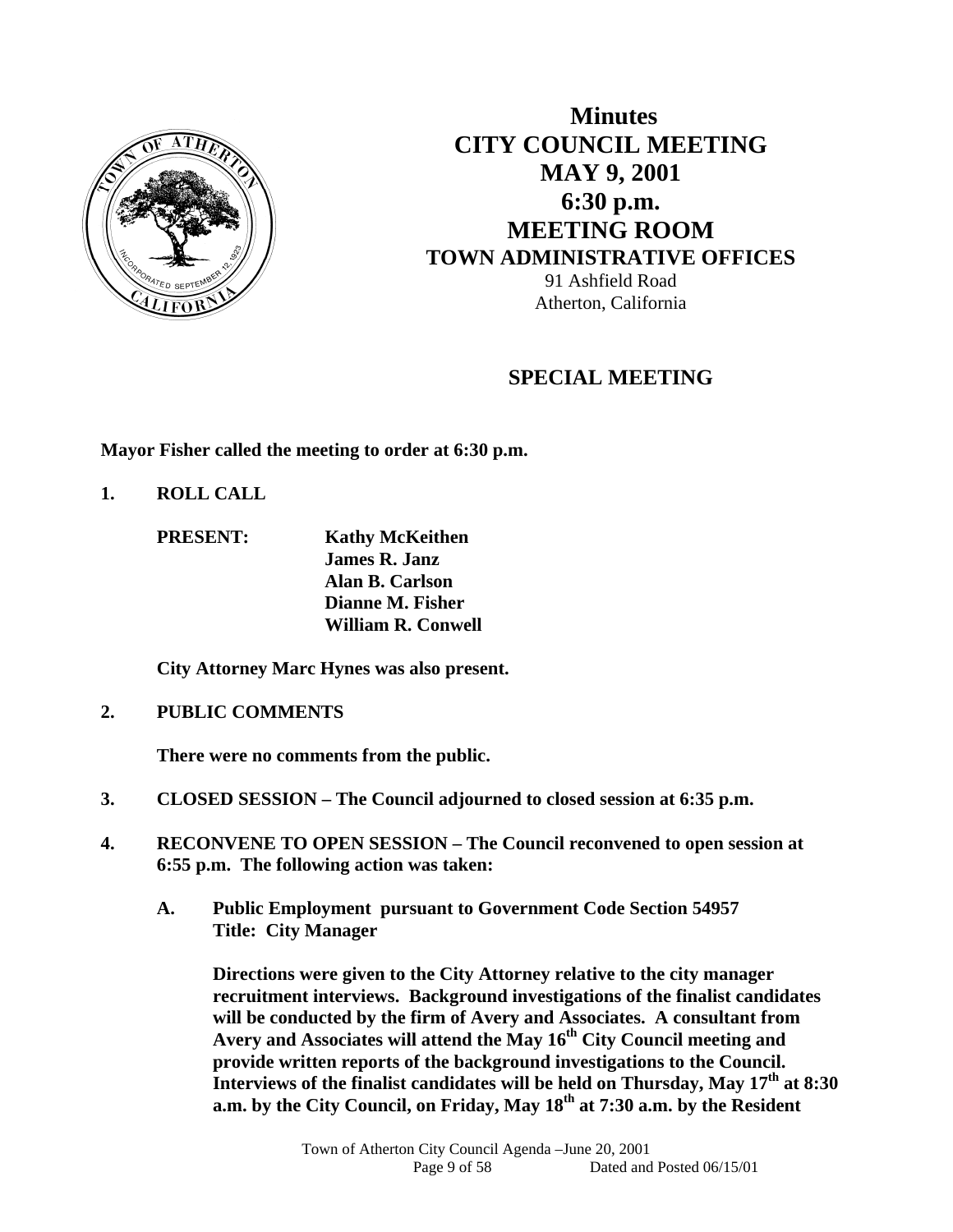# Minutes
# CITY COUNCIL MEETING
# MAY 9, 2001
# 6:30 p.m.
# MEETING ROOM
## TOWN ADMINISTRATIVE OFFICES

91 Ashfield Road
Atherton, California

## SPECIAL MEETING

**Mayor Fisher called the meeting to order at 6:30 p.m.**

**1. ROLL CALL**

**PRESENT:** **Kathy McKeithen**
**James R. Janz**
**Alan B. Carlson**
**Dianne M. Fisher**
**William R. Conwell**

**City Attorney Marc Hynes was also present.**

**2. PUBLIC COMMENTS**

**There were no comments from the public.**

**3. CLOSED SESSION – The Council adjourned to closed session at 6:35 p.m.**

**4. RECONVENE TO OPEN SESSION – The Council reconvened to open session at 6:55 p.m. The following action was taken:**

**A. Public Employment pursuant to Government Code Section 54957**
**Title: City Manager**

**Directions were given to the City Attorney relative to the city manager recruitment interviews. Background investigations of the finalist candidates will be conducted by the firm of Avery and Associates. A consultant from Avery and Associates will attend the May 16th City Council meeting and provide written reports of the background investigations to the Council. Interviews of the finalist candidates will be held on Thursday, May 17th at 8:30 a.m. by the City Council, on Friday, May 18th at 7:30 a.m. by the Resident**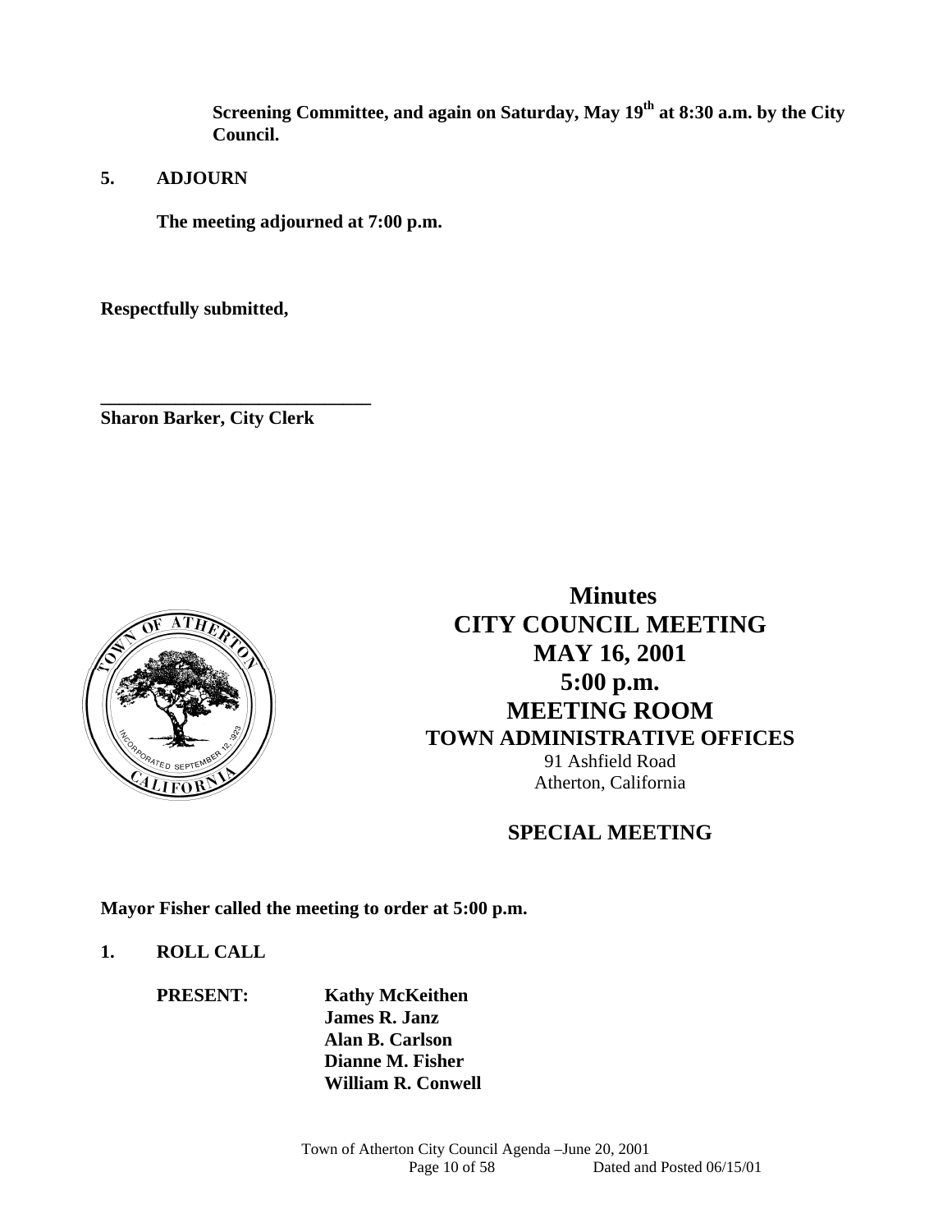**Screening Committee, and again on Saturday, May 19th at 8:30 a.m. by the City Council.**

**5. ADJOURN**

**The meeting adjourned at 7:00 p.m.**

**Respectfully submitted,**

**\_\_\_\_\_\_\_\_\_\_\_\_\_\_\_\_\_\_\_\_\_\_\_\_\_\_\_\_\_\_**
**Sharon Barker, City Clerk**

# Minutes
## CITY COUNCIL MEETING
## MAY 16, 2001
## 5:00 p.m.
## MEETING ROOM
### TOWN ADMINISTRATIVE OFFICES

91 Ashfield Road
Atherton, California

## SPECIAL MEETING

**Mayor Fisher called the meeting to order at 5:00 p.m.**

**1. ROLL CALL**

**PRESENT:** **Kathy McKeithen**
**James R. Janz**
**Alan B. Carlson**
**Dianne M. Fisher**
**William R. Conwell**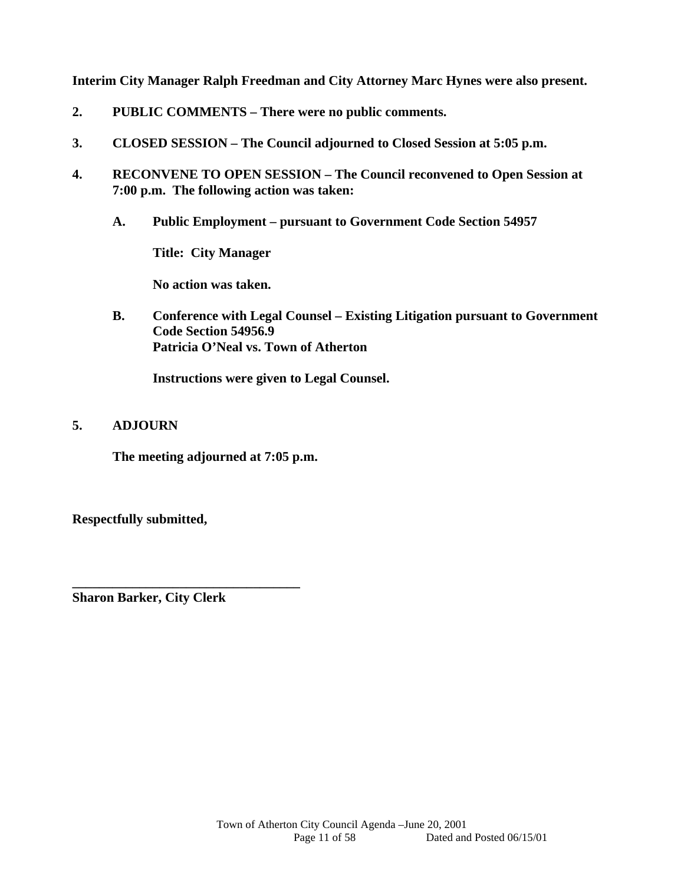**Interim City Manager Ralph Freedman and City Attorney Marc Hynes were also present.**

**2. PUBLIC COMMENTS – There were no public comments.**

**3. CLOSED SESSION – The Council adjourned to Closed Session at 5:05 p.m.**

**4. RECONVENE TO OPEN SESSION – The Council reconvened to Open Session at 7:00 p.m. The following action was taken:**

**A. Public Employment – pursuant to Government Code Section 54957**

**Title: City Manager**

**No action was taken.**

**B. Conference with Legal Counsel – Existing Litigation pursuant to Government Code Section 54956.9**
**Patricia O'Neal vs. Town of Atherton**

**Instructions were given to Legal Counsel.**

**5. ADJOURN**

**The meeting adjourned at 7:05 p.m.**

**Respectfully submitted,**

**\_\_\_\_\_\_\_\_\_\_\_\_\_\_\_\_\_\_\_\_\_\_\_\_\_\_\_\_\_\_\_\_\_\_\_**
**Sharon Barker, City Clerk**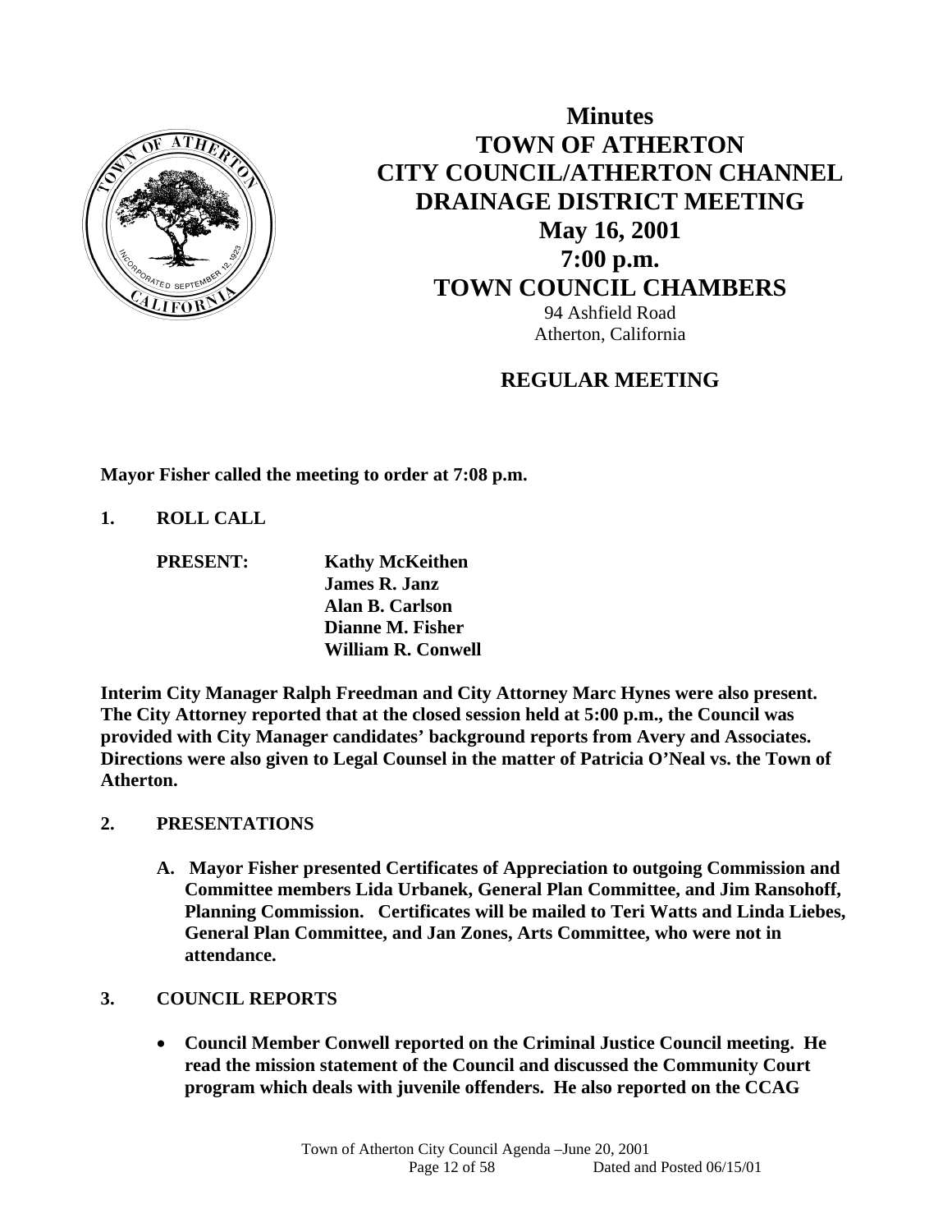# Minutes
# TOWN OF ATHERTON
# CITY COUNCIL/ATHERTON CHANNEL DRAINAGE DISTRICT MEETING
# May 16, 2001
# 7:00 p.m.
# TOWN COUNCIL CHAMBERS

94 Ashfield Road
Atherton, California

## REGULAR MEETING

**Mayor Fisher called the meeting to order at 7:08 p.m.**

**1. ROLL CALL**

**PRESENT:** **Kathy McKeithen**
**James R. Janz**
**Alan B. Carlson**
**Dianne M. Fisher**
**William R. Conwell**

**Interim City Manager Ralph Freedman and City Attorney Marc Hynes were also present. The City Attorney reported that at the closed session held at 5:00 p.m., the Council was provided with City Manager candidates' background reports from Avery and Associates. Directions were also given to Legal Counsel in the matter of Patricia O'Neal vs. the Town of Atherton.**

**2. PRESENTATIONS**

**A. Mayor Fisher presented Certificates of Appreciation to outgoing Commission and Committee members Lida Urbanek, General Plan Committee, and Jim Ransohoff, Planning Commission. Certificates will be mailed to Teri Watts and Linda Liebes, General Plan Committee, and Jan Zones, Arts Committee, who were not in attendance.**

**3. COUNCIL REPORTS**

- **Council Member Conwell reported on the Criminal Justice Council meeting. He read the mission statement of the Council and discussed the Community Court program which deals with juvenile offenders. He also reported on the CCAG**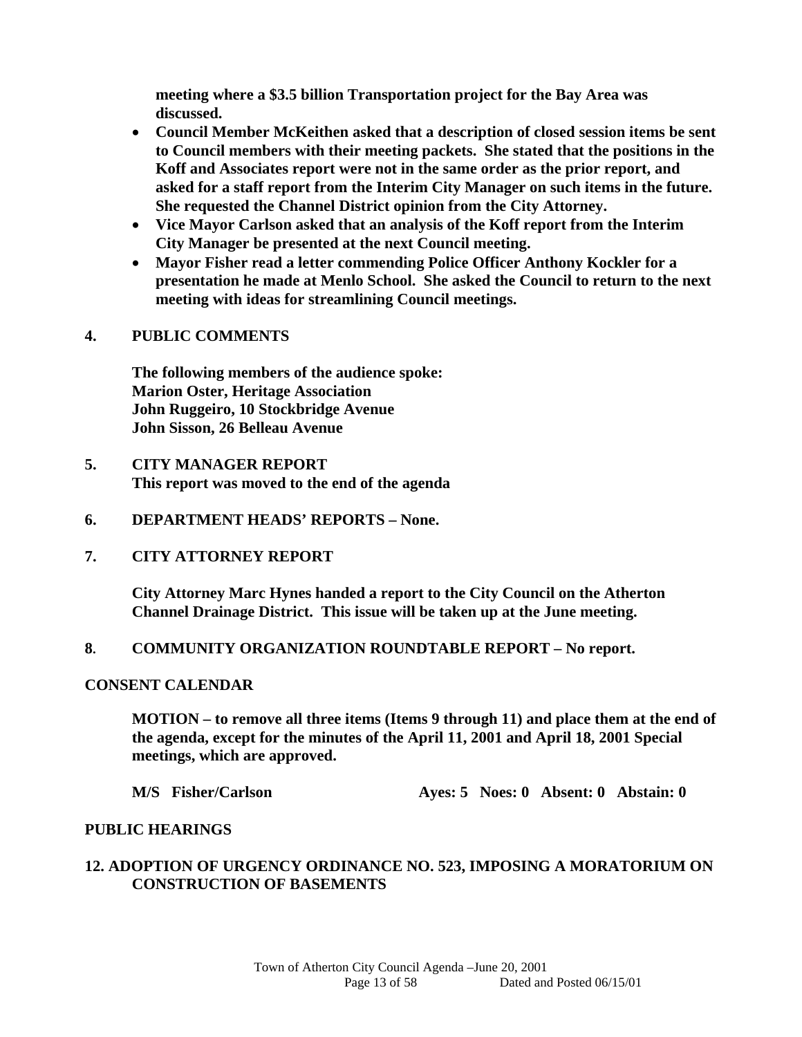**meeting where a $3.5 billion Transportation project for the Bay Area was discussed.**

- **Council Member McKeithen asked that a description of closed session items be sent to Council members with their meeting packets. She stated that the positions in the Koff and Associates report were not in the same order as the prior report, and asked for a staff report from the Interim City Manager on such items in the future. She requested the Channel District opinion from the City Attorney.**
- **Vice Mayor Carlson asked that an analysis of the Koff report from the Interim City Manager be presented at the next Council meeting.**
- **Mayor Fisher read a letter commending Police Officer Anthony Kockler for a presentation he made at Menlo School. She asked the Council to return to the next meeting with ideas for streamlining Council meetings.**

**4. PUBLIC COMMENTS**

**The following members of the audience spoke:**
**Marion Oster, Heritage Association**
**John Ruggeiro, 10 Stockbridge Avenue**
**John Sisson, 26 Belleau Avenue**

**5. CITY MANAGER REPORT**
**This report was moved to the end of the agenda**

**6. DEPARTMENT HEADS' REPORTS – None.**

**7. CITY ATTORNEY REPORT**

**City Attorney Marc Hynes handed a report to the City Council on the Atherton Channel Drainage District. This issue will be taken up at the June meeting.**

**8. COMMUNITY ORGANIZATION ROUNDTABLE REPORT – No report.**

**CONSENT CALENDAR**

**MOTION – to remove all three items (Items 9 through 11) and place them at the end of the agenda, except for the minutes of the April 11, 2001 and April 18, 2001 Special meetings, which are approved.**

**M/S Fisher/Carlson Ayes: 5 Noes: 0 Absent: 0 Abstain: 0**

**PUBLIC HEARINGS**

**12. ADOPTION OF URGENCY ORDINANCE NO. 523, IMPOSING A MORATORIUM ON CONSTRUCTION OF BASEMENTS**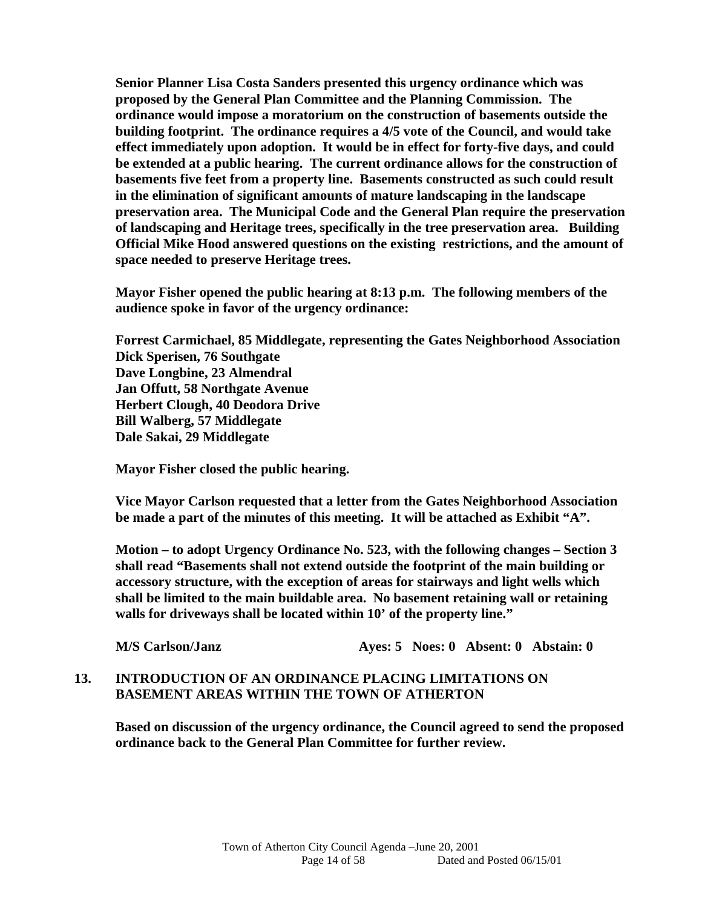**Senior Planner Lisa Costa Sanders presented this urgency ordinance which was proposed by the General Plan Committee and the Planning Commission. The ordinance would impose a moratorium on the construction of basements outside the building footprint. The ordinance requires a 4/5 vote of the Council, and would take effect immediately upon adoption. It would be in effect for forty-five days, and could be extended at a public hearing. The current ordinance allows for the construction of basements five feet from a property line. Basements constructed as such could result in the elimination of significant amounts of mature landscaping in the landscape preservation area. The Municipal Code and the General Plan require the preservation of landscaping and Heritage trees, specifically in the tree preservation area. Building Official Mike Hood answered questions on the existing restrictions, and the amount of space needed to preserve Heritage trees.**

**Mayor Fisher opened the public hearing at 8:13 p.m. The following members of the audience spoke in favor of the urgency ordinance:**

**Forrest Carmichael, 85 Middlegate, representing the Gates Neighborhood Association**
**Dick Sperisen, 76 Southgate**
**Dave Longbine, 23 Almendral**
**Jan Offutt, 58 Northgate Avenue**
**Herbert Clough, 40 Deodora Drive**
**Bill Walberg, 57 Middlegate**
**Dale Sakai, 29 Middlegate**

**Mayor Fisher closed the public hearing.**

**Vice Mayor Carlson requested that a letter from the Gates Neighborhood Association be made a part of the minutes of this meeting. It will be attached as Exhibit "A".**

**Motion – to adopt Urgency Ordinance No. 523, with the following changes – Section 3 shall read "Basements shall not extend outside the footprint of the main building or accessory structure, with the exception of areas for stairways and light wells which shall be limited to the main buildable area. No basement retaining wall or retaining walls for driveways shall be located within 10' of the property line."**

**M/S Carlson/Janz Ayes: 5 Noes: 0 Absent: 0 Abstain: 0**

## 13. INTRODUCTION OF AN ORDINANCE PLACING LIMITATIONS ON BASEMENT AREAS WITHIN THE TOWN OF ATHERTON

**Based on discussion of the urgency ordinance, the Council agreed to send the proposed ordinance back to the General Plan Committee for further review.**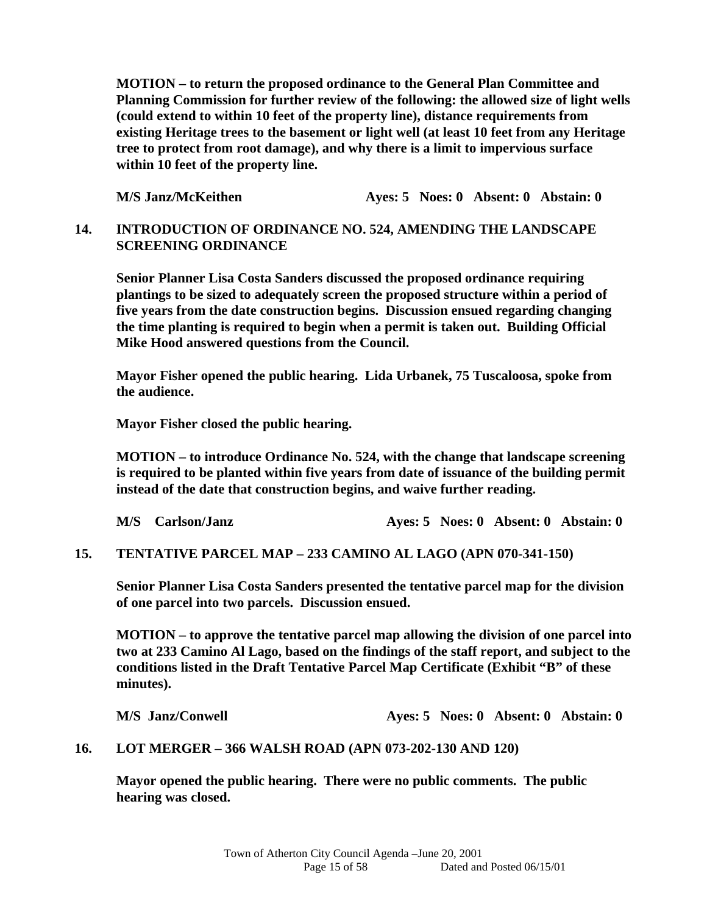**MOTION – to return the proposed ordinance to the General Plan Committee and Planning Commission for further review of the following: the allowed size of light wells (could extend to within 10 feet of the property line), distance requirements from existing Heritage trees to the basement or light well (at least 10 feet from any Heritage tree to protect from root damage), and why there is a limit to impervious surface within 10 feet of the property line.**

**M/S Janz/McKeithen Ayes: 5 Noes: 0 Absent: 0 Abstain: 0**

## 14. INTRODUCTION OF ORDINANCE NO. 524, AMENDING THE LANDSCAPE SCREENING ORDINANCE

**Senior Planner Lisa Costa Sanders discussed the proposed ordinance requiring plantings to be sized to adequately screen the proposed structure within a period of five years from the date construction begins. Discussion ensued regarding changing the time planting is required to begin when a permit is taken out. Building Official Mike Hood answered questions from the Council.**

**Mayor Fisher opened the public hearing. Lida Urbanek, 75 Tuscaloosa, spoke from the audience.**

**Mayor Fisher closed the public hearing.**

**MOTION – to introduce Ordinance No. 524, with the change that landscape screening is required to be planted within five years from date of issuance of the building permit instead of the date that construction begins, and waive further reading.**

**M/S Carlson/Janz Ayes: 5 Noes: 0 Absent: 0 Abstain: 0**

## 15. TENTATIVE PARCEL MAP – 233 CAMINO AL LAGO (APN 070-341-150)

**Senior Planner Lisa Costa Sanders presented the tentative parcel map for the division of one parcel into two parcels. Discussion ensued.**

**MOTION – to approve the tentative parcel map allowing the division of one parcel into two at 233 Camino Al Lago, based on the findings of the staff report, and subject to the conditions listed in the Draft Tentative Parcel Map Certificate (Exhibit "B" of these minutes).**

**M/S Janz/Conwell Ayes: 5 Noes: 0 Absent: 0 Abstain: 0**

## 16. LOT MERGER – 366 WALSH ROAD (APN 073-202-130 AND 120)

**Mayor opened the public hearing. There were no public comments. The public hearing was closed.**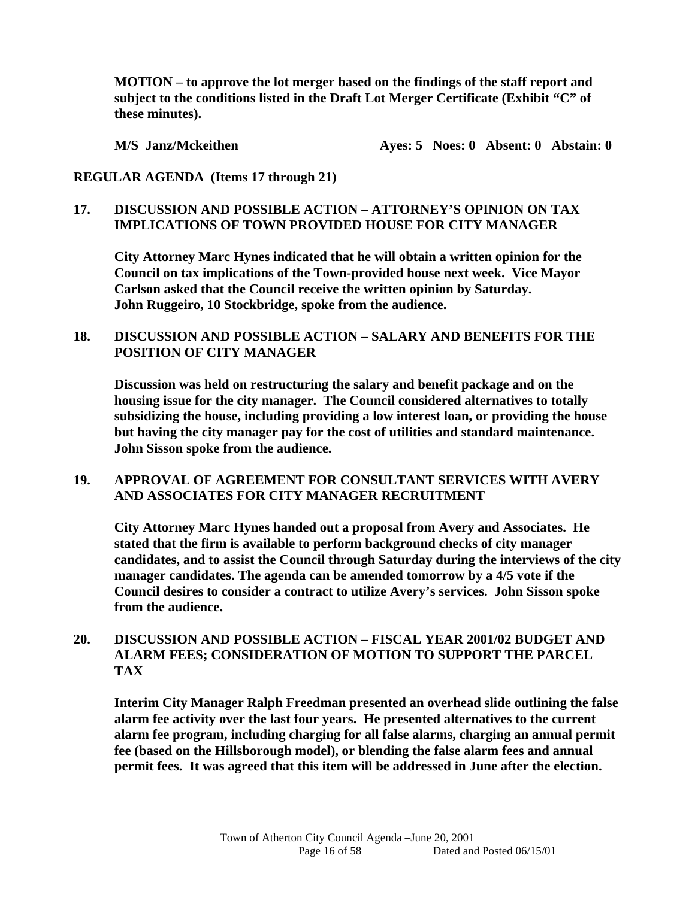**MOTION – to approve the lot merger based on the findings of the staff report and subject to the conditions listed in the Draft Lot Merger Certificate (Exhibit "C" of these minutes).**

**M/S Janz/Mckeithen Ayes: 5 Noes: 0 Absent: 0 Abstain: 0**

**REGULAR AGENDA (Items 17 through 21)**

**17. DISCUSSION AND POSSIBLE ACTION – ATTORNEY'S OPINION ON TAX IMPLICATIONS OF TOWN PROVIDED HOUSE FOR CITY MANAGER**

**City Attorney Marc Hynes indicated that he will obtain a written opinion for the Council on tax implications of the Town-provided house next week. Vice Mayor Carlson asked that the Council receive the written opinion by Saturday. John Ruggeiro, 10 Stockbridge, spoke from the audience.**

**18. DISCUSSION AND POSSIBLE ACTION – SALARY AND BENEFITS FOR THE POSITION OF CITY MANAGER**

**Discussion was held on restructuring the salary and benefit package and on the housing issue for the city manager. The Council considered alternatives to totally subsidizing the house, including providing a low interest loan, or providing the house but having the city manager pay for the cost of utilities and standard maintenance. John Sisson spoke from the audience.**

**19. APPROVAL OF AGREEMENT FOR CONSULTANT SERVICES WITH AVERY AND ASSOCIATES FOR CITY MANAGER RECRUITMENT**

**City Attorney Marc Hynes handed out a proposal from Avery and Associates. He stated that the firm is available to perform background checks of city manager candidates, and to assist the Council through Saturday during the interviews of the city manager candidates. The agenda can be amended tomorrow by a 4/5 vote if the Council desires to consider a contract to utilize Avery's services. John Sisson spoke from the audience.**

**20. DISCUSSION AND POSSIBLE ACTION – FISCAL YEAR 2001/02 BUDGET AND ALARM FEES; CONSIDERATION OF MOTION TO SUPPORT THE PARCEL TAX**

**Interim City Manager Ralph Freedman presented an overhead slide outlining the false alarm fee activity over the last four years. He presented alternatives to the current alarm fee program, including charging for all false alarms, charging an annual permit fee (based on the Hillsborough model), or blending the false alarm fees and annual permit fees. It was agreed that this item will be addressed in June after the election.**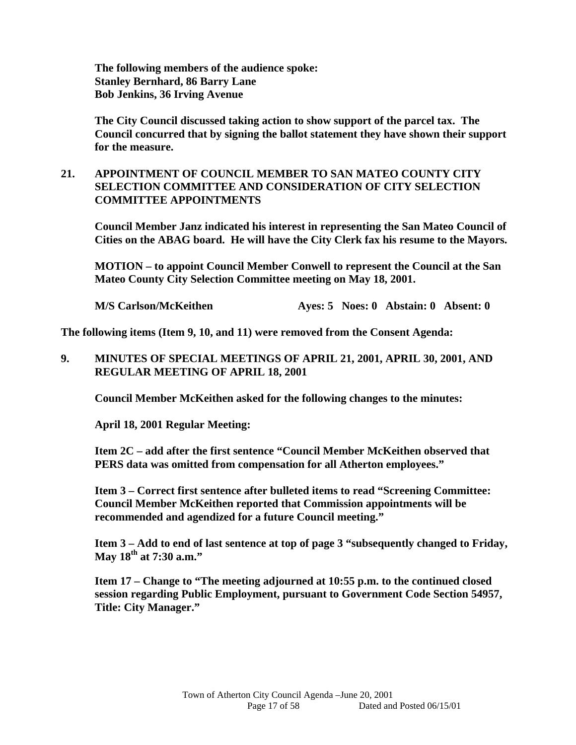**The following members of the audience spoke:**
**Stanley Bernhard, 86 Barry Lane**
**Bob Jenkins, 36 Irving Avenue**

**The City Council discussed taking action to show support of the parcel tax. The Council concurred that by signing the ballot statement they have shown their support for the measure.**

**21. APPOINTMENT OF COUNCIL MEMBER TO SAN MATEO COUNTY CITY SELECTION COMMITTEE AND CONSIDERATION OF CITY SELECTION COMMITTEE APPOINTMENTS**

**Council Member Janz indicated his interest in representing the San Mateo Council of Cities on the ABAG board. He will have the City Clerk fax his resume to the Mayors.**

**MOTION – to appoint Council Member Conwell to represent the Council at the San Mateo County City Selection Committee meeting on May 18, 2001.**

**M/S Carlson/McKeithen Ayes: 5 Noes: 0 Abstain: 0 Absent: 0**

**The following items (Item 9, 10, and 11) were removed from the Consent Agenda:**

**9. MINUTES OF SPECIAL MEETINGS OF APRIL 21, 2001, APRIL 30, 2001, AND REGULAR MEETING OF APRIL 18, 2001**

**Council Member McKeithen asked for the following changes to the minutes:**

**April 18, 2001 Regular Meeting:**

**Item 2C – add after the first sentence "Council Member McKeithen observed that PERS data was omitted from compensation for all Atherton employees."**

**Item 3 – Correct first sentence after bulleted items to read "Screening Committee: Council Member McKeithen reported that Commission appointments will be recommended and agendized for a future Council meeting."**

**Item 3 – Add to end of last sentence at top of page 3 "subsequently changed to Friday, May 18th at 7:30 a.m."**

**Item 17 – Change to "The meeting adjourned at 10:55 p.m. to the continued closed session regarding Public Employment, pursuant to Government Code Section 54957, Title: City Manager."**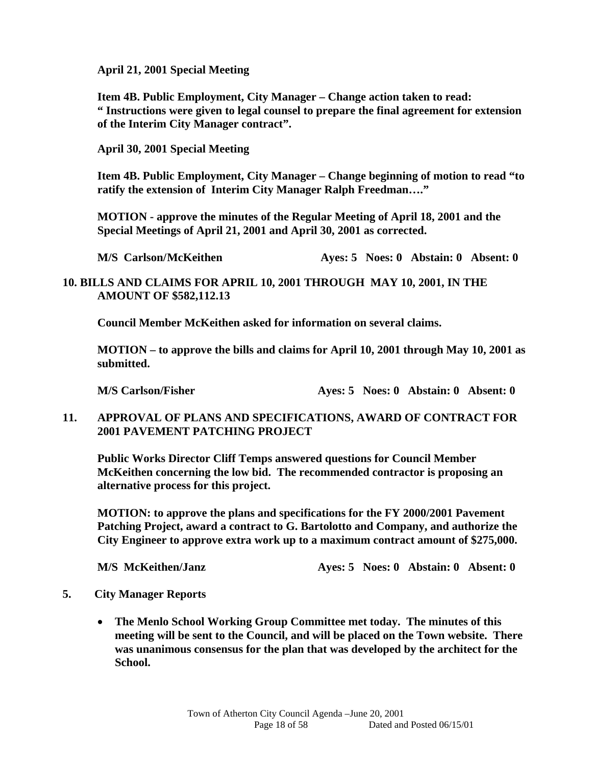**April 21, 2001 Special Meeting**

**Item 4B. Public Employment, City Manager – Change action taken to read: " Instructions were given to legal counsel to prepare the final agreement for extension of the Interim City Manager contract".**

**April 30, 2001 Special Meeting**

**Item 4B. Public Employment, City Manager – Change beginning of motion to read "to ratify the extension of Interim City Manager Ralph Freedman…."**

**MOTION - approve the minutes of the Regular Meeting of April 18, 2001 and the Special Meetings of April 21, 2001 and April 30, 2001 as corrected.**

**M/S Carlson/McKeithen Ayes: 5 Noes: 0 Abstain: 0 Absent: 0**

**10. BILLS AND CLAIMS FOR APRIL 10, 2001 THROUGH MAY 10, 2001, IN THE AMOUNT OF $582,112.13**

**Council Member McKeithen asked for information on several claims.**

**MOTION – to approve the bills and claims for April 10, 2001 through May 10, 2001 as submitted.**

**M/S Carlson/Fisher Ayes: 5 Noes: 0 Abstain: 0 Absent: 0**

**11. APPROVAL OF PLANS AND SPECIFICATIONS, AWARD OF CONTRACT FOR 2001 PAVEMENT PATCHING PROJECT**

**Public Works Director Cliff Temps answered questions for Council Member McKeithen concerning the low bid. The recommended contractor is proposing an alternative process for this project.**

**MOTION: to approve the plans and specifications for the FY 2000/2001 Pavement Patching Project, award a contract to G. Bartolotto and Company, and authorize the City Engineer to approve extra work up to a maximum contract amount of $275,000.**

**M/S McKeithen/Janz Ayes: 5 Noes: 0 Abstain: 0 Absent: 0**

**5. City Manager Reports**

- **The Menlo School Working Group Committee met today. The minutes of this meeting will be sent to the Council, and will be placed on the Town website. There was unanimous consensus for the plan that was developed by the architect for the School.**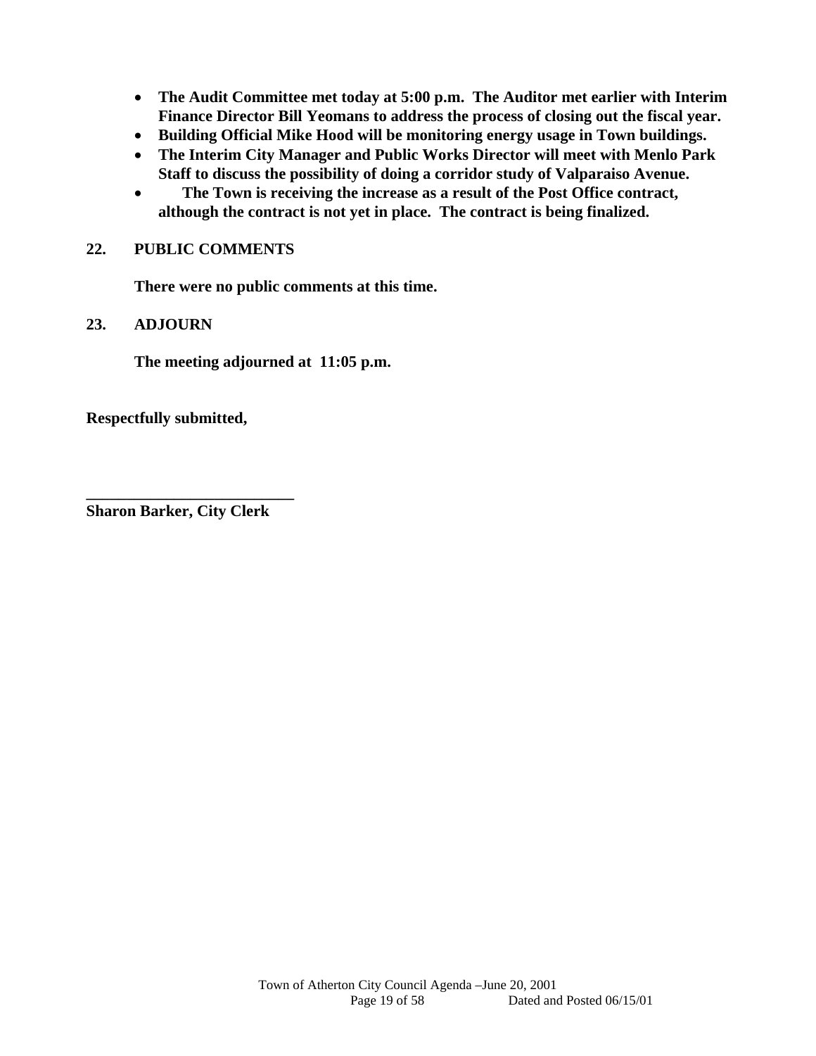- **The Audit Committee met today at 5:00 p.m. The Auditor met earlier with Interim Finance Director Bill Yeomans to address the process of closing out the fiscal year.**
- **Building Official Mike Hood will be monitoring energy usage in Town buildings.**
- **The Interim City Manager and Public Works Director will meet with Menlo Park Staff to discuss the possibility of doing a corridor study of Valparaiso Avenue.**
- **The Town is receiving the increase as a result of the Post Office contract, although the contract is not yet in place. The contract is being finalized.**

**22. PUBLIC COMMENTS**

**There were no public comments at this time.**

**23. ADJOURN**

**The meeting adjourned at 11:05 p.m.**

**Respectfully submitted,**

**\_\_\_\_\_\_\_\_\_\_\_\_\_\_\_\_\_\_\_\_\_\_\_\_\_\_**
**Sharon Barker, City Clerk**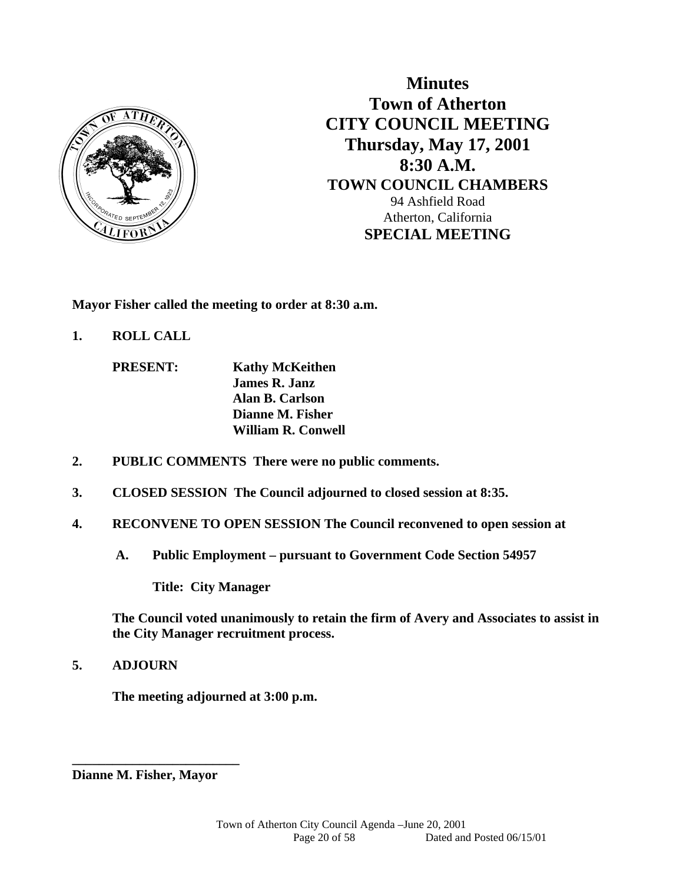# Minutes
# Town of Atherton
# CITY COUNCIL MEETING
## Thursday, May 17, 2001
## 8:30 A.M.
### TOWN COUNCIL CHAMBERS
94 Ashfield Road
Atherton, California
### SPECIAL MEETING

**Mayor Fisher called the meeting to order at 8:30 a.m.**

**1. ROLL CALL**

**PRESENT:** **Kathy McKeithen**
**James R. Janz**
**Alan B. Carlson**
**Dianne M. Fisher**
**William R. Conwell**

**2. PUBLIC COMMENTS There were no public comments.**

**3. CLOSED SESSION The Council adjourned to closed session at 8:35.**

**4. RECONVENE TO OPEN SESSION The Council reconvened to open session at**

**A. Public Employment – pursuant to Government Code Section 54957**

**Title: City Manager**

**The Council voted unanimously to retain the firm of Avery and Associates to assist in the City Manager recruitment process.**

**5. ADJOURN**

**The meeting adjourned at 3:00 p.m.**

**\_\_\_\_\_\_\_\_\_\_\_\_\_\_\_\_\_\_\_\_\_\_\_\_\_**
**Dianne M. Fisher, Mayor**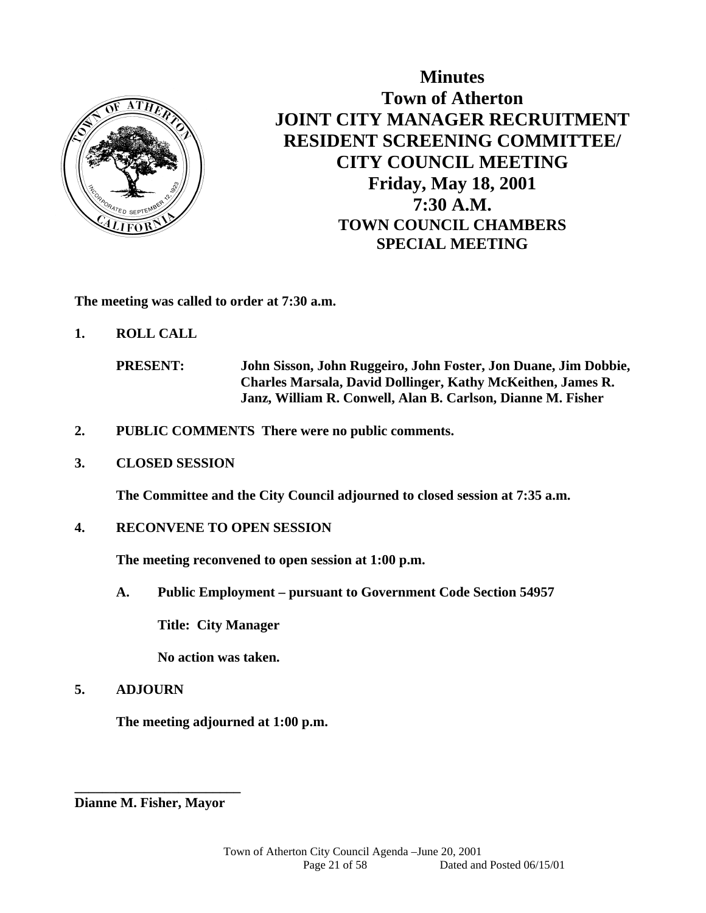# Minutes
## Town of Atherton
## JOINT CITY MANAGER RECRUITMENT RESIDENT SCREENING COMMITTEE/ CITY COUNCIL MEETING
## Friday, May 18, 2001
## 7:30 A.M.
### TOWN COUNCIL CHAMBERS
### SPECIAL MEETING

**The meeting was called to order at 7:30 a.m.**

**1. ROLL CALL**

**PRESENT:** **John Sisson, John Ruggeiro, John Foster, Jon Duane, Jim Dobbie, Charles Marsala, David Dollinger, Kathy McKeithen, James R. Janz, William R. Conwell, Alan B. Carlson, Dianne M. Fisher**

**2. PUBLIC COMMENTS There were no public comments.**

**3. CLOSED SESSION**

**The Committee and the City Council adjourned to closed session at 7:35 a.m.**

**4. RECONVENE TO OPEN SESSION**

**The meeting reconvened to open session at 1:00 p.m.**

**A. Public Employment – pursuant to Government Code Section 54957**

**Title: City Manager**

**No action was taken.**

**5. ADJOURN**

**The meeting adjourned at 1:00 p.m.**

**________________________**
**Dianne M. Fisher, Mayor**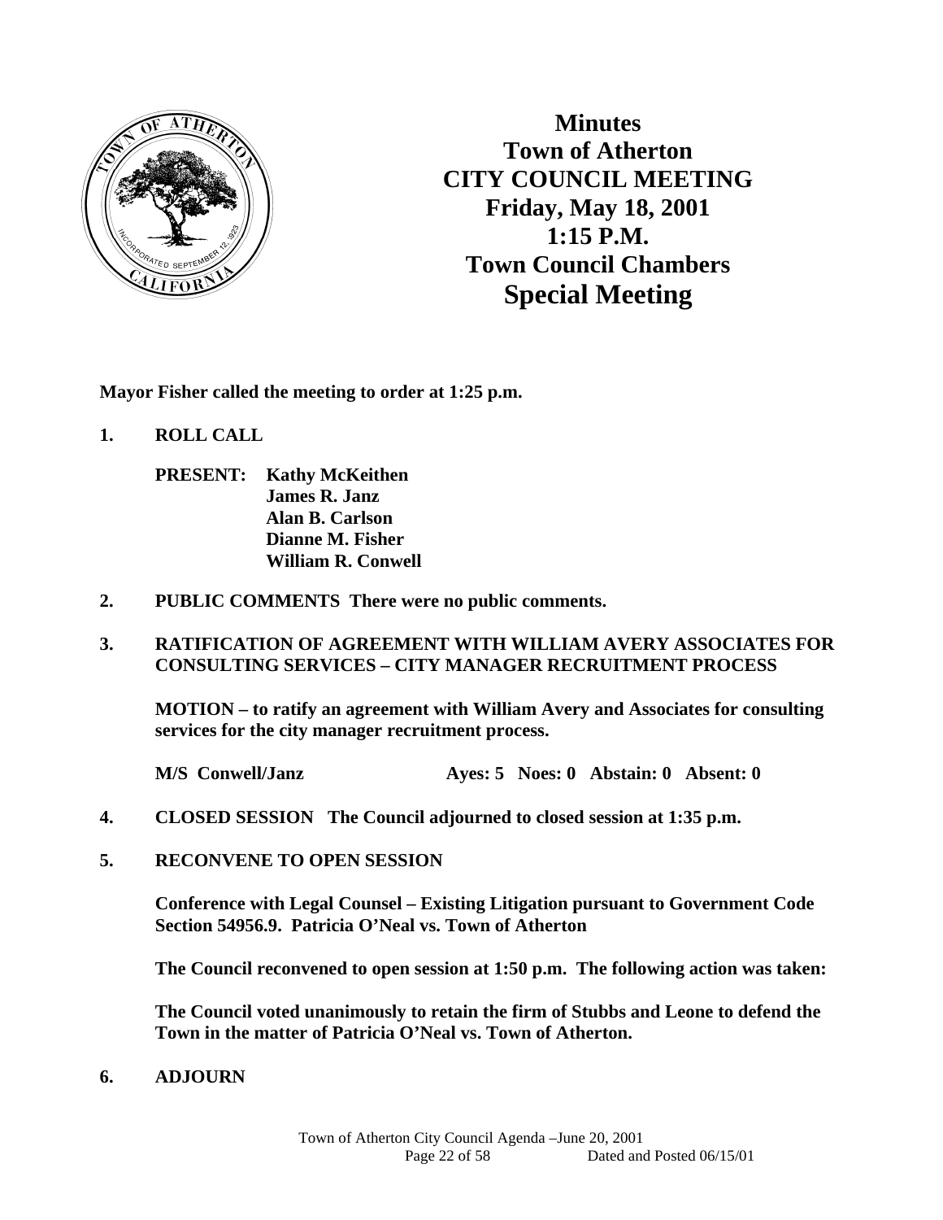# Minutes
# Town of Atherton
# CITY COUNCIL MEETING
# Friday, May 18, 2001
# 1:15 P.M.
# Town Council Chambers
# Special Meeting

**Mayor Fisher called the meeting to order at 1:25 p.m.**

**1. ROLL CALL**

**PRESENT: Kathy McKeithen**
**James R. Janz**
**Alan B. Carlson**
**Dianne M. Fisher**
**William R. Conwell**

**2. PUBLIC COMMENTS There were no public comments.**

**3. RATIFICATION OF AGREEMENT WITH WILLIAM AVERY ASSOCIATES FOR CONSULTING SERVICES – CITY MANAGER RECRUITMENT PROCESS**

**MOTION – to ratify an agreement with William Avery and Associates for consulting services for the city manager recruitment process.**

**M/S Conwell/Janz Ayes: 5 Noes: 0 Abstain: 0 Absent: 0**

**4. CLOSED SESSION The Council adjourned to closed session at 1:35 p.m.**

**5. RECONVENE TO OPEN SESSION**

**Conference with Legal Counsel – Existing Litigation pursuant to Government Code Section 54956.9. Patricia O'Neal vs. Town of Atherton**

**The Council reconvened to open session at 1:50 p.m. The following action was taken:**

**The Council voted unanimously to retain the firm of Stubbs and Leone to defend the Town in the matter of Patricia O'Neal vs. Town of Atherton.**

**6. ADJOURN**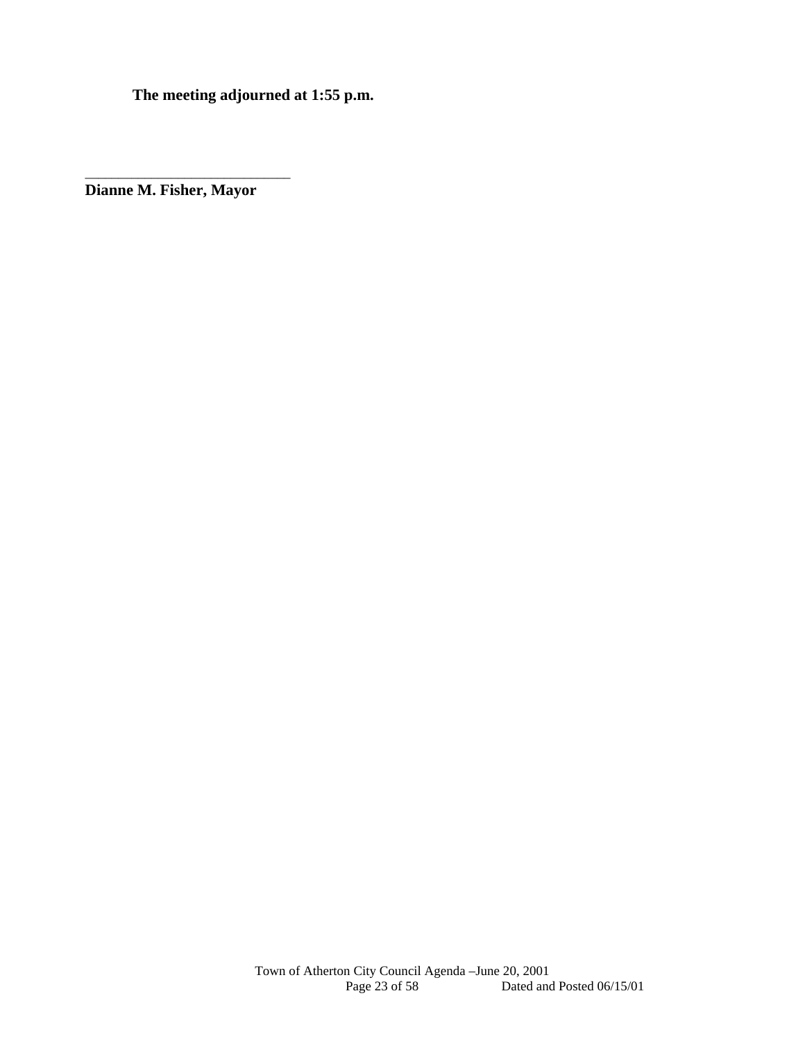**The meeting adjourned at 1:55 p.m.**

___________________________

**Dianne M. Fisher, Mayor**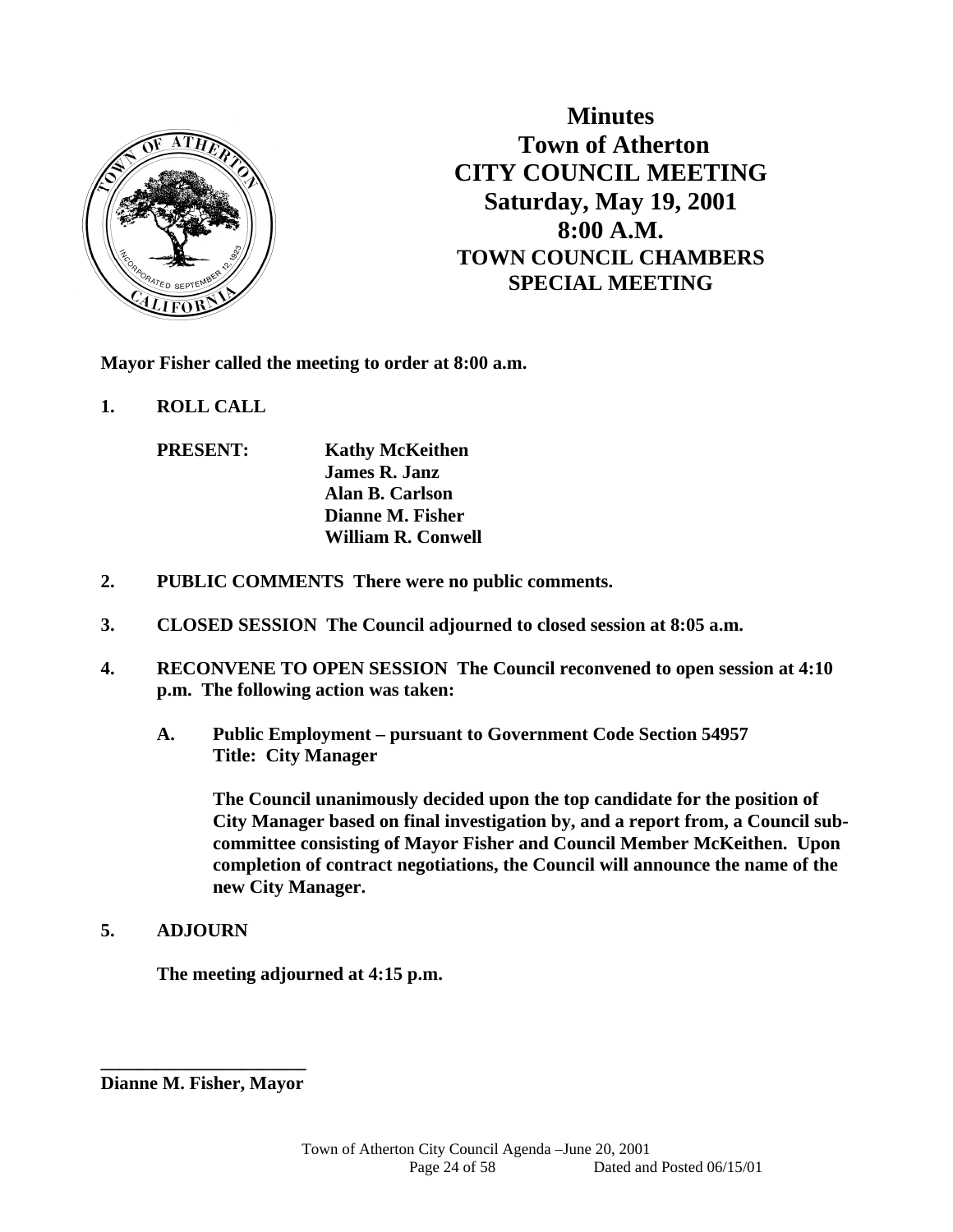# Minutes
# Town of Atherton
# CITY COUNCIL MEETING
## Saturday, May 19, 2001
## 8:00 A.M.
## TOWN COUNCIL CHAMBERS
## SPECIAL MEETING

**Mayor Fisher called the meeting to order at 8:00 a.m.**

**1. ROLL CALL**

**PRESENT:** **Kathy McKeithen**
**James R. Janz**
**Alan B. Carlson**
**Dianne M. Fisher**
**William R. Conwell**

**2. PUBLIC COMMENTS There were no public comments.**

**3. CLOSED SESSION The Council adjourned to closed session at 8:05 a.m.**

**4. RECONVENE TO OPEN SESSION The Council reconvened to open session at 4:10 p.m. The following action was taken:**

**A. Public Employment – pursuant to Government Code Section 54957**
**Title: City Manager**

**The Council unanimously decided upon the top candidate for the position of City Manager based on final investigation by, and a report from, a Council sub-committee consisting of Mayor Fisher and Council Member McKeithen. Upon completion of contract negotiations, the Council will announce the name of the new City Manager.**

**5. ADJOURN**

**The meeting adjourned at 4:15 p.m.**

\_\_\_\_\_\_\_\_\_\_\_\_\_\_\_\_\_\_\_\_\_\_
**Dianne M. Fisher, Mayor**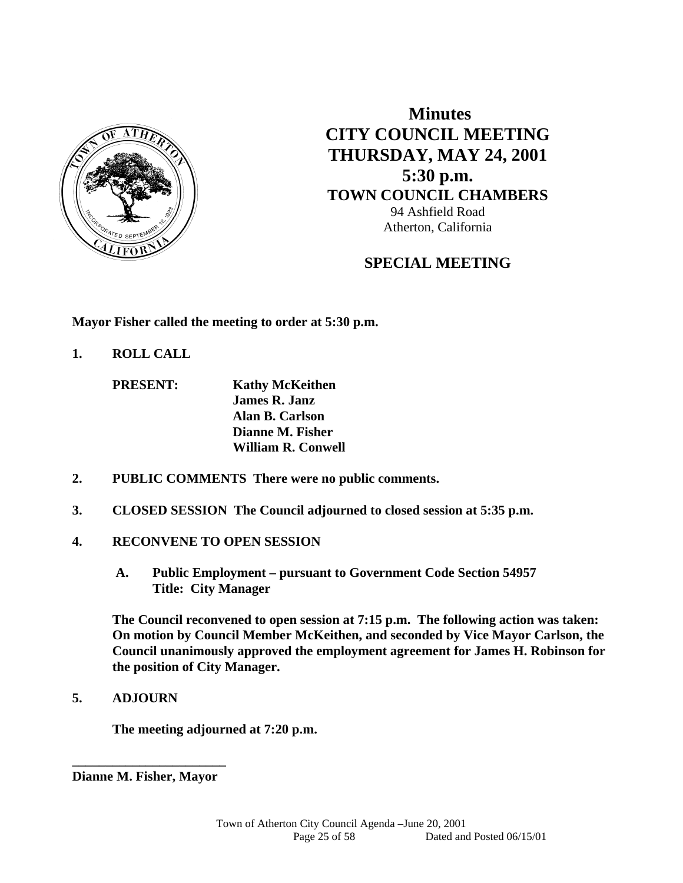# Minutes
# CITY COUNCIL MEETING
# THURSDAY, MAY 24, 2001
# 5:30 p.m.
## TOWN COUNCIL CHAMBERS

94 Ashfield Road
Atherton, California

## SPECIAL MEETING

**Mayor Fisher called the meeting to order at 5:30 p.m.**

**1. ROLL CALL**

**PRESENT:** **Kathy McKeithen**
**James R. Janz**
**Alan B. Carlson**
**Dianne M. Fisher**
**William R. Conwell**

**2. PUBLIC COMMENTS There were no public comments.**

**3. CLOSED SESSION The Council adjourned to closed session at 5:35 p.m.**

**4. RECONVENE TO OPEN SESSION**

**A. Public Employment – pursuant to Government Code Section 54957**
**Title: City Manager**

**The Council reconvened to open session at 7:15 p.m. The following action was taken: On motion by Council Member McKeithen, and seconded by Vice Mayor Carlson, the Council unanimously approved the employment agreement for James H. Robinson for the position of City Manager.**

**5. ADJOURN**

**The meeting adjourned at 7:20 p.m.**

**\_\_\_\_\_\_\_\_\_\_\_\_\_\_\_\_\_\_\_\_\_\_\_\_**
**Dianne M. Fisher, Mayor**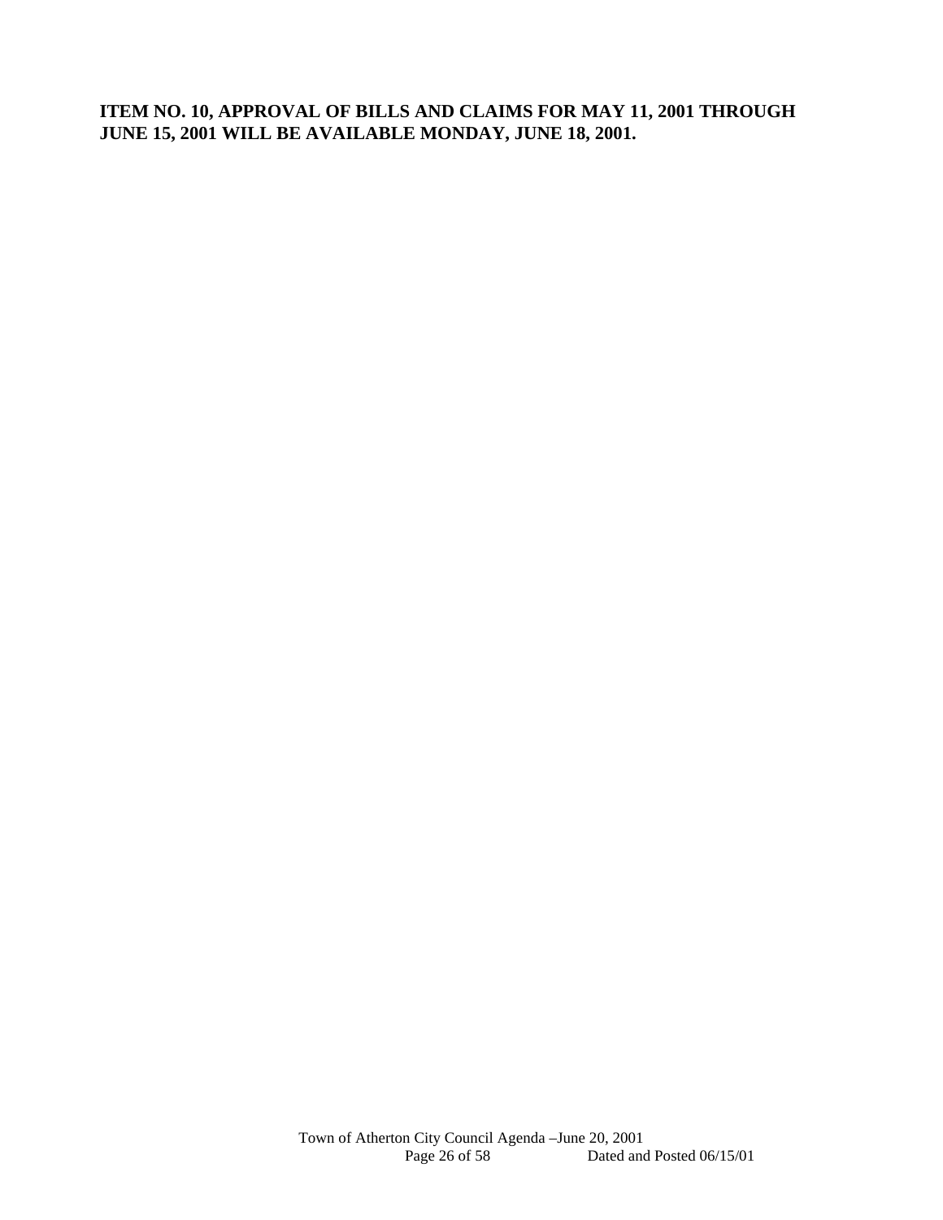**ITEM NO. 10, APPROVAL OF BILLS AND CLAIMS FOR MAY 11, 2001 THROUGH JUNE 15, 2001 WILL BE AVAILABLE MONDAY, JUNE 18, 2001.**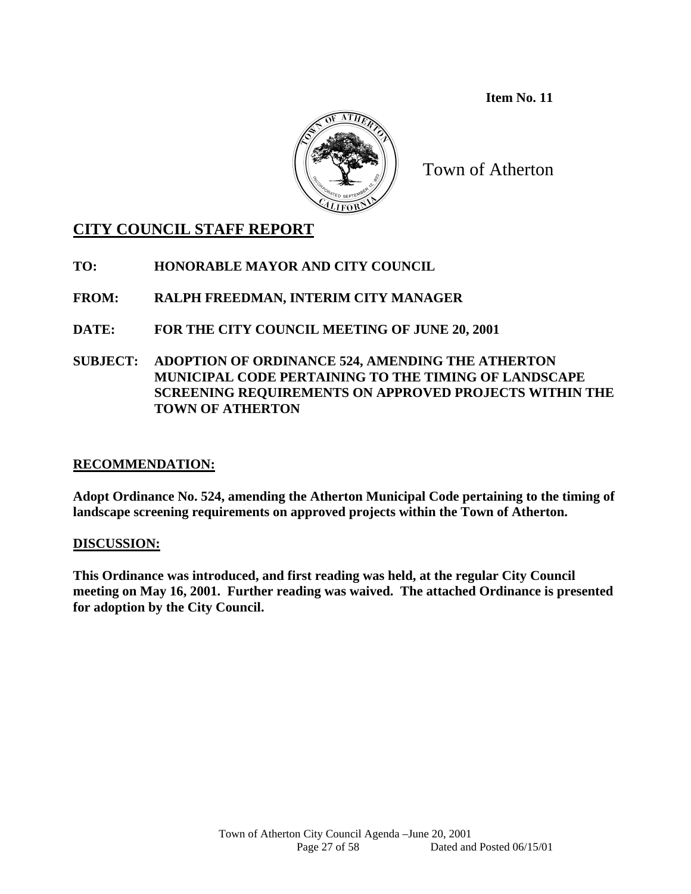**Item No. 11**

Town of Atherton

## CITY COUNCIL STAFF REPORT

**TO:** **HONORABLE MAYOR AND CITY COUNCIL**

**FROM:** **RALPH FREEDMAN, INTERIM CITY MANAGER**

**DATE:** **FOR THE CITY COUNCIL MEETING OF JUNE 20, 2001**

**SUBJECT:** **ADOPTION OF ORDINANCE 524, AMENDING THE ATHERTON MUNICIPAL CODE PERTAINING TO THE TIMING OF LANDSCAPE SCREENING REQUIREMENTS ON APPROVED PROJECTS WITHIN THE TOWN OF ATHERTON**

### RECOMMENDATION:

**Adopt Ordinance No. 524, amending the Atherton Municipal Code pertaining to the timing of landscape screening requirements on approved projects within the Town of Atherton.**

### DISCUSSION:

**This Ordinance was introduced, and first reading was held, at the regular City Council meeting on May 16, 2001. Further reading was waived. The attached Ordinance is presented for adoption by the City Council.**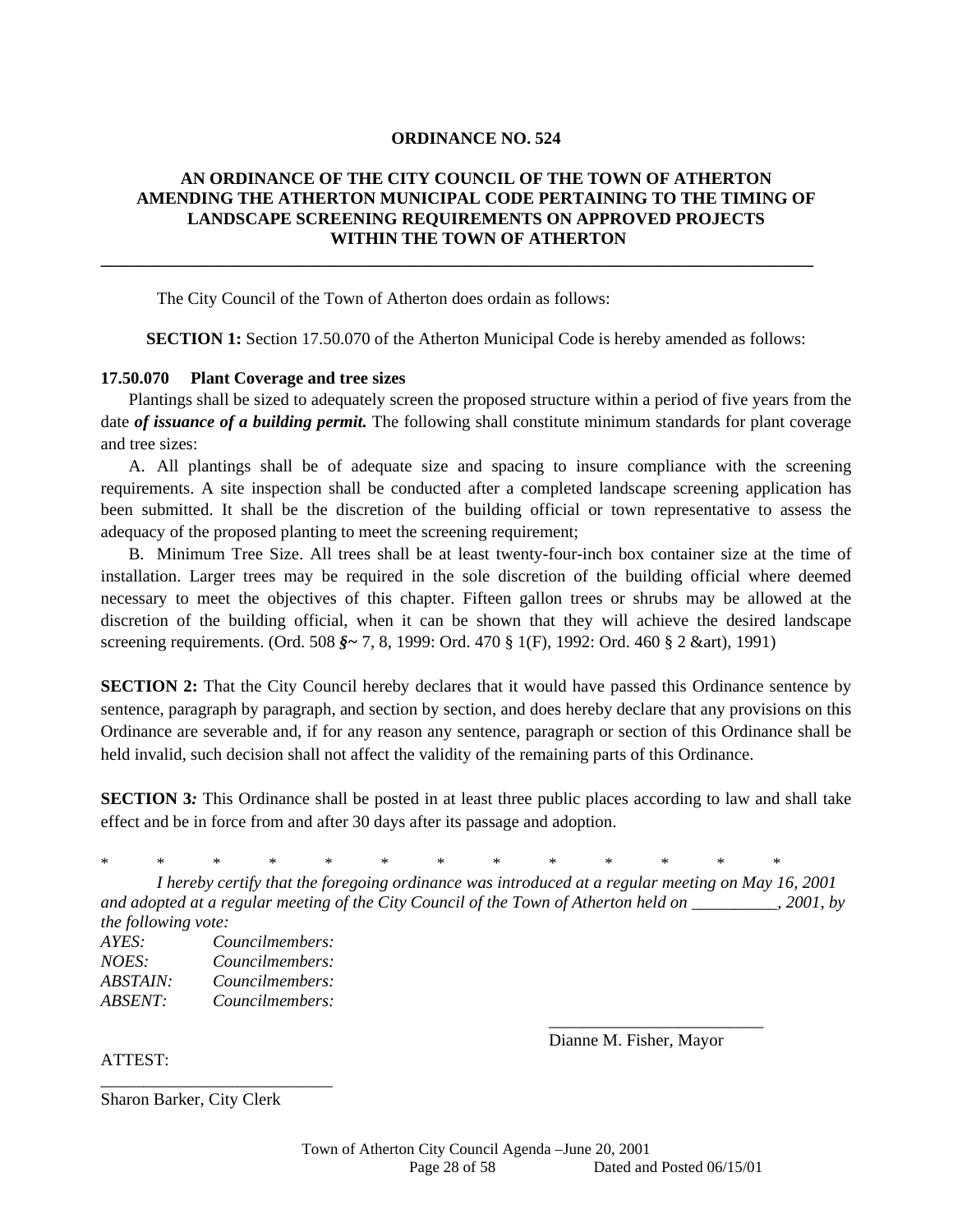**ORDINANCE NO. 524**

**AN ORDINANCE OF THE CITY COUNCIL OF THE TOWN OF ATHERTON AMENDING THE ATHERTON MUNICIPAL CODE PERTAINING TO THE TIMING OF LANDSCAPE SCREENING REQUIREMENTS ON APPROVED PROJECTS WITHIN THE TOWN OF ATHERTON**

---

The City Council of the Town of Atherton does ordain as follows:

**SECTION 1:** Section 17.50.070 of the Atherton Municipal Code is hereby amended as follows:

**17.50.070 Plant Coverage and tree sizes**

Plantings shall be sized to adequately screen the proposed structure within a period of five years from the date ***of issuance of a building permit.*** The following shall constitute minimum standards for plant coverage and tree sizes:

A. All plantings shall be of adequate size and spacing to insure compliance with the screening requirements. A site inspection shall be conducted after a completed landscape screening application has been submitted. It shall be the discretion of the building official or town representative to assess the adequacy of the proposed planting to meet the screening requirement;

B. Minimum Tree Size. All trees shall be at least twenty-four-inch box container size at the time of installation. Larger trees may be required in the sole discretion of the building official where deemed necessary to meet the objectives of this chapter. Fifteen gallon trees or shrubs may be allowed at the discretion of the building official, when it can be shown that they will achieve the desired landscape screening requirements. (Ord. 508 ***§~*** 7, 8, 1999: Ord. 470 § 1(F), 1992: Ord. 460 § 2 &art), 1991)

**SECTION 2:** That the City Council hereby declares that it would have passed this Ordinance sentence by sentence, paragraph by paragraph, and section by section, and does hereby declare that any provisions on this Ordinance are severable and, if for any reason any sentence, paragraph or section of this Ordinance shall be held invalid, such decision shall not affect the validity of the remaining parts of this Ordinance.

**SECTION 3*:*** This Ordinance shall be posted in at least three public places according to law and shall take effect and be in force from and after 30 days after its passage and adoption.

\* \* \* \* \* \* \* \* \* \* \* \* \*

*I hereby certify that the foregoing ordinance was introduced at a regular meeting on May 16, 2001 and adopted at a regular meeting of the City Council of the Town of Atherton held on __________, 2001, by the following vote:*

*AYES: Councilmembers:*
*NOES: Councilmembers:*
*ABSTAIN: Councilmembers:*
*ABSENT: Councilmembers:*

_________________________
Dianne M. Fisher, Mayor

ATTEST:

___________________________
Sharon Barker, City Clerk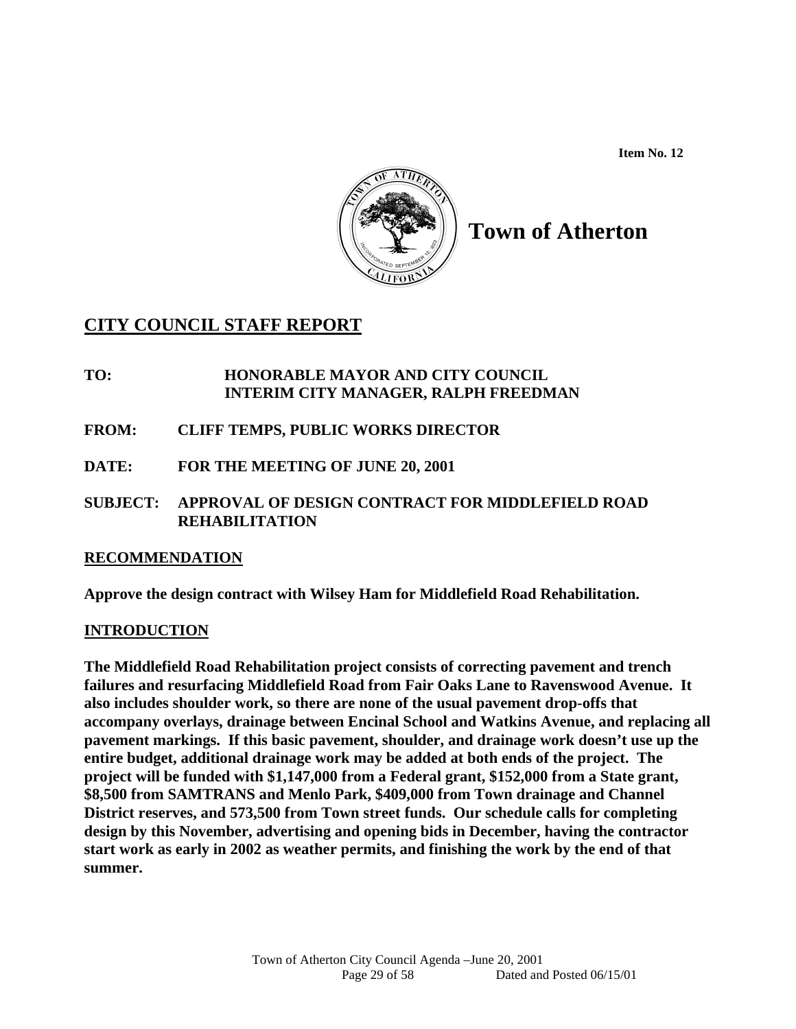**Item No. 12**

**Town of Atherton**

## CITY COUNCIL STAFF REPORT

**TO:** **HONORABLE MAYOR AND CITY COUNCIL**
**INTERIM CITY MANAGER, RALPH FREEDMAN**

**FROM:** **CLIFF TEMPS, PUBLIC WORKS DIRECTOR**

**DATE:** **FOR THE MEETING OF JUNE 20, 2001**

**SUBJECT:** **APPROVAL OF DESIGN CONTRACT FOR MIDDLEFIELD ROAD REHABILITATION**

### RECOMMENDATION

**Approve the design contract with Wilsey Ham for Middlefield Road Rehabilitation.**

### INTRODUCTION

**The Middlefield Road Rehabilitation project consists of correcting pavement and trench failures and resurfacing Middlefield Road from Fair Oaks Lane to Ravenswood Avenue. It also includes shoulder work, so there are none of the usual pavement drop-offs that accompany overlays, drainage between Encinal School and Watkins Avenue, and replacing all pavement markings. If this basic pavement, shoulder, and drainage work doesn't use up the entire budget, additional drainage work may be added at both ends of the project. The project will be funded with $1,147,000 from a Federal grant, $152,000 from a State grant, $8,500 from SAMTRANS and Menlo Park, $409,000 from Town drainage and Channel District reserves, and 573,500 from Town street funds. Our schedule calls for completing design by this November, advertising and opening bids in December, having the contractor start work as early in 2002 as weather permits, and finishing the work by the end of that summer.**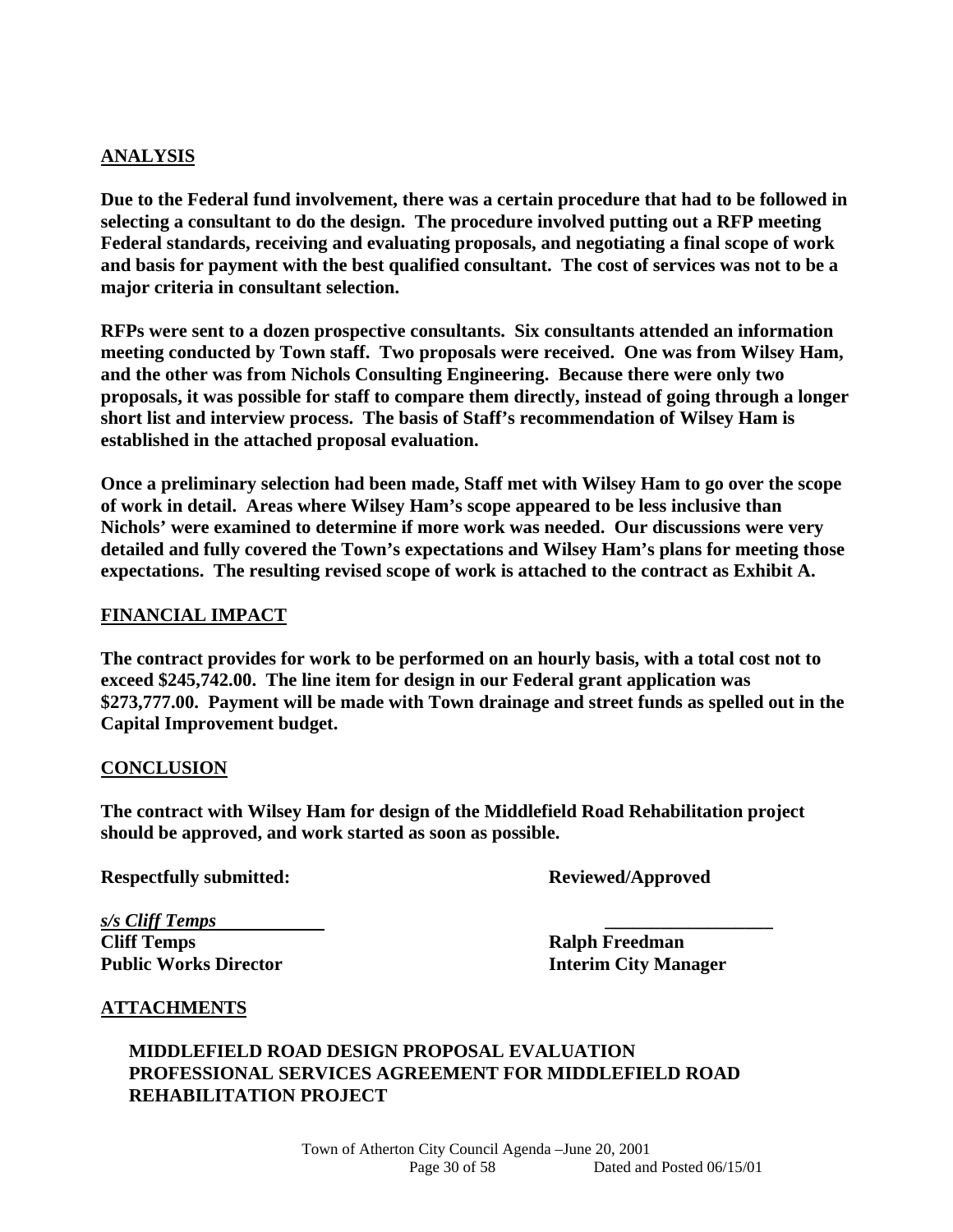## ANALYSIS

**Due to the Federal fund involvement, there was a certain procedure that had to be followed in selecting a consultant to do the design. The procedure involved putting out a RFP meeting Federal standards, receiving and evaluating proposals, and negotiating a final scope of work and basis for payment with the best qualified consultant. The cost of services was not to be a major criteria in consultant selection.**

**RFPs were sent to a dozen prospective consultants. Six consultants attended an information meeting conducted by Town staff. Two proposals were received. One was from Wilsey Ham, and the other was from Nichols Consulting Engineering. Because there were only two proposals, it was possible for staff to compare them directly, instead of going through a longer short list and interview process. The basis of Staff's recommendation of Wilsey Ham is established in the attached proposal evaluation.**

**Once a preliminary selection had been made, Staff met with Wilsey Ham to go over the scope of work in detail. Areas where Wilsey Ham's scope appeared to be less inclusive than Nichols' were examined to determine if more work was needed. Our discussions were very detailed and fully covered the Town's expectations and Wilsey Ham's plans for meeting those expectations. The resulting revised scope of work is attached to the contract as Exhibit A.**

## FINANCIAL IMPACT

**The contract provides for work to be performed on an hourly basis, with a total cost not to exceed $245,742.00. The line item for design in our Federal grant application was $273,777.00. Payment will be made with Town drainage and street funds as spelled out in the Capital Improvement budget.**

## CONCLUSION

**The contract with Wilsey Ham for design of the Middlefield Road Rehabilitation project should be approved, and work started as soon as possible.**

**Respectfully submitted:** **Reviewed/Approved**

***s/s Cliff Temps*** ____________________

**Cliff Temps**
**Public Works Director**

**Ralph Freedman**
**Interim City Manager**

## ATTACHMENTS

**MIDDLEFIELD ROAD DESIGN PROPOSAL EVALUATION**
**PROFESSIONAL SERVICES AGREEMENT FOR MIDDLEFIELD ROAD REHABILITATION PROJECT**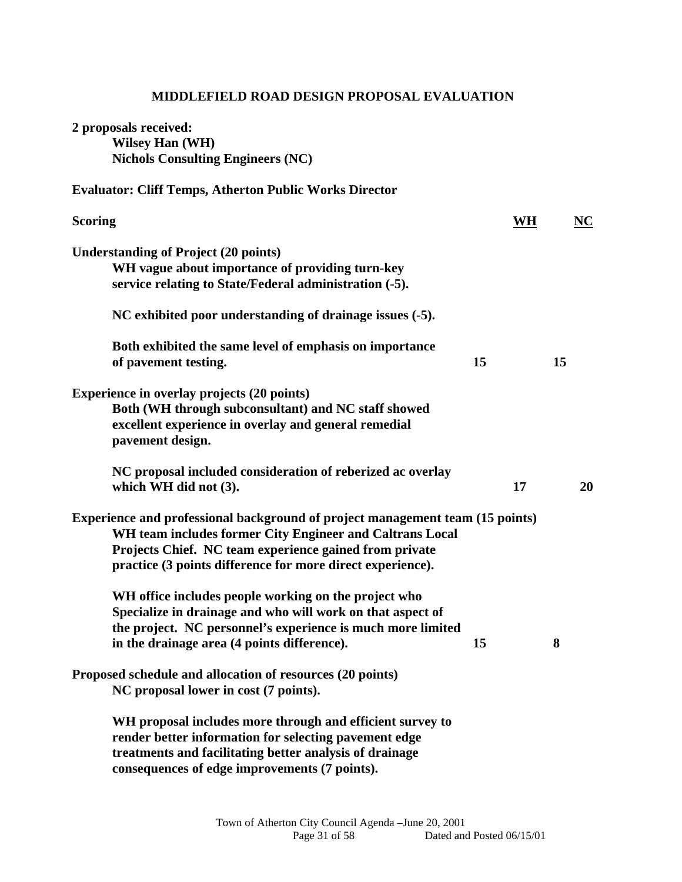# MIDDLEFIELD ROAD DESIGN PROPOSAL EVALUATION

**2 proposals received:**

**Wilsey Han (WH)**

**Nichols Consulting Engineers (NC)**

**Evaluator: Cliff Temps, Atherton Public Works Director**

| **Scoring** | **WH** | **NC** |
|---|---|---|
| **Understanding of Project (20 points)** | | |
| **WH vague about importance of providing turn-key service relating to State/Federal administration (-5).** | | |
| **NC exhibited poor understanding of drainage issues (-5).** | | |
| **Both exhibited the same level of emphasis on importance of pavement testing.** | **15** | **15** |
| **Experience in overlay projects (20 points)** | | |
| **Both (WH through subconsultant) and NC staff showed excellent experience in overlay and general remedial pavement design.** | | |
| **NC proposal included consideration of reberized ac overlay which WH did not (3).** | **17** | **20** |
| **Experience and professional background of project management team (15 points)** | | |
| **WH team includes former City Engineer and Caltrans Local Projects Chief. NC team experience gained from private practice (3 points difference for more direct experience).** | | |
| **WH office includes people working on the project who Specialize in drainage and who will work on that aspect of the project. NC personnel's experience is much more limited in the drainage area (4 points difference).** | **15** | **8** |
| **Proposed schedule and allocation of resources (20 points)** | | |
| **NC proposal lower in cost (7 points).** | | |
| **WH proposal includes more through and efficient survey to render better information for selecting pavement edge treatments and facilitating better analysis of drainage consequences of edge improvements (7 points).** | | |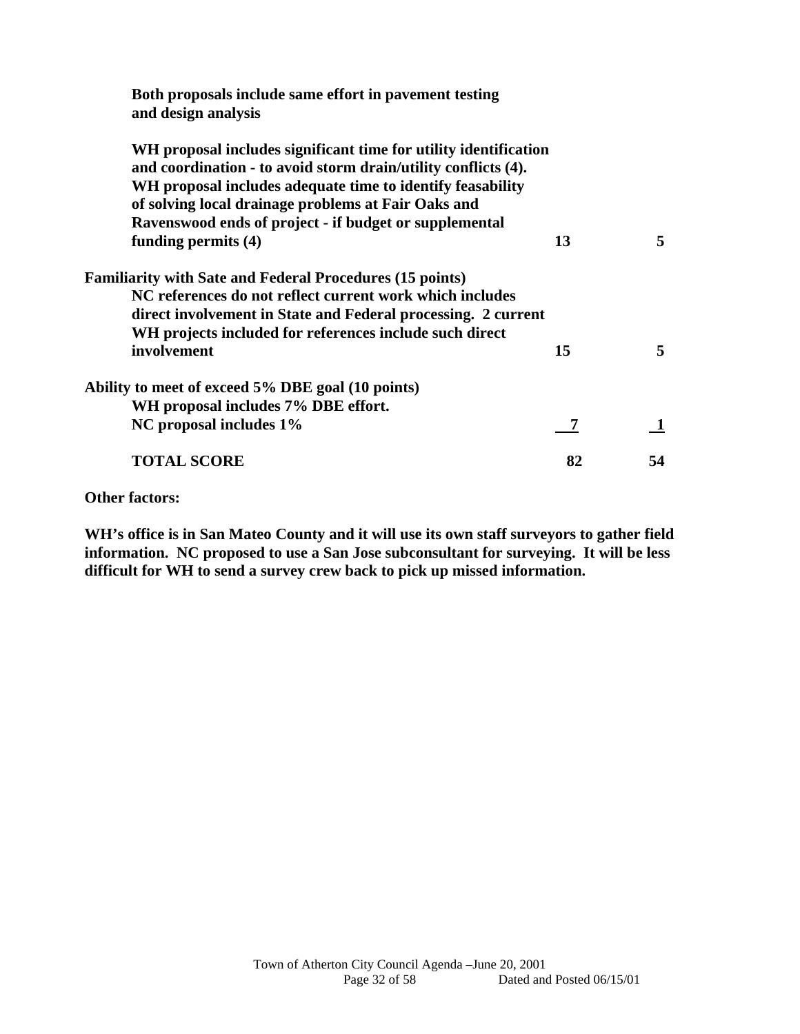| | | |
|---|---|---|
| **Both proposals include same effort in pavement testing and design analysis** | | |
| **WH proposal includes significant time for utility identification and coordination - to avoid storm drain/utility conflicts (4). WH proposal includes adequate time to identify feasability of solving local drainage problems at Fair Oaks and Ravenswood ends of project - if budget or supplemental funding permits (4)** | **13** | **5** |
| **Familiarity with Sate and Federal Procedures (15 points)** NC references do not reflect current work which includes direct involvement in State and Federal processing. 2 current WH projects included for references include such direct involvement | **15** | **5** |
| **Ability to meet of exceed 5% DBE goal (10 points)** WH proposal includes 7% DBE effort. NC proposal includes 1% | **7** | **1** |
| **TOTAL SCORE** | **82** | **54** |

**Other factors:**

**WH's office is in San Mateo County and it will use its own staff surveyors to gather field information. NC proposed to use a San Jose subconsultant for surveying. It will be less difficult for WH to send a survey crew back to pick up missed information.**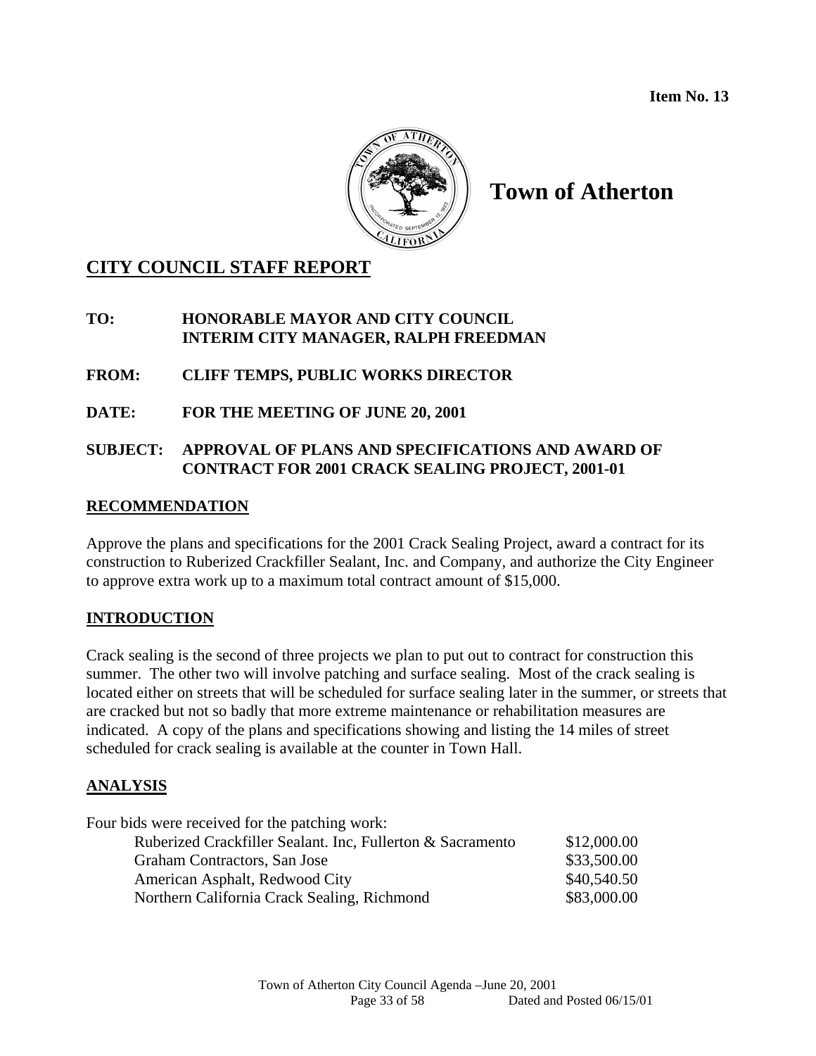Item No. 13

# Town of Atherton

## CITY COUNCIL STAFF REPORT

**TO: HONORABLE MAYOR AND CITY COUNCIL**
**INTERIM CITY MANAGER, RALPH FREEDMAN**

**FROM: CLIFF TEMPS, PUBLIC WORKS DIRECTOR**

**DATE: FOR THE MEETING OF JUNE 20, 2001**

**SUBJECT: APPROVAL OF PLANS AND SPECIFICATIONS AND AWARD OF CONTRACT FOR 2001 CRACK SEALING PROJECT, 2001-01**

### RECOMMENDATION

Approve the plans and specifications for the 2001 Crack Sealing Project, award a contract for its construction to Ruberized Crackfiller Sealant, Inc. and Company, and authorize the City Engineer to approve extra work up to a maximum total contract amount of $15,000.

### INTRODUCTION

Crack sealing is the second of three projects we plan to put out to contract for construction this summer. The other two will involve patching and surface sealing. Most of the crack sealing is located either on streets that will be scheduled for surface sealing later in the summer, or streets that are cracked but not so badly that more extreme maintenance or rehabilitation measures are indicated. A copy of the plans and specifications showing and listing the 14 miles of street scheduled for crack sealing is available at the counter in Town Hall.

### ANALYSIS

Four bids were received for the patching work:

| | |
|---|---|
| Ruberized Crackfiller Sealant. Inc, Fullerton & Sacramento | $12,000.00 |
| Graham Contractors, San Jose | $33,500.00 |
| American Asphalt, Redwood City | $40,540.50 |
| Northern California Crack Sealing, Richmond | $83,000.00 |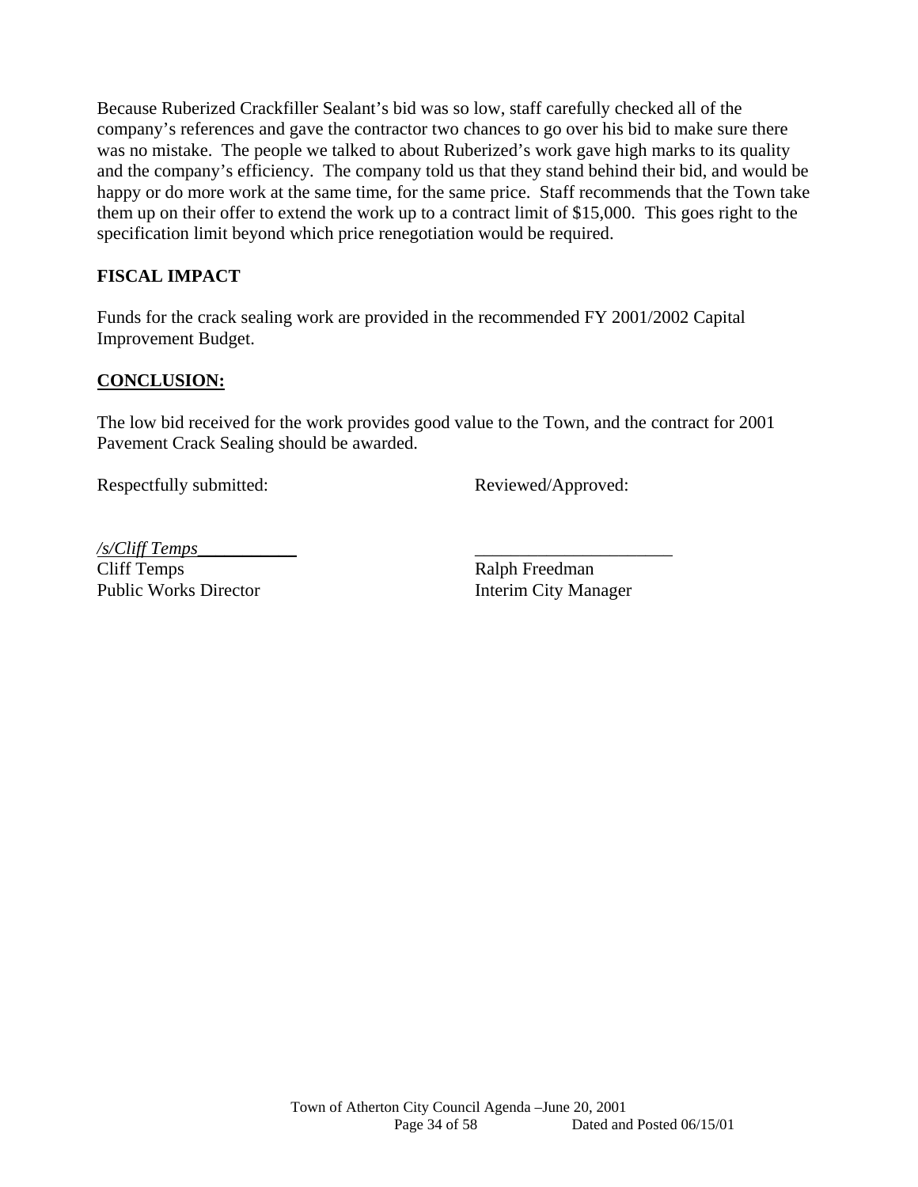Because Ruberized Crackfiller Sealant's bid was so low, staff carefully checked all of the company's references and gave the contractor two chances to go over his bid to make sure there was no mistake. The people we talked to about Ruberized's work gave high marks to its quality and the company's efficiency. The company told us that they stand behind their bid, and would be happy or do more work at the same time, for the same price. Staff recommends that the Town take them up on their offer to extend the work up to a contract limit of $15,000. This goes right to the specification limit beyond which price renegotiation would be required.

**FISCAL IMPACT**

Funds for the crack sealing work are provided in the recommended FY 2001/2002 Capital Improvement Budget.

**CONCLUSION:**

The low bid received for the work provides good value to the Town, and the contract for 2001 Pavement Crack Sealing should be awarded.

Respectfully submitted:

*/s/Cliff Temps*___________
Cliff Temps
Public Works Director

Reviewed/Approved:

______________________
Ralph Freedman
Interim City Manager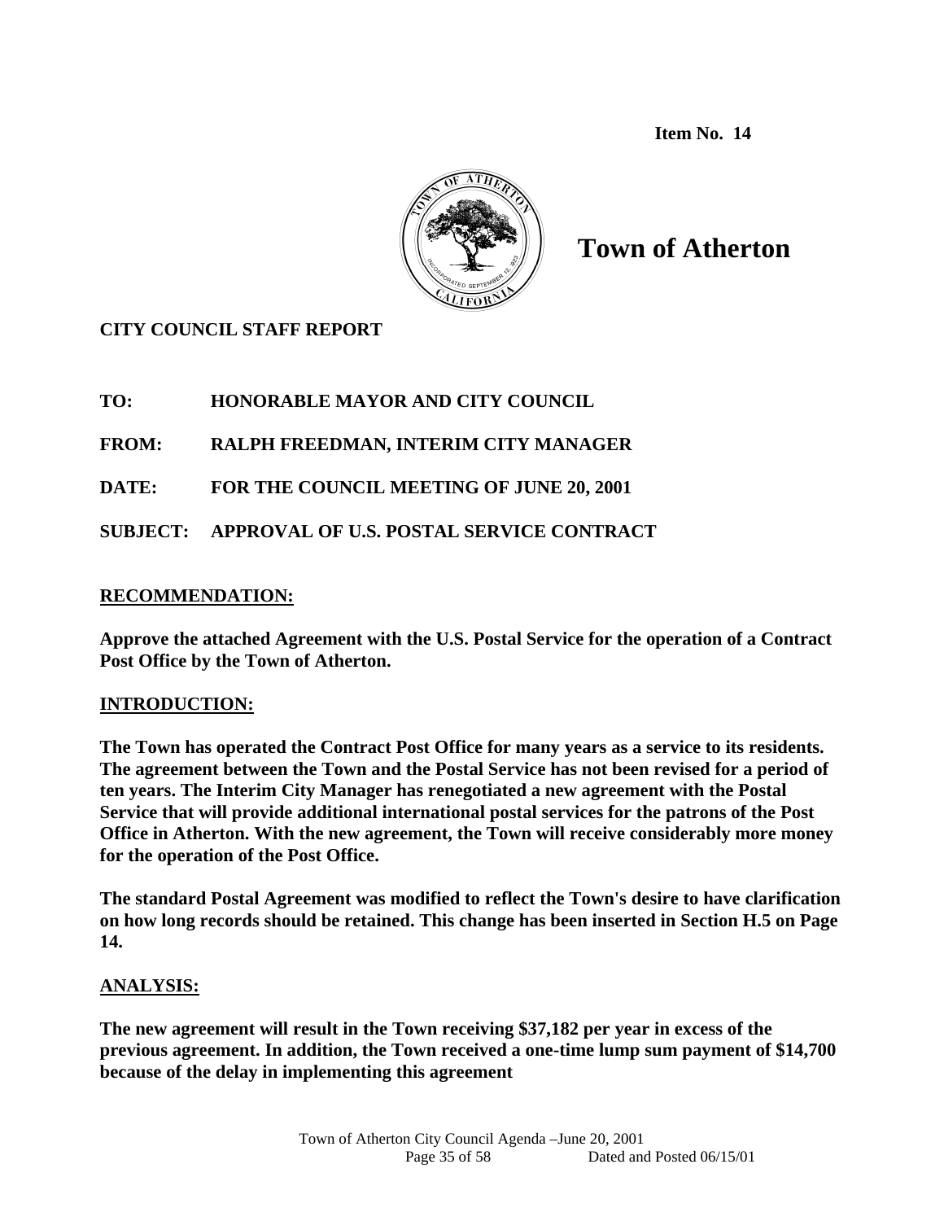**Item No. 14**

# Town of Atherton

**CITY COUNCIL STAFF REPORT**

**TO:** **HONORABLE MAYOR AND CITY COUNCIL**

**FROM:** **RALPH FREEDMAN, INTERIM CITY MANAGER**

**DATE:** **FOR THE COUNCIL MEETING OF JUNE 20, 2001**

**SUBJECT:** **APPROVAL OF U.S. POSTAL SERVICE CONTRACT**

## RECOMMENDATION:

**Approve the attached Agreement with the U.S. Postal Service for the operation of a Contract Post Office by the Town of Atherton.**

## INTRODUCTION:

**The Town has operated the Contract Post Office for many years as a service to its residents. The agreement between the Town and the Postal Service has not been revised for a period of ten years. The Interim City Manager has renegotiated a new agreement with the Postal Service that will provide additional international postal services for the patrons of the Post Office in Atherton. With the new agreement, the Town will receive considerably more money for the operation of the Post Office.**

**The standard Postal Agreement was modified to reflect the Town's desire to have clarification on how long records should be retained. This change has been inserted in Section H.5 on Page 14.**

## ANALYSIS:

**The new agreement will result in the Town receiving $37,182 per year in excess of the previous agreement. In addition, the Town received a one-time lump sum payment of $14,700 because of the delay in implementing this agreement**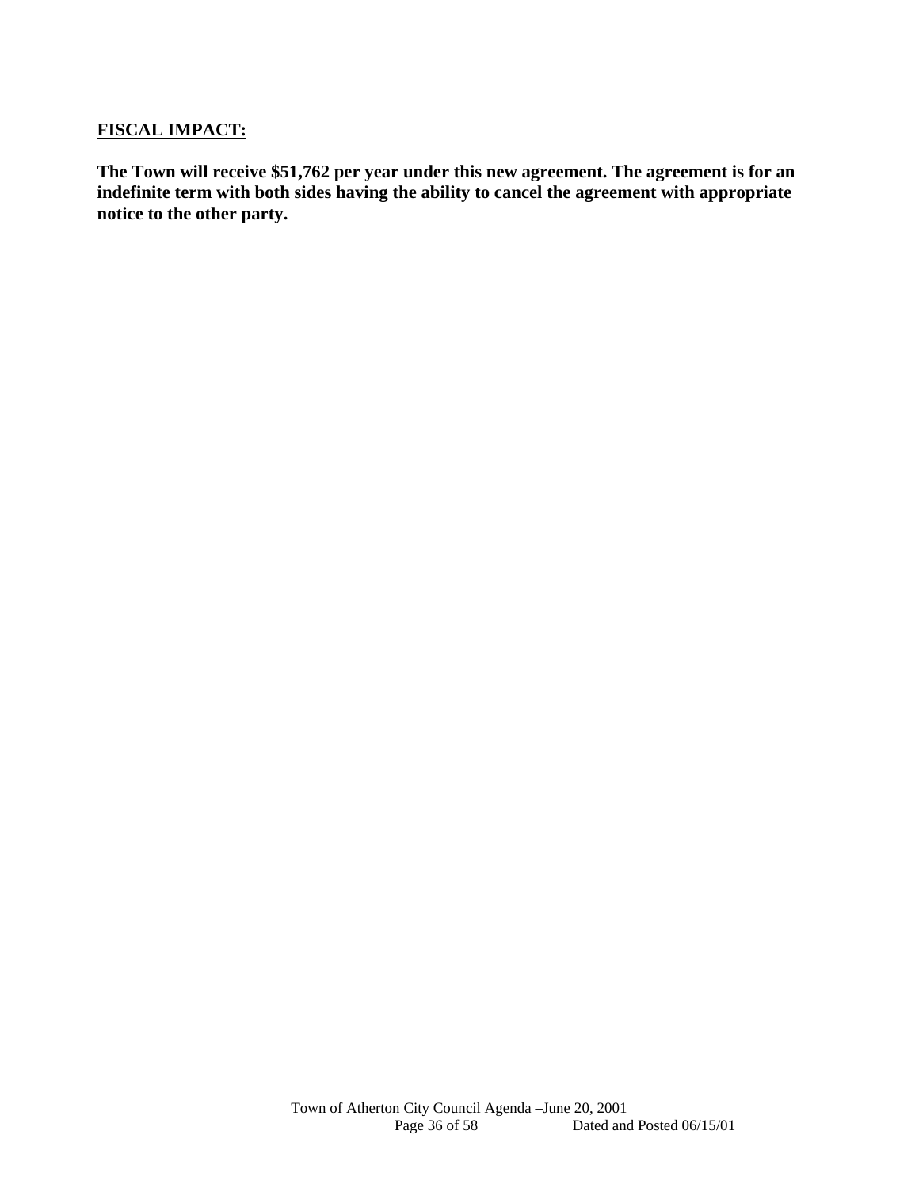**<u>FISCAL IMPACT:</u>**

**The Town will receive $51,762 per year under this new agreement. The agreement is for an indefinite term with both sides having the ability to cancel the agreement with appropriate notice to the other party.**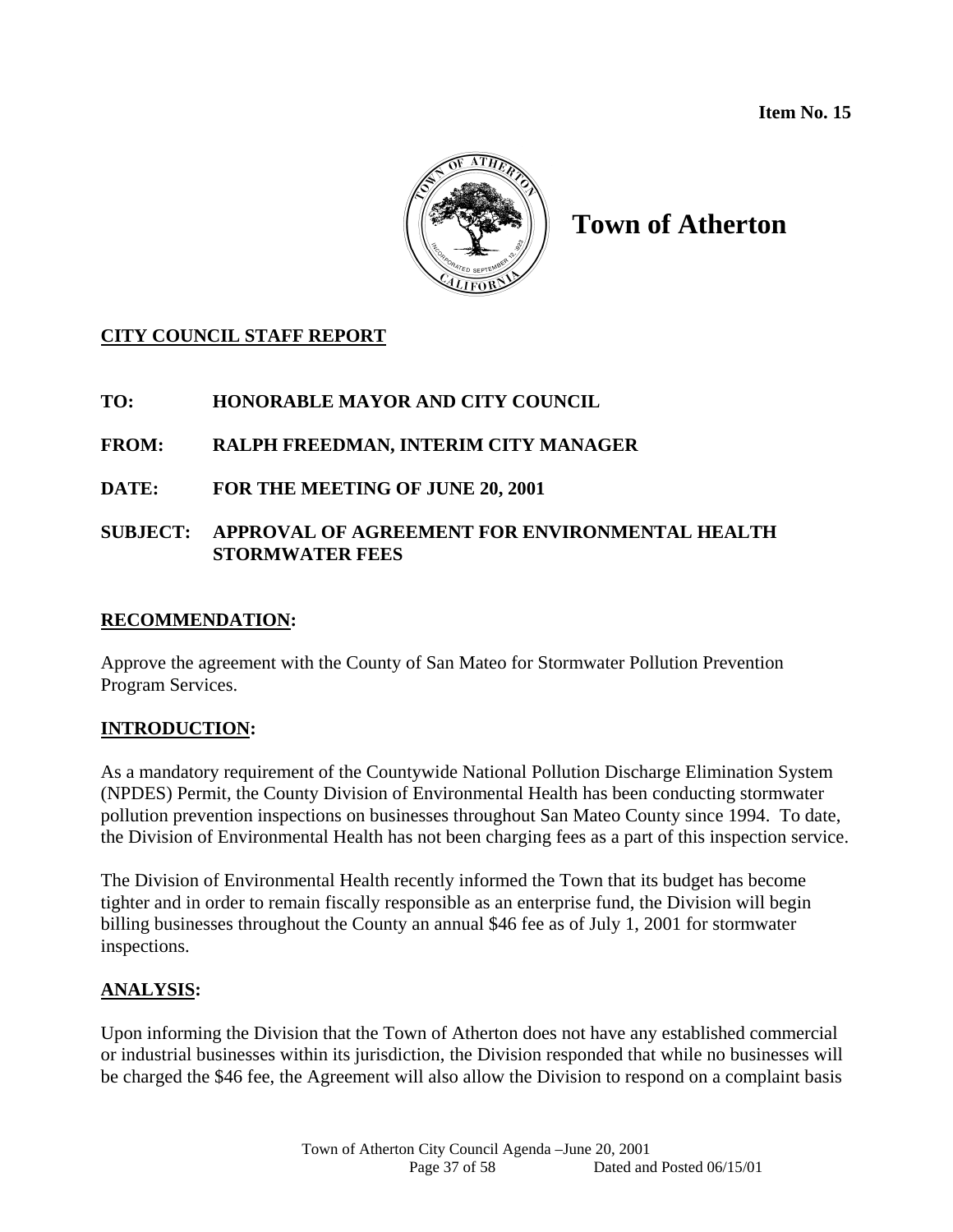**Item No. 15**

# Town of Atherton

## CITY COUNCIL STAFF REPORT

**TO:** **HONORABLE MAYOR AND CITY COUNCIL**

**FROM:** **RALPH FREEDMAN, INTERIM CITY MANAGER**

**DATE:** **FOR THE MEETING OF JUNE 20, 2001**

**SUBJECT:** **APPROVAL OF AGREEMENT FOR ENVIRONMENTAL HEALTH STORMWATER FEES**

### RECOMMENDATION:

Approve the agreement with the County of San Mateo for Stormwater Pollution Prevention Program Services.

### INTRODUCTION:

As a mandatory requirement of the Countywide National Pollution Discharge Elimination System (NPDES) Permit, the County Division of Environmental Health has been conducting stormwater pollution prevention inspections on businesses throughout San Mateo County since 1994. To date, the Division of Environmental Health has not been charging fees as a part of this inspection service.

The Division of Environmental Health recently informed the Town that its budget has become tighter and in order to remain fiscally responsible as an enterprise fund, the Division will begin billing businesses throughout the County an annual $46 fee as of July 1, 2001 for stormwater inspections.

### ANALYSIS:

Upon informing the Division that the Town of Atherton does not have any established commercial or industrial businesses within its jurisdiction, the Division responded that while no businesses will be charged the $46 fee, the Agreement will also allow the Division to respond on a complaint basis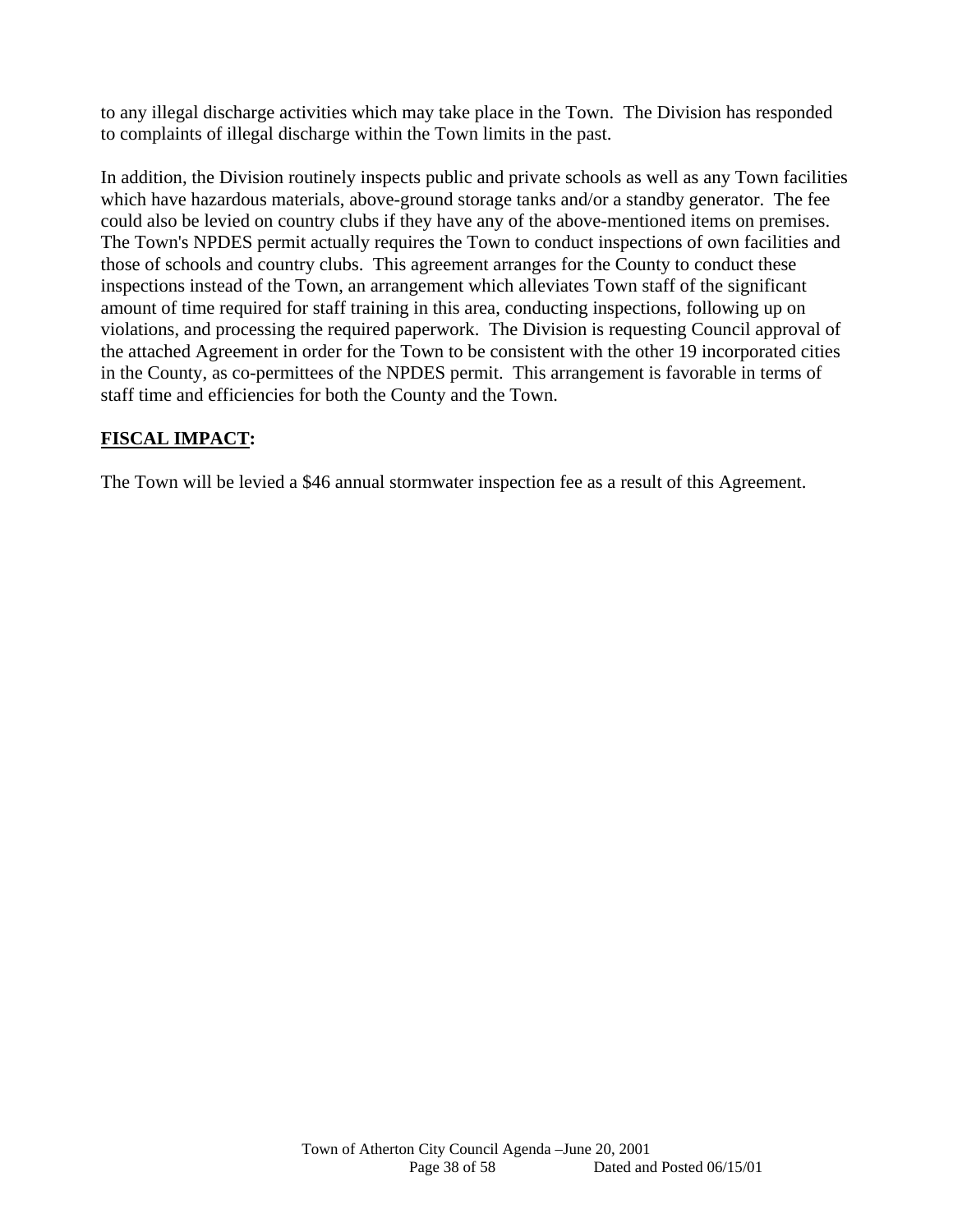to any illegal discharge activities which may take place in the Town. The Division has responded to complaints of illegal discharge within the Town limits in the past.

In addition, the Division routinely inspects public and private schools as well as any Town facilities which have hazardous materials, above-ground storage tanks and/or a standby generator. The fee could also be levied on country clubs if they have any of the above-mentioned items on premises. The Town's NPDES permit actually requires the Town to conduct inspections of own facilities and those of schools and country clubs. This agreement arranges for the County to conduct these inspections instead of the Town, an arrangement which alleviates Town staff of the significant amount of time required for staff training in this area, conducting inspections, following up on violations, and processing the required paperwork. The Division is requesting Council approval of the attached Agreement in order for the Town to be consistent with the other 19 incorporated cities in the County, as co-permittees of the NPDES permit. This arrangement is favorable in terms of staff time and efficiencies for both the County and the Town.

**FISCAL IMPACT:**

The Town will be levied a $46 annual stormwater inspection fee as a result of this Agreement.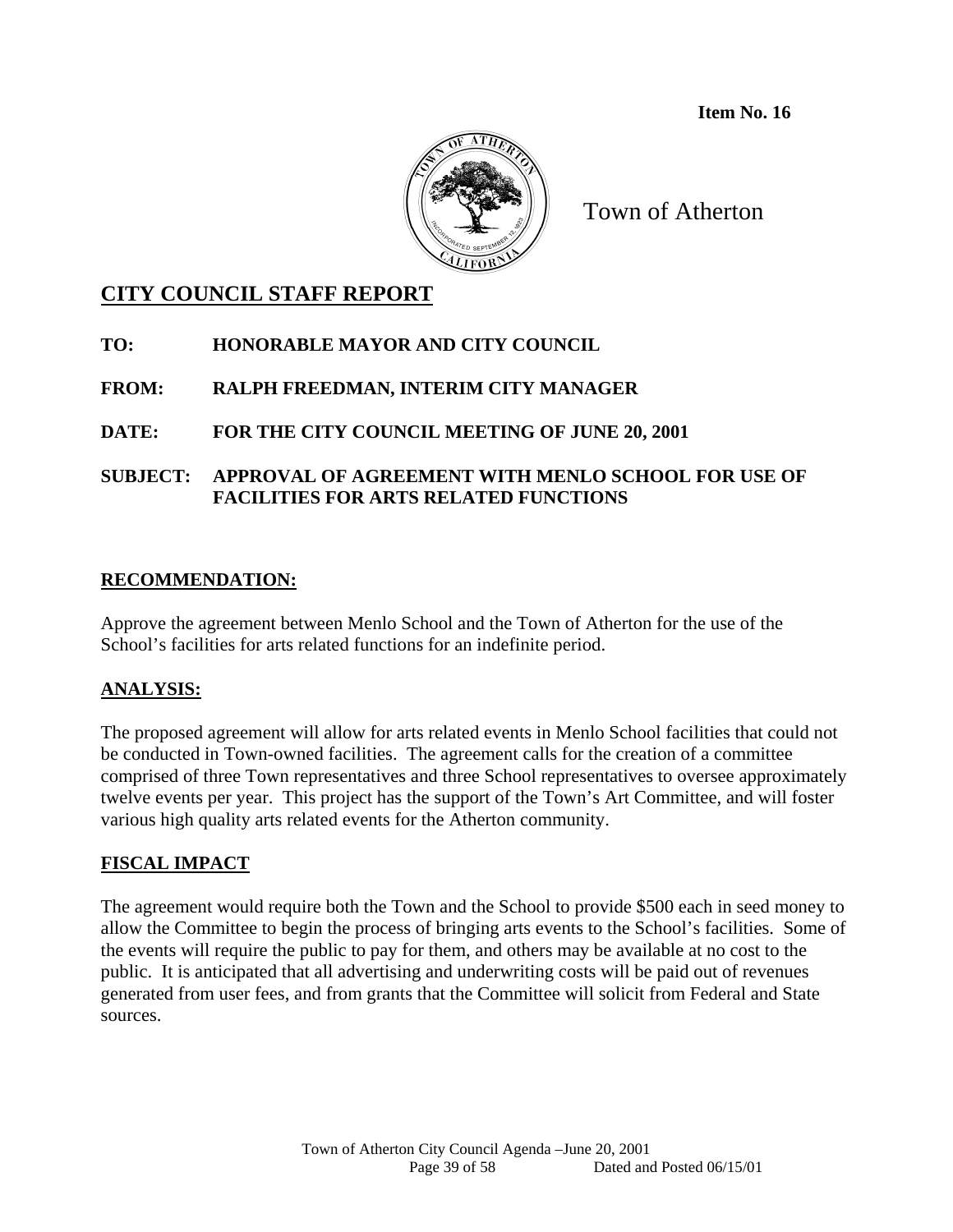**Item No. 16**

Town of Atherton

## CITY COUNCIL STAFF REPORT

**TO:** HONORABLE MAYOR AND CITY COUNCIL

**FROM:** RALPH FREEDMAN, INTERIM CITY MANAGER

**DATE:** FOR THE CITY COUNCIL MEETING OF JUNE 20, 2001

**SUBJECT:** APPROVAL OF AGREEMENT WITH MENLO SCHOOL FOR USE OF FACILITIES FOR ARTS RELATED FUNCTIONS

### RECOMMENDATION:

Approve the agreement between Menlo School and the Town of Atherton for the use of the School's facilities for arts related functions for an indefinite period.

### ANALYSIS:

The proposed agreement will allow for arts related events in Menlo School facilities that could not be conducted in Town-owned facilities. The agreement calls for the creation of a committee comprised of three Town representatives and three School representatives to oversee approximately twelve events per year. This project has the support of the Town's Art Committee, and will foster various high quality arts related events for the Atherton community.

### FISCAL IMPACT

The agreement would require both the Town and the School to provide $500 each in seed money to allow the Committee to begin the process of bringing arts events to the School's facilities. Some of the events will require the public to pay for them, and others may be available at no cost to the public. It is anticipated that all advertising and underwriting costs will be paid out of revenues generated from user fees, and from grants that the Committee will solicit from Federal and State sources.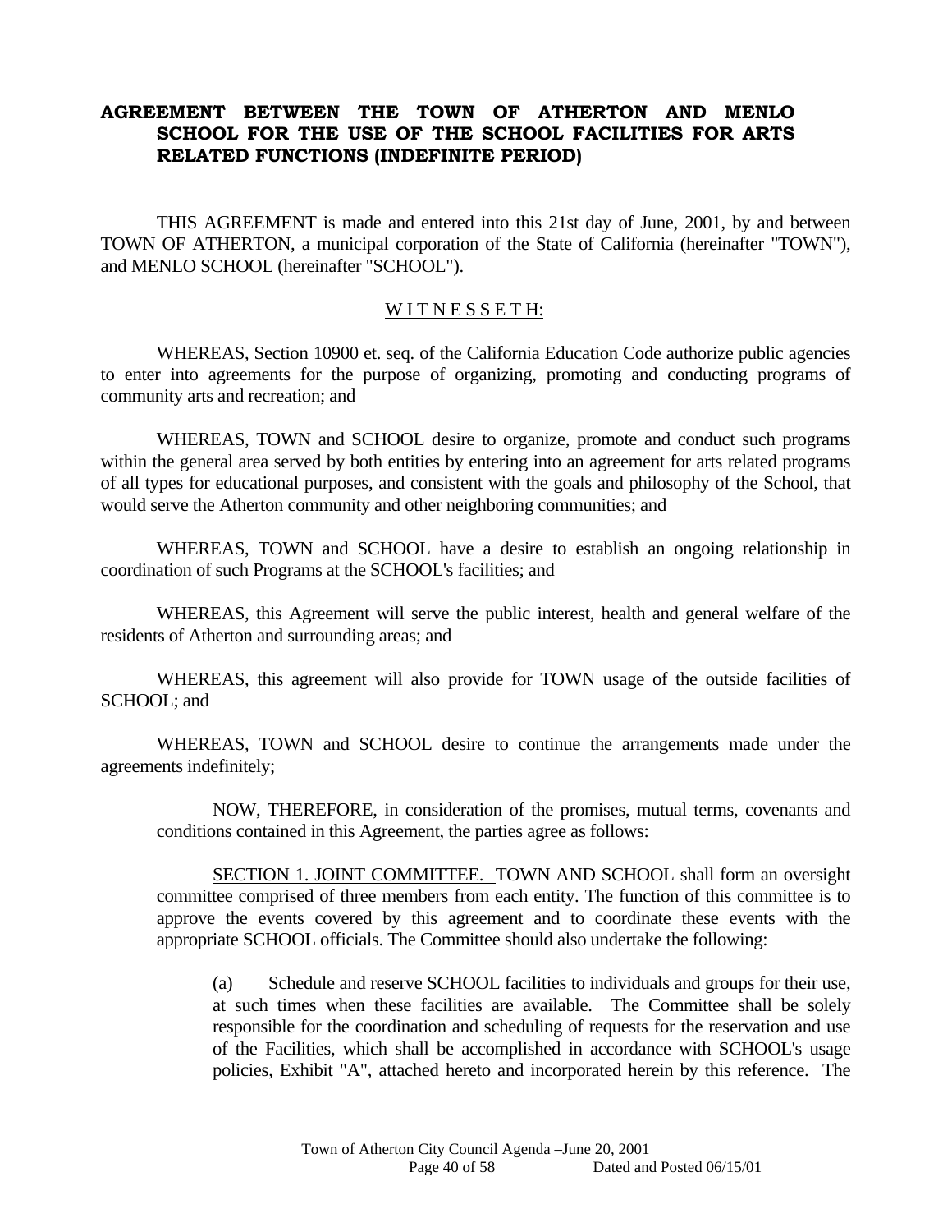# AGREEMENT BETWEEN THE TOWN OF ATHERTON AND MENLO SCHOOL FOR THE USE OF THE SCHOOL FACILITIES FOR ARTS RELATED FUNCTIONS (INDEFINITE PERIOD)

THIS AGREEMENT is made and entered into this 21st day of June, 2001, by and between TOWN OF ATHERTON, a municipal corporation of the State of California (hereinafter "TOWN"), and MENLO SCHOOL (hereinafter "SCHOOL").

W I T N E S S E T H:

WHEREAS, Section 10900 et. seq. of the California Education Code authorize public agencies to enter into agreements for the purpose of organizing, promoting and conducting programs of community arts and recreation; and

WHEREAS, TOWN and SCHOOL desire to organize, promote and conduct such programs within the general area served by both entities by entering into an agreement for arts related programs of all types for educational purposes, and consistent with the goals and philosophy of the School, that would serve the Atherton community and other neighboring communities; and

WHEREAS, TOWN and SCHOOL have a desire to establish an ongoing relationship in coordination of such Programs at the SCHOOL's facilities; and

WHEREAS, this Agreement will serve the public interest, health and general welfare of the residents of Atherton and surrounding areas; and

WHEREAS, this agreement will also provide for TOWN usage of the outside facilities of SCHOOL; and

WHEREAS, TOWN and SCHOOL desire to continue the arrangements made under the agreements indefinitely;

NOW, THEREFORE, in consideration of the promises, mutual terms, covenants and conditions contained in this Agreement, the parties agree as follows:

SECTION 1. JOINT COMMITTEE. TOWN AND SCHOOL shall form an oversight committee comprised of three members from each entity. The function of this committee is to approve the events covered by this agreement and to coordinate these events with the appropriate SCHOOL officials. The Committee should also undertake the following:

(a) Schedule and reserve SCHOOL facilities to individuals and groups for their use, at such times when these facilities are available. The Committee shall be solely responsible for the coordination and scheduling of requests for the reservation and use of the Facilities, which shall be accomplished in accordance with SCHOOL's usage policies, Exhibit "A", attached hereto and incorporated herein by this reference. The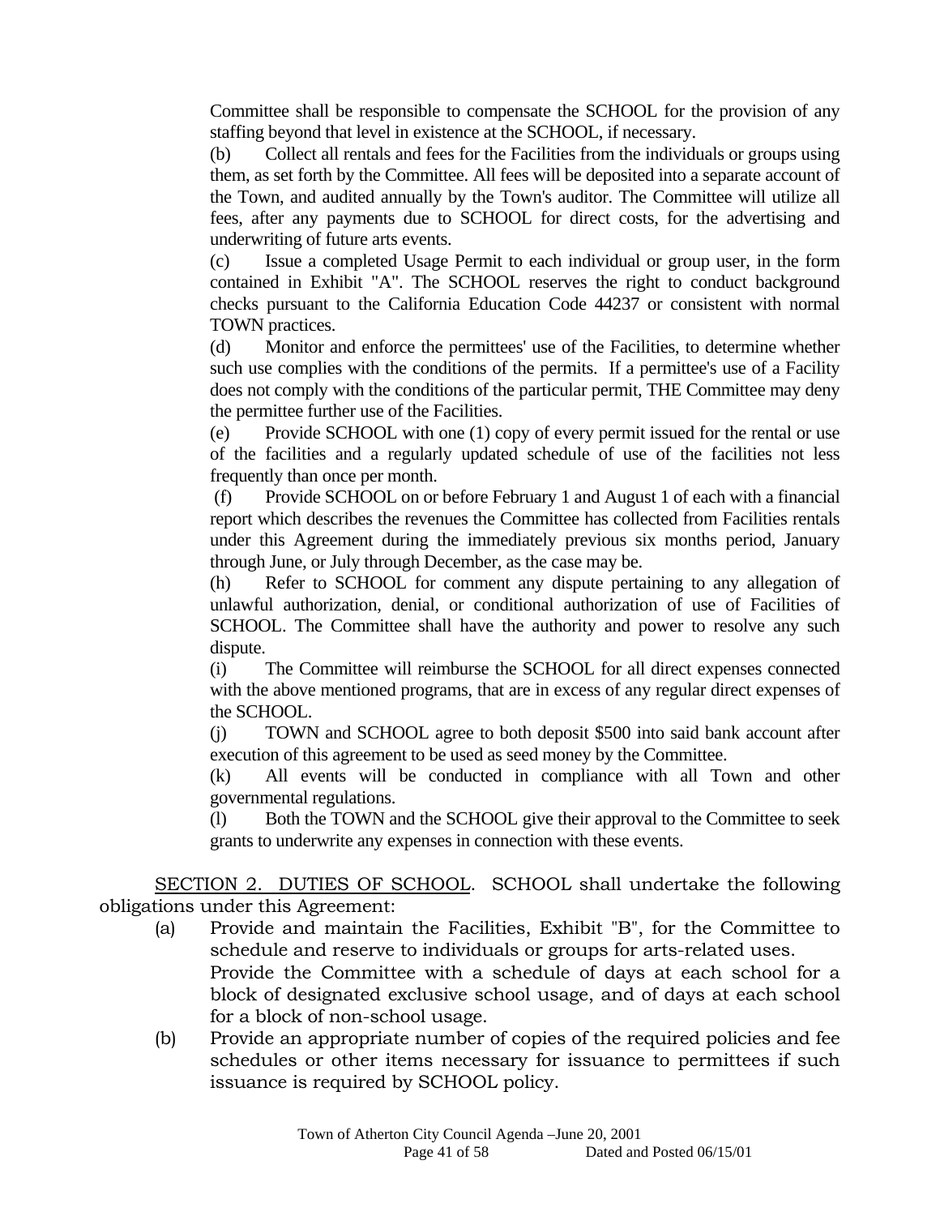Committee shall be responsible to compensate the SCHOOL for the provision of any staffing beyond that level in existence at the SCHOOL, if necessary.

(b) Collect all rentals and fees for the Facilities from the individuals or groups using them, as set forth by the Committee. All fees will be deposited into a separate account of the Town, and audited annually by the Town's auditor. The Committee will utilize all fees, after any payments due to SCHOOL for direct costs, for the advertising and underwriting of future arts events.

(c) Issue a completed Usage Permit to each individual or group user, in the form contained in Exhibit "A". The SCHOOL reserves the right to conduct background checks pursuant to the California Education Code 44237 or consistent with normal TOWN practices.

(d) Monitor and enforce the permittees' use of the Facilities, to determine whether such use complies with the conditions of the permits. If a permittee's use of a Facility does not comply with the conditions of the particular permit, THE Committee may deny the permittee further use of the Facilities.

(e) Provide SCHOOL with one (1) copy of every permit issued for the rental or use of the facilities and a regularly updated schedule of use of the facilities not less frequently than once per month.

(f) Provide SCHOOL on or before February 1 and August 1 of each with a financial report which describes the revenues the Committee has collected from Facilities rentals under this Agreement during the immediately previous six months period, January through June, or July through December, as the case may be.

(h) Refer to SCHOOL for comment any dispute pertaining to any allegation of unlawful authorization, denial, or conditional authorization of use of Facilities of SCHOOL. The Committee shall have the authority and power to resolve any such dispute.

(i) The Committee will reimburse the SCHOOL for all direct expenses connected with the above mentioned programs, that are in excess of any regular direct expenses of the SCHOOL.

(j) TOWN and SCHOOL agree to both deposit $500 into said bank account after execution of this agreement to be used as seed money by the Committee.

(k) All events will be conducted in compliance with all Town and other governmental regulations.

(l) Both the TOWN and the SCHOOL give their approval to the Committee to seek grants to underwrite any expenses in connection with these events.

SECTION 2. DUTIES OF SCHOOL. SCHOOL shall undertake the following obligations under this Agreement:

(a) Provide and maintain the Facilities, Exhibit "B", for the Committee to schedule and reserve to individuals or groups for arts-related uses.
Provide the Committee with a schedule of days at each school for a block of designated exclusive school usage, and of days at each school for a block of non-school usage.

(b) Provide an appropriate number of copies of the required policies and fee schedules or other items necessary for issuance to permittees if such issuance is required by SCHOOL policy.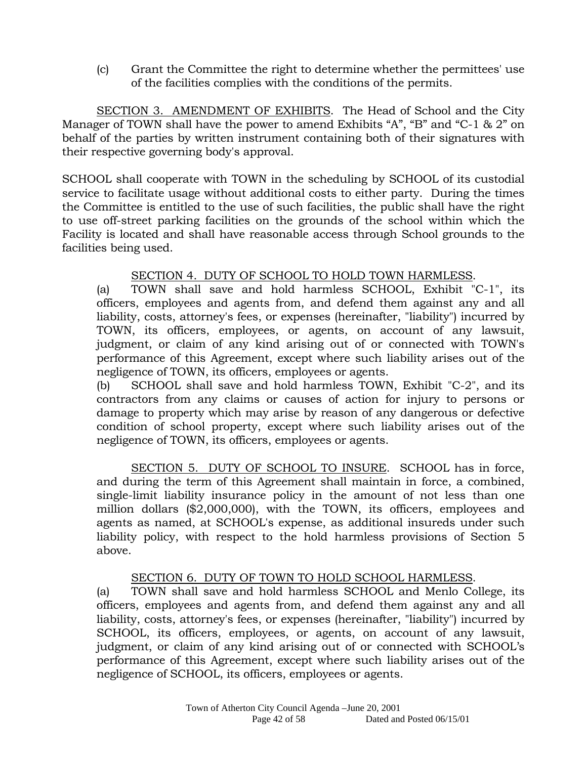(c) Grant the Committee the right to determine whether the permittees' use of the facilities complies with the conditions of the permits.

SECTION 3. AMENDMENT OF EXHIBITS. The Head of School and the City Manager of TOWN shall have the power to amend Exhibits “A”, “B” and “C-1 & 2” on behalf of the parties by written instrument containing both of their signatures with their respective governing body's approval.

SCHOOL shall cooperate with TOWN in the scheduling by SCHOOL of its custodial service to facilitate usage without additional costs to either party. During the times the Committee is entitled to the use of such facilities, the public shall have the right to use off-street parking facilities on the grounds of the school within which the Facility is located and shall have reasonable access through School grounds to the facilities being used.

SECTION 4. DUTY OF SCHOOL TO HOLD TOWN HARMLESS.

(a) TOWN shall save and hold harmless SCHOOL, Exhibit "C-1", its officers, employees and agents from, and defend them against any and all liability, costs, attorney's fees, or expenses (hereinafter, "liability") incurred by TOWN, its officers, employees, or agents, on account of any lawsuit, judgment, or claim of any kind arising out of or connected with TOWN's performance of this Agreement, except where such liability arises out of the negligence of TOWN, its officers, employees or agents.

(b) SCHOOL shall save and hold harmless TOWN, Exhibit "C-2", and its contractors from any claims or causes of action for injury to persons or damage to property which may arise by reason of any dangerous or defective condition of school property, except where such liability arises out of the negligence of TOWN, its officers, employees or agents.

SECTION 5. DUTY OF SCHOOL TO INSURE. SCHOOL has in force, and during the term of this Agreement shall maintain in force, a combined, single-limit liability insurance policy in the amount of not less than one million dollars ($2,000,000), with the TOWN, its officers, employees and agents as named, at SCHOOL's expense, as additional insureds under such liability policy, with respect to the hold harmless provisions of Section 5 above.

SECTION 6. DUTY OF TOWN TO HOLD SCHOOL HARMLESS.

(a) TOWN shall save and hold harmless SCHOOL and Menlo College, its officers, employees and agents from, and defend them against any and all liability, costs, attorney's fees, or expenses (hereinafter, "liability") incurred by SCHOOL, its officers, employees, or agents, on account of any lawsuit, judgment, or claim of any kind arising out of or connected with SCHOOL’s performance of this Agreement, except where such liability arises out of the negligence of SCHOOL, its officers, employees or agents.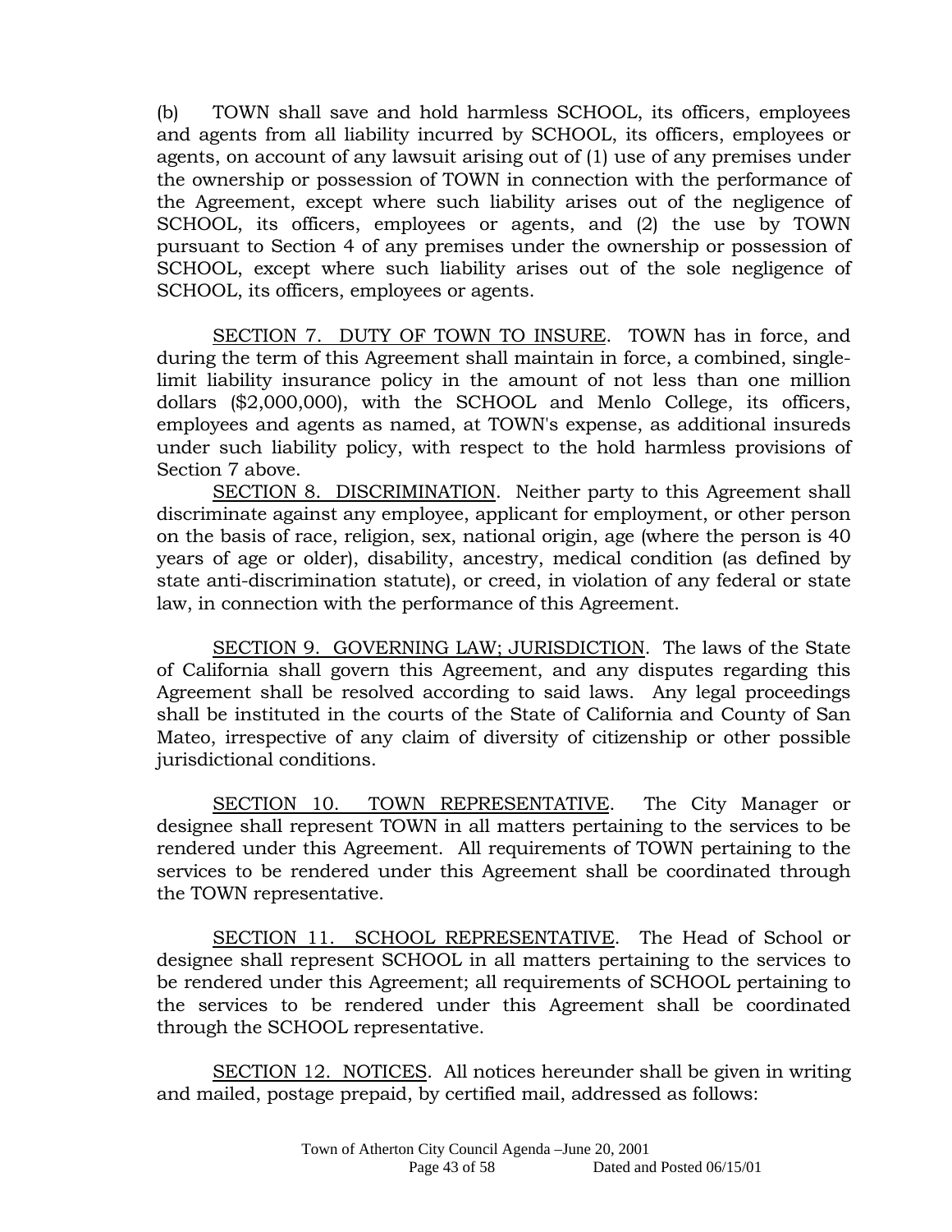(b) TOWN shall save and hold harmless SCHOOL, its officers, employees and agents from all liability incurred by SCHOOL, its officers, employees or agents, on account of any lawsuit arising out of (1) use of any premises under the ownership or possession of TOWN in connection with the performance of the Agreement, except where such liability arises out of the negligence of SCHOOL, its officers, employees or agents, and (2) the use by TOWN pursuant to Section 4 of any premises under the ownership or possession of SCHOOL, except where such liability arises out of the sole negligence of SCHOOL, its officers, employees or agents.

<u>SECTION 7. DUTY OF TOWN TO INSURE</u>. TOWN has in force, and during the term of this Agreement shall maintain in force, a combined, single-limit liability insurance policy in the amount of not less than one million dollars ($2,000,000), with the SCHOOL and Menlo College, its officers, employees and agents as named, at TOWN's expense, as additional insureds under such liability policy, with respect to the hold harmless provisions of Section 7 above.

<u>SECTION 8. DISCRIMINATION</u>. Neither party to this Agreement shall discriminate against any employee, applicant for employment, or other person on the basis of race, religion, sex, national origin, age (where the person is 40 years of age or older), disability, ancestry, medical condition (as defined by state anti-discrimination statute), or creed, in violation of any federal or state law, in connection with the performance of this Agreement.

<u>SECTION 9. GOVERNING LAW; JURISDICTION</u>. The laws of the State of California shall govern this Agreement, and any disputes regarding this Agreement shall be resolved according to said laws. Any legal proceedings shall be instituted in the courts of the State of California and County of San Mateo, irrespective of any claim of diversity of citizenship or other possible jurisdictional conditions.

<u>SECTION 10. TOWN REPRESENTATIVE</u>. The City Manager or designee shall represent TOWN in all matters pertaining to the services to be rendered under this Agreement. All requirements of TOWN pertaining to the services to be rendered under this Agreement shall be coordinated through the TOWN representative.

<u>SECTION 11. SCHOOL REPRESENTATIVE</u>. The Head of School or designee shall represent SCHOOL in all matters pertaining to the services to be rendered under this Agreement; all requirements of SCHOOL pertaining to the services to be rendered under this Agreement shall be coordinated through the SCHOOL representative.

<u>SECTION 12. NOTICES</u>. All notices hereunder shall be given in writing and mailed, postage prepaid, by certified mail, addressed as follows: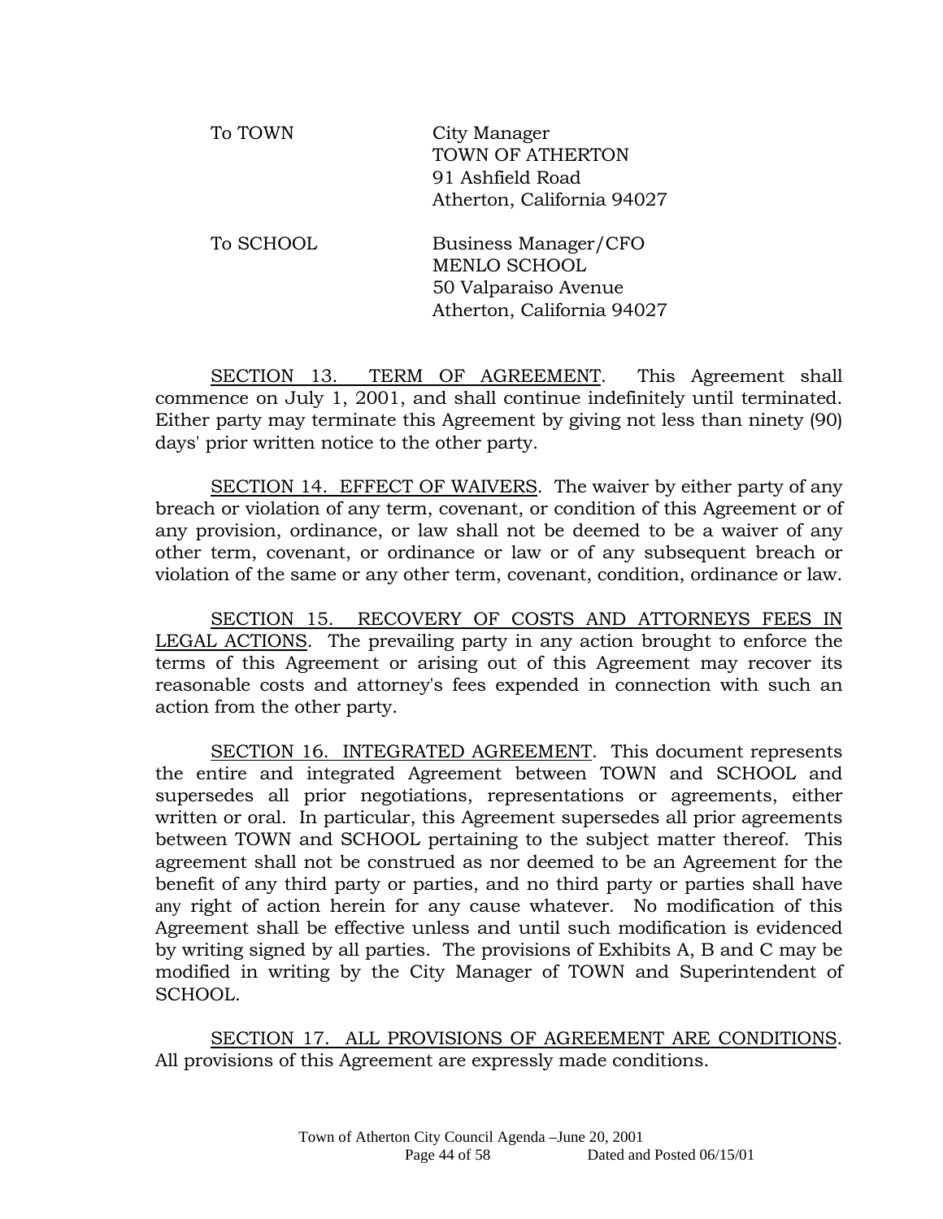| | |
|---|---|
| To TOWN | City Manager<br>TOWN OF ATHERTON<br>91 Ashfield Road<br>Atherton, California 94027 |
| To SCHOOL | Business Manager/CFO<br>MENLO SCHOOL<br>50 Valparaiso Avenue<br>Atherton, California 94027 |

<u>SECTION 13. TERM OF AGREEMENT</u>. This Agreement shall commence on July 1, 2001, and shall continue indefinitely until terminated. Either party may terminate this Agreement by giving not less than ninety (90) days' prior written notice to the other party.

<u>SECTION 14. EFFECT OF WAIVERS</u>. The waiver by either party of any breach or violation of any term, covenant, or condition of this Agreement or of any provision, ordinance, or law shall not be deemed to be a waiver of any other term, covenant, or ordinance or law or of any subsequent breach or violation of the same or any other term, covenant, condition, ordinance or law.

<u>SECTION 15. RECOVERY OF COSTS AND ATTORNEYS FEES IN LEGAL ACTIONS</u>. The prevailing party in any action brought to enforce the terms of this Agreement or arising out of this Agreement may recover its reasonable costs and attorney's fees expended in connection with such an action from the other party.

<u>SECTION 16. INTEGRATED AGREEMENT</u>. This document represents the entire and integrated Agreement between TOWN and SCHOOL and supersedes all prior negotiations, representations or agreements, either written or oral. In particular, this Agreement supersedes all prior agreements between TOWN and SCHOOL pertaining to the subject matter thereof. This agreement shall not be construed as nor deemed to be an Agreement for the benefit of any third party or parties, and no third party or parties shall have any right of action herein for any cause whatever. No modification of this Agreement shall be effective unless and until such modification is evidenced by writing signed by all parties. The provisions of Exhibits A, B and C may be modified in writing by the City Manager of TOWN and Superintendent of SCHOOL.

<u>SECTION 17. ALL PROVISIONS OF AGREEMENT ARE CONDITIONS</u>. All provisions of this Agreement are expressly made conditions.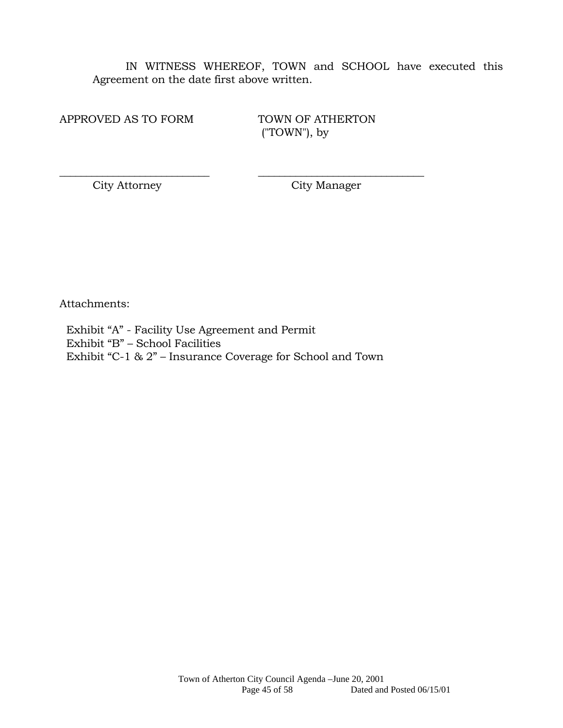IN WITNESS WHEREOF, TOWN and SCHOOL have executed this Agreement on the date first above written.

| APPROVED AS TO FORM | TOWN OF ATHERTON ("TOWN"), by |
|---|---|
| ___________________________ | ______________________________ |
| City Attorney | City Manager |

Attachments:

Exhibit "A" - Facility Use Agreement and Permit
Exhibit "B" – School Facilities
Exhibit "C-1 & 2" – Insurance Coverage for School and Town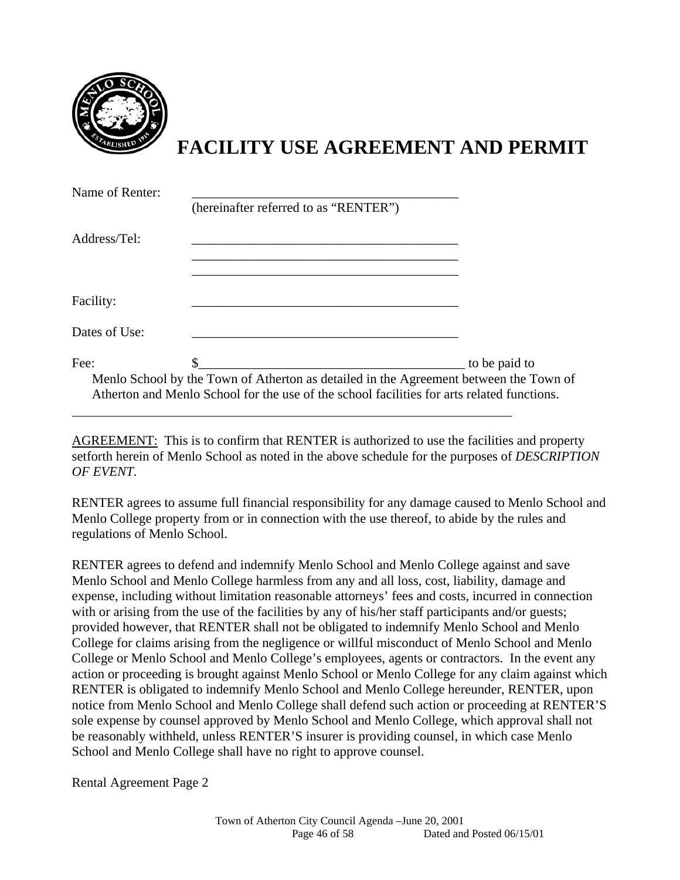# FACILITY USE AGREEMENT AND PERMIT

Name of Renter: \_\_\_\_\_\_\_\_\_\_\_\_\_\_\_\_\_\_\_\_\_\_\_\_\_\_\_\_\_\_\_\_\_\_\_\_\_\_\_\_
(hereinafter referred to as "RENTER")

Address/Tel: \_\_\_\_\_\_\_\_\_\_\_\_\_\_\_\_\_\_\_\_\_\_\_\_\_\_\_\_\_\_\_\_\_\_\_\_\_\_\_\_
\_\_\_\_\_\_\_\_\_\_\_\_\_\_\_\_\_\_\_\_\_\_\_\_\_\_\_\_\_\_\_\_\_\_\_\_\_\_\_\_
\_\_\_\_\_\_\_\_\_\_\_\_\_\_\_\_\_\_\_\_\_\_\_\_\_\_\_\_\_\_\_\_\_\_\_\_\_\_\_\_

Facility: \_\_\_\_\_\_\_\_\_\_\_\_\_\_\_\_\_\_\_\_\_\_\_\_\_\_\_\_\_\_\_\_\_\_\_\_\_\_\_\_

Dates of Use: \_\_\_\_\_\_\_\_\_\_\_\_\_\_\_\_\_\_\_\_\_\_\_\_\_\_\_\_\_\_\_\_\_\_\_\_\_\_\_\_

Fee: $\_\_\_\_\_\_\_\_\_\_\_\_\_\_\_\_\_\_\_\_\_\_\_\_\_\_\_\_\_\_\_\_\_\_\_\_\_\_\_\_ to be paid to Menlo School by the Town of Atherton as detailed in the Agreement between the Town of Atherton and Menlo School for the use of the school facilities for arts related functions.

---

AGREEMENT: This is to confirm that RENTER is authorized to use the facilities and property setforth herein of Menlo School as noted in the above schedule for the purposes of *DESCRIPTION OF EVENT*.

RENTER agrees to assume full financial responsibility for any damage caused to Menlo School and Menlo College property from or in connection with the use thereof, to abide by the rules and regulations of Menlo School.

RENTER agrees to defend and indemnify Menlo School and Menlo College against and save Menlo School and Menlo College harmless from any and all loss, cost, liability, damage and expense, including without limitation reasonable attorneys' fees and costs, incurred in connection with or arising from the use of the facilities by any of his/her staff participants and/or guests; provided however, that RENTER shall not be obligated to indemnify Menlo School and Menlo College for claims arising from the negligence or willful misconduct of Menlo School and Menlo College or Menlo School and Menlo College's employees, agents or contractors. In the event any action or proceeding is brought against Menlo School or Menlo College for any claim against which RENTER is obligated to indemnify Menlo School and Menlo College hereunder, RENTER, upon notice from Menlo School and Menlo College shall defend such action or proceeding at RENTER'S sole expense by counsel approved by Menlo School and Menlo College, which approval shall not be reasonably withheld, unless RENTER'S insurer is providing counsel, in which case Menlo School and Menlo College shall have no right to approve counsel.

Rental Agreement Page 2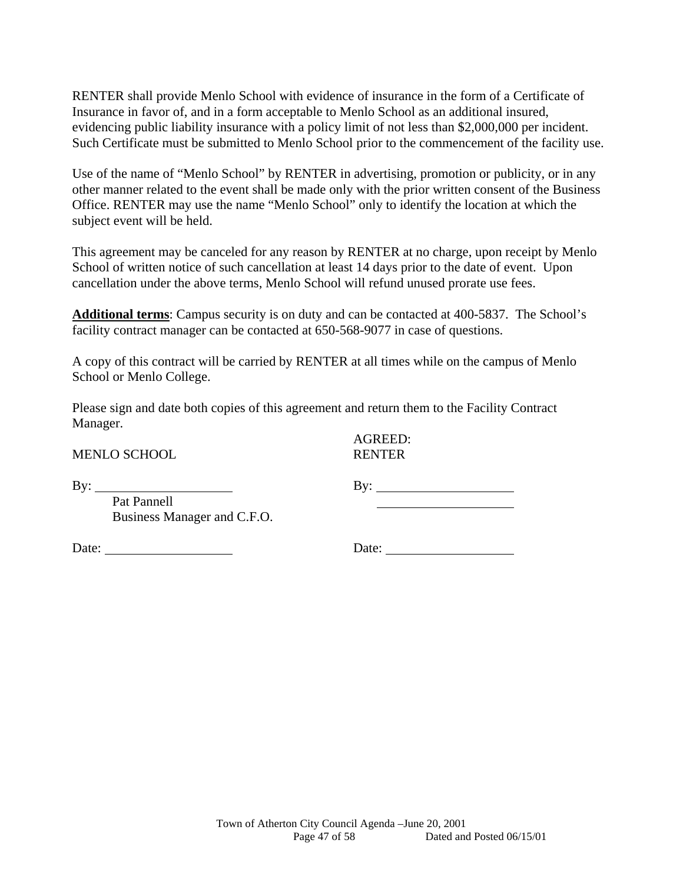RENTER shall provide Menlo School with evidence of insurance in the form of a Certificate of Insurance in favor of, and in a form acceptable to Menlo School as an additional insured, evidencing public liability insurance with a policy limit of not less than $2,000,000 per incident. Such Certificate must be submitted to Menlo School prior to the commencement of the facility use.

Use of the name of "Menlo School" by RENTER in advertising, promotion or publicity, or in any other manner related to the event shall be made only with the prior written consent of the Business Office. RENTER may use the name "Menlo School" only to identify the location at which the subject event will be held.

This agreement may be canceled for any reason by RENTER at no charge, upon receipt by Menlo School of written notice of such cancellation at least 14 days prior to the date of event. Upon cancellation under the above terms, Menlo School will refund unused prorate use fees.

**Additional terms**: Campus security is on duty and can be contacted at 400-5837. The School's facility contract manager can be contacted at 650-568-9077 in case of questions.

A copy of this contract will be carried by RENTER at all times while on the campus of Menlo School or Menlo College.

Please sign and date both copies of this agreement and return them to the Facility Contract Manager.

| | AGREED: |
|---|---|
| MENLO SCHOOL | RENTER |
| By: ____________________ | By: ____________________ |
| Pat Pannell<br>Business Manager and C.F.O. | ____________________ |
| Date: ____________________ | Date: ____________________ |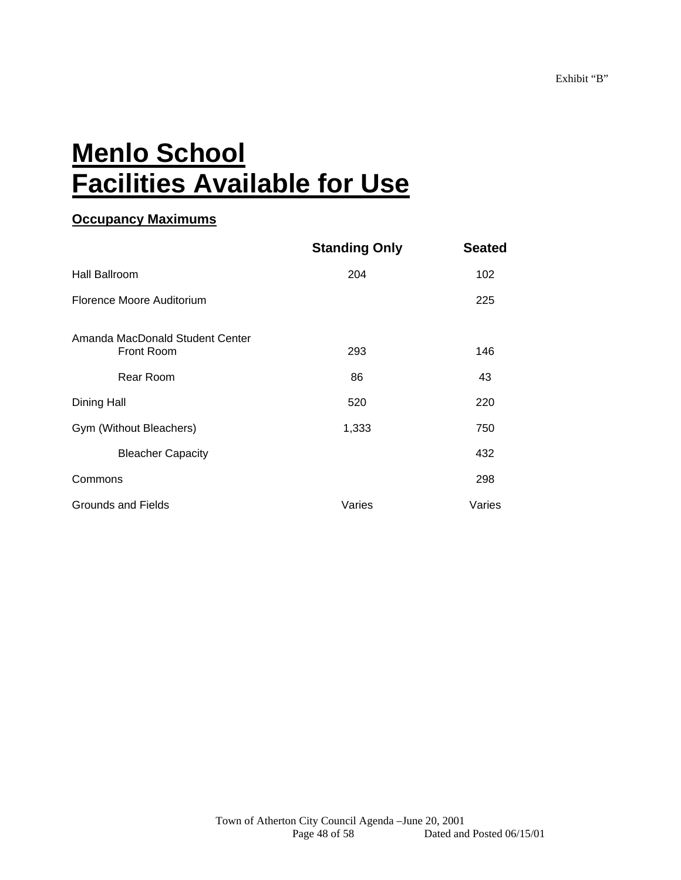Exhibit "B"

# Menlo School
# Facilities Available for Use

### Occupancy Maximums

| | Standing Only | Seated |
|---|---|---|
| Hall Ballroom | 204 | 102 |
| Florence Moore Auditorium | | 225 |
| Amanda MacDonald Student Center | | |
| Front Room | 293 | 146 |
| Rear Room | 86 | 43 |
| Dining Hall | 520 | 220 |
| Gym (Without Bleachers) | 1,333 | 750 |
| Bleacher Capacity | | 432 |
| Commons | | 298 |
| Grounds and Fields | Varies | Varies |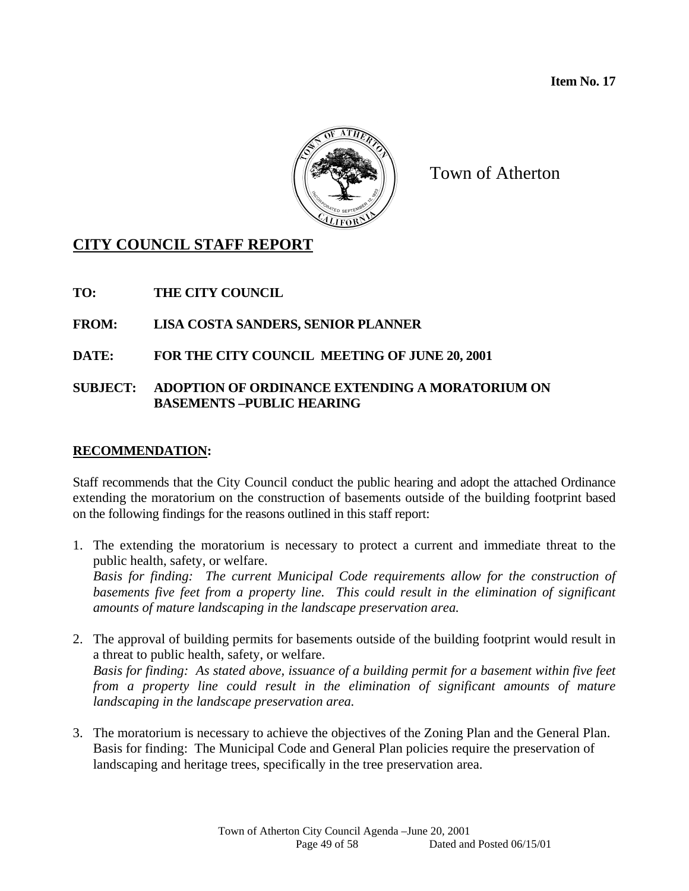**Item No. 17**

Town of Atherton

## CITY COUNCIL STAFF REPORT

**TO:** **THE CITY COUNCIL**

**FROM:** **LISA COSTA SANDERS, SENIOR PLANNER**

**DATE:** **FOR THE CITY COUNCIL MEETING OF JUNE 20, 2001**

**SUBJECT:** **ADOPTION OF ORDINANCE EXTENDING A MORATORIUM ON BASEMENTS –PUBLIC HEARING**

### RECOMMENDATION:

Staff recommends that the City Council conduct the public hearing and adopt the attached Ordinance extending the moratorium on the construction of basements outside of the building footprint based on the following findings for the reasons outlined in this staff report:

1. The extending the moratorium is necessary to protect a current and immediate threat to the public health, safety, or welfare.
   *Basis for finding: The current Municipal Code requirements allow for the construction of basements five feet from a property line. This could result in the elimination of significant amounts of mature landscaping in the landscape preservation area.*

2. The approval of building permits for basements outside of the building footprint would result in a threat to public health, safety, or welfare.
   *Basis for finding: As stated above, issuance of a building permit for a basement within five feet from a property line could result in the elimination of significant amounts of mature landscaping in the landscape preservation area.*

3. The moratorium is necessary to achieve the objectives of the Zoning Plan and the General Plan.
   Basis for finding: The Municipal Code and General Plan policies require the preservation of landscaping and heritage trees, specifically in the tree preservation area.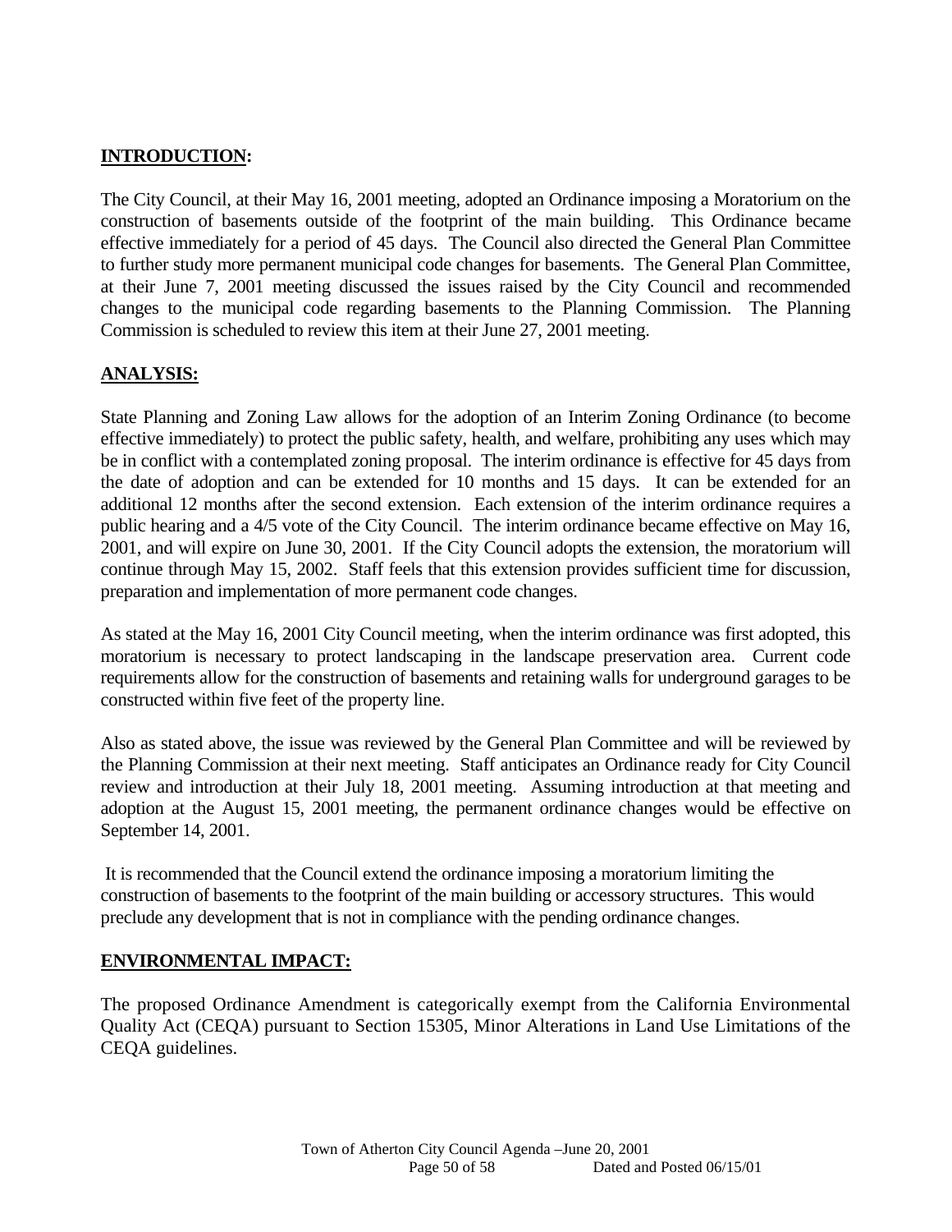## INTRODUCTION:

The City Council, at their May 16, 2001 meeting, adopted an Ordinance imposing a Moratorium on the construction of basements outside of the footprint of the main building. This Ordinance became effective immediately for a period of 45 days. The Council also directed the General Plan Committee to further study more permanent municipal code changes for basements. The General Plan Committee, at their June 7, 2001 meeting discussed the issues raised by the City Council and recommended changes to the municipal code regarding basements to the Planning Commission. The Planning Commission is scheduled to review this item at their June 27, 2001 meeting.

## ANALYSIS:

State Planning and Zoning Law allows for the adoption of an Interim Zoning Ordinance (to become effective immediately) to protect the public safety, health, and welfare, prohibiting any uses which may be in conflict with a contemplated zoning proposal. The interim ordinance is effective for 45 days from the date of adoption and can be extended for 10 months and 15 days. It can be extended for an additional 12 months after the second extension. Each extension of the interim ordinance requires a public hearing and a 4/5 vote of the City Council. The interim ordinance became effective on May 16, 2001, and will expire on June 30, 2001. If the City Council adopts the extension, the moratorium will continue through May 15, 2002. Staff feels that this extension provides sufficient time for discussion, preparation and implementation of more permanent code changes.

As stated at the May 16, 2001 City Council meeting, when the interim ordinance was first adopted, this moratorium is necessary to protect landscaping in the landscape preservation area. Current code requirements allow for the construction of basements and retaining walls for underground garages to be constructed within five feet of the property line.

Also as stated above, the issue was reviewed by the General Plan Committee and will be reviewed by the Planning Commission at their next meeting. Staff anticipates an Ordinance ready for City Council review and introduction at their July 18, 2001 meeting. Assuming introduction at that meeting and adoption at the August 15, 2001 meeting, the permanent ordinance changes would be effective on September 14, 2001.

It is recommended that the Council extend the ordinance imposing a moratorium limiting the construction of basements to the footprint of the main building or accessory structures. This would preclude any development that is not in compliance with the pending ordinance changes.

## ENVIRONMENTAL IMPACT:

The proposed Ordinance Amendment is categorically exempt from the California Environmental Quality Act (CEQA) pursuant to Section 15305, Minor Alterations in Land Use Limitations of the CEQA guidelines.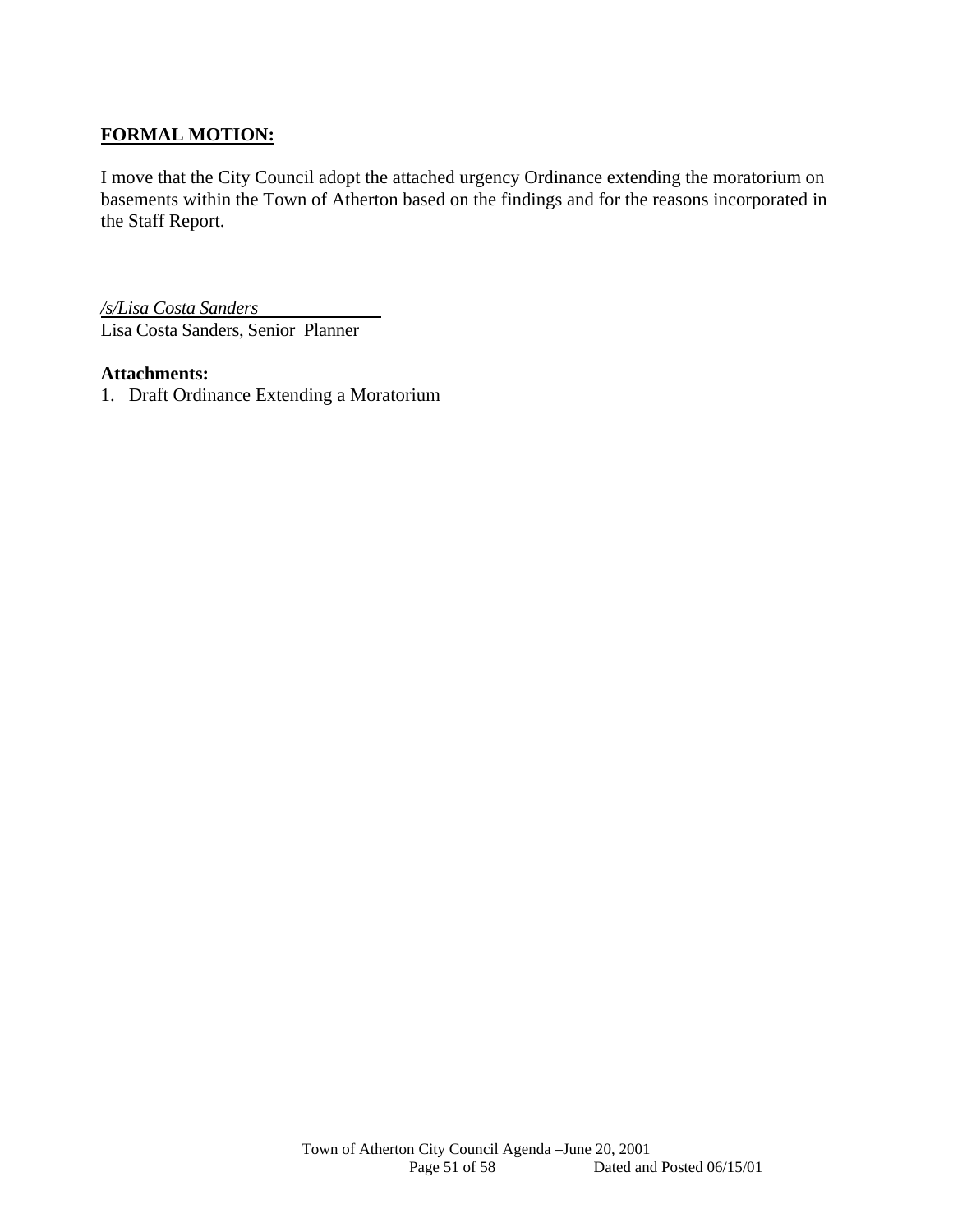**FORMAL MOTION:**

I move that the City Council adopt the attached urgency Ordinance extending the moratorium on basements within the Town of Atherton based on the findings and for the reasons incorporated in the Staff Report.

*/s/Lisa Costa Sanders*
Lisa Costa Sanders, Senior Planner

**Attachments:**

1. Draft Ordinance Extending a Moratorium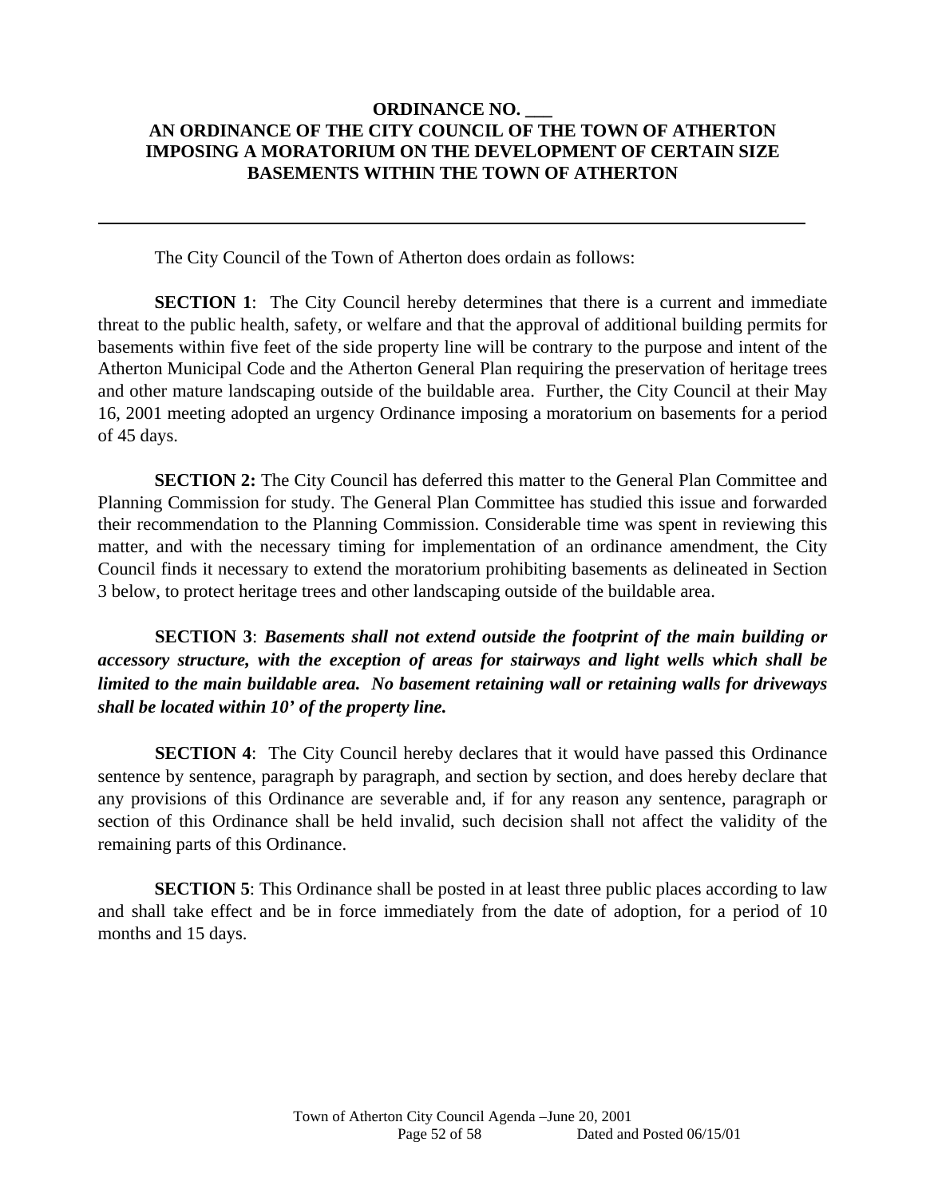**ORDINANCE NO. \_\_\_**
**AN ORDINANCE OF THE CITY COUNCIL OF THE TOWN OF ATHERTON IMPOSING A MORATORIUM ON THE DEVELOPMENT OF CERTAIN SIZE BASEMENTS WITHIN THE TOWN OF ATHERTON**

---

The City Council of the Town of Atherton does ordain as follows:

**SECTION 1**: The City Council hereby determines that there is a current and immediate threat to the public health, safety, or welfare and that the approval of additional building permits for basements within five feet of the side property line will be contrary to the purpose and intent of the Atherton Municipal Code and the Atherton General Plan requiring the preservation of heritage trees and other mature landscaping outside of the buildable area. Further, the City Council at their May 16, 2001 meeting adopted an urgency Ordinance imposing a moratorium on basements for a period of 45 days.

**SECTION 2:** The City Council has deferred this matter to the General Plan Committee and Planning Commission for study. The General Plan Committee has studied this issue and forwarded their recommendation to the Planning Commission. Considerable time was spent in reviewing this matter, and with the necessary timing for implementation of an ordinance amendment, the City Council finds it necessary to extend the moratorium prohibiting basements as delineated in Section 3 below, to protect heritage trees and other landscaping outside of the buildable area.

**SECTION 3**: ***Basements shall not extend outside the footprint of the main building or accessory structure, with the exception of areas for stairways and light wells which shall be limited to the main buildable area. No basement retaining wall or retaining walls for driveways shall be located within 10' of the property line.***

**SECTION 4**: The City Council hereby declares that it would have passed this Ordinance sentence by sentence, paragraph by paragraph, and section by section, and does hereby declare that any provisions of this Ordinance are severable and, if for any reason any sentence, paragraph or section of this Ordinance shall be held invalid, such decision shall not affect the validity of the remaining parts of this Ordinance.

**SECTION 5**: This Ordinance shall be posted in at least three public places according to law and shall take effect and be in force immediately from the date of adoption, for a period of 10 months and 15 days.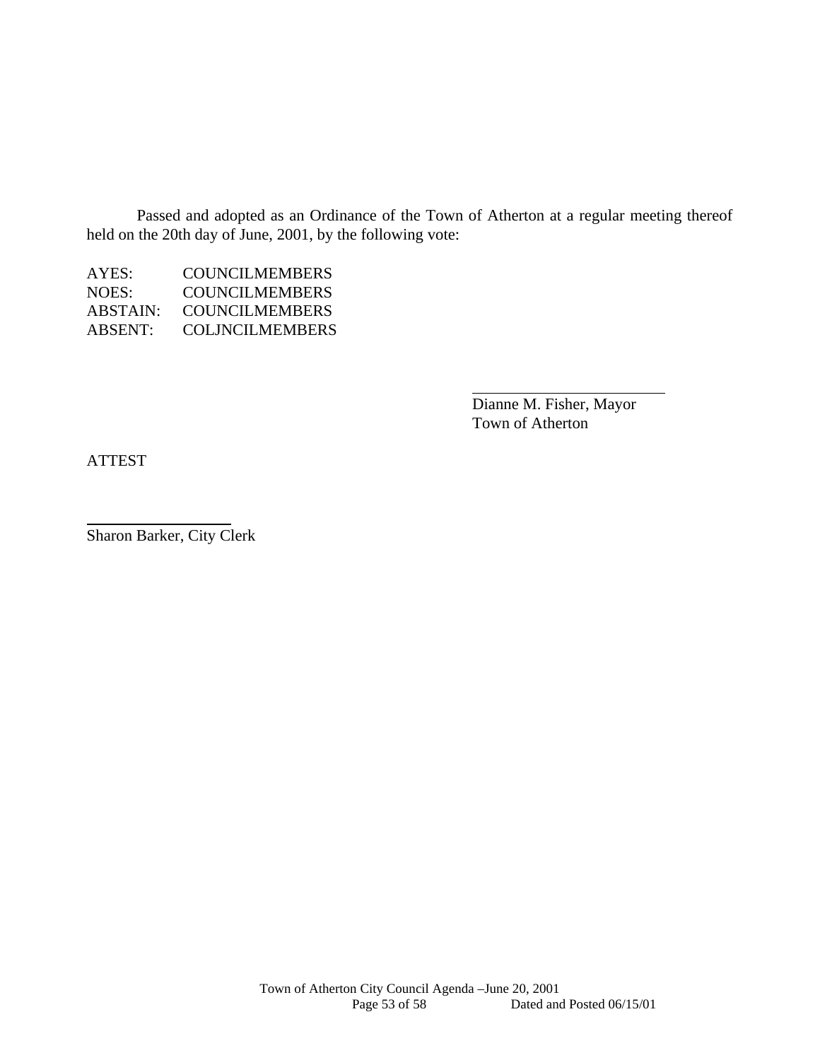Passed and adopted as an Ordinance of the Town of Atherton at a regular meeting thereof held on the 20th day of June, 2001, by the following vote:

AYES: COUNCILMEMBERS
NOES: COUNCILMEMBERS
ABSTAIN: COUNCILMEMBERS
ABSENT: COLJNCILMEMBERS

\_\_\_\_\_\_\_\_\_\_\_\_\_\_\_\_\_\_\_\_\_\_\_\_
Dianne M. Fisher, Mayor
Town of Atherton

ATTEST

\_\_\_\_\_\_\_\_\_\_\_\_\_\_\_\_\_\_\_\_
Sharon Barker, City Clerk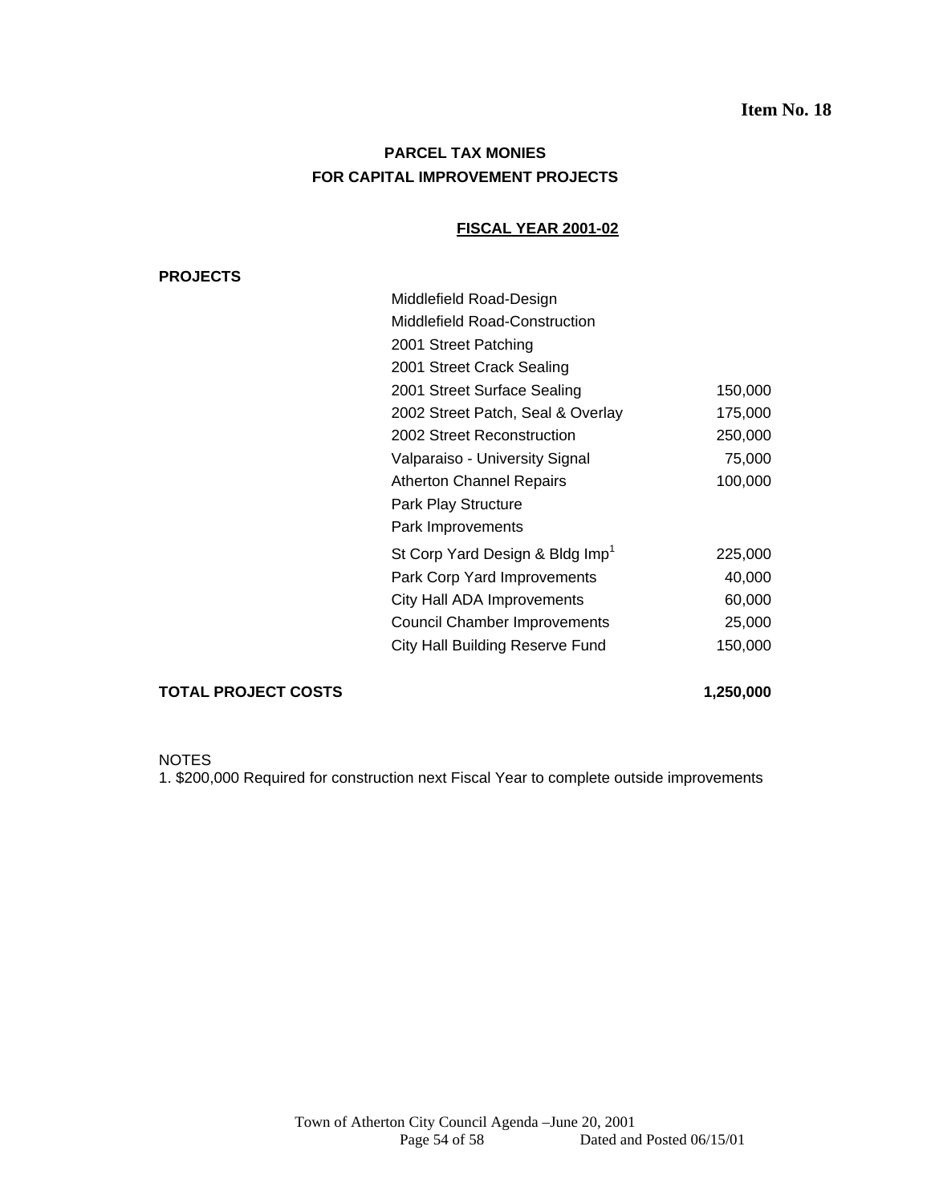Item No. 18

## PARCEL TAX MONIES
## FOR CAPITAL IMPROVEMENT PROJECTS

| PROJECTS | | FISCAL YEAR 2001-02 |
|---|---|---|
| | Middlefield Road-Design | |
| | Middlefield Road-Construction | |
| | 2001 Street Patching | |
| | 2001 Street Crack Sealing | |
| | 2001 Street Surface Sealing | 150,000 |
| | 2002 Street Patch, Seal & Overlay | 175,000 |
| | 2002 Street Reconstruction | 250,000 |
| | Valparaiso - University Signal | 75,000 |
| | Atherton Channel Repairs | 100,000 |
| | Park Play Structure | |
| | Park Improvements | |
| | St Corp Yard Design & Bldg Imp[1] | 225,000 |
| | Park Corp Yard Improvements | 40,000 |
| | City Hall ADA Improvements | 60,000 |
| | Council Chamber Improvements | 25,000 |
| | City Hall Building Reserve Fund | 150,000 |
| **TOTAL PROJECT COSTS** | | **1,250,000** |

NOTES
1. $200,000 Required for construction next Fiscal Year to complete outside improvements

Town of Atherton City Council Agenda –June 20, 2001
Dated and Posted 06/15/01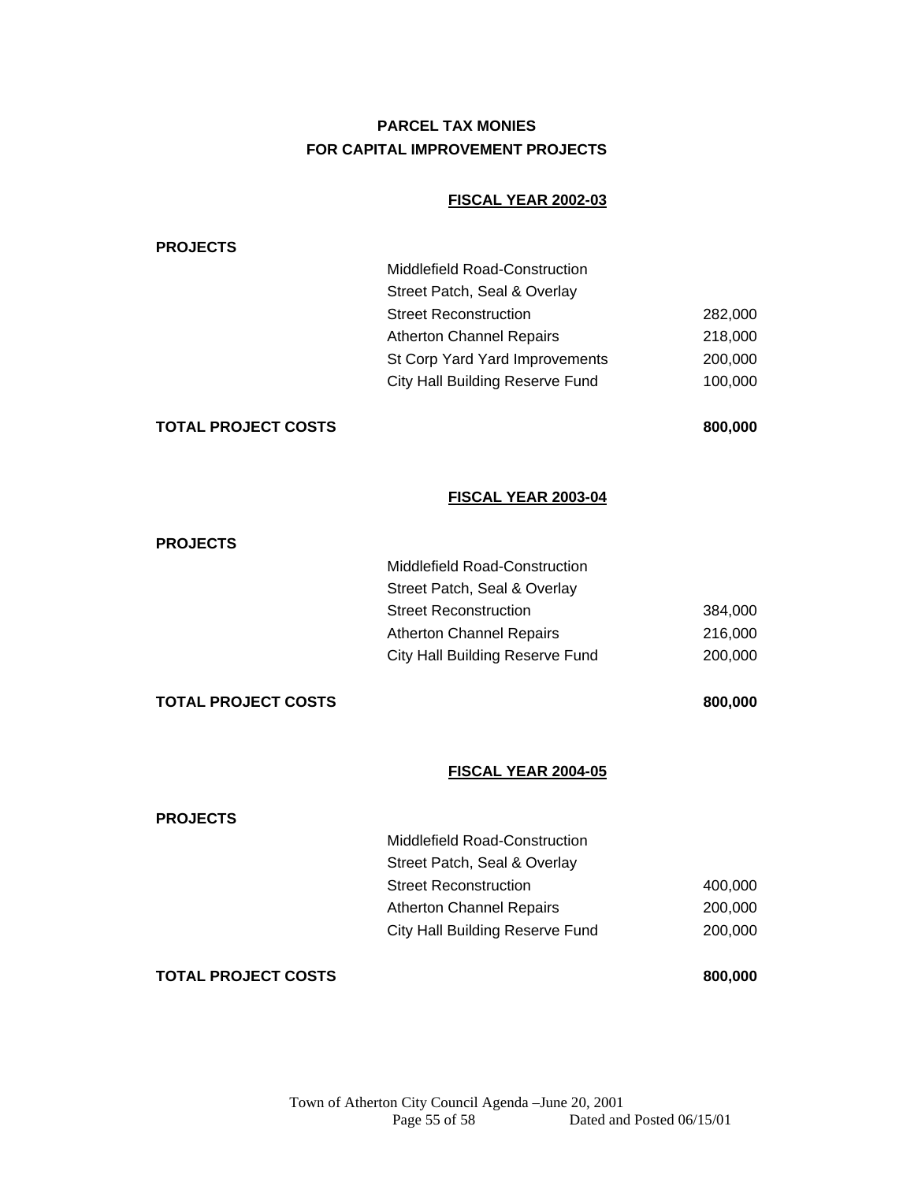## PARCEL TAX MONIES
## FOR CAPITAL IMPROVEMENT PROJECTS

### FISCAL YEAR 2002-03

| PROJECTS | | |
|---|---|---|
| | Middlefield Road-Construction | |
| | Street Patch, Seal & Overlay | |
| | Street Reconstruction | 282,000 |
| | Atherton Channel Repairs | 218,000 |
| | St Corp Yard Yard Improvements | 200,000 |
| | City Hall Building Reserve Fund | 100,000 |
| **TOTAL PROJECT COSTS** | | **800,000** |

### FISCAL YEAR 2003-04

| PROJECTS | | |
|---|---|---|
| | Middlefield Road-Construction | |
| | Street Patch, Seal & Overlay | |
| | Street Reconstruction | 384,000 |
| | Atherton Channel Repairs | 216,000 |
| | City Hall Building Reserve Fund | 200,000 |
| **TOTAL PROJECT COSTS** | | **800,000** |

### FISCAL YEAR 2004-05

| PROJECTS | | |
|---|---|---|
| | Middlefield Road-Construction | |
| | Street Patch, Seal & Overlay | |
| | Street Reconstruction | 400,000 |
| | Atherton Channel Repairs | 200,000 |
| | City Hall Building Reserve Fund | 200,000 |
| **TOTAL PROJECT COSTS** | | **800,000** |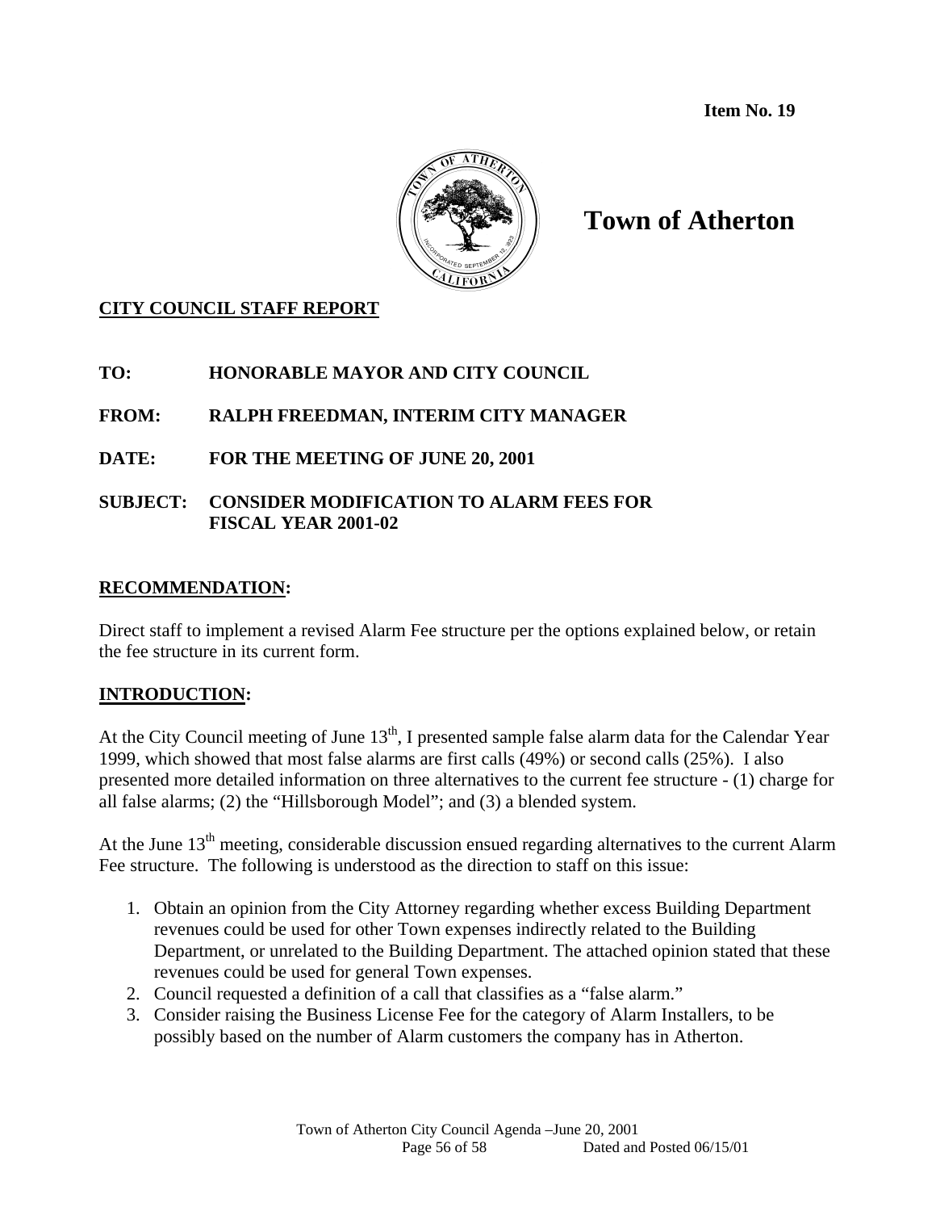**Item No. 19**

# Town of Atherton

## CITY COUNCIL STAFF REPORT

**TO:** HONORABLE MAYOR AND CITY COUNCIL

**FROM:** RALPH FREEDMAN, INTERIM CITY MANAGER

**DATE:** FOR THE MEETING OF JUNE 20, 2001

**SUBJECT:** CONSIDER MODIFICATION TO ALARM FEES FOR FISCAL YEAR 2001-02

## RECOMMENDATION:

Direct staff to implement a revised Alarm Fee structure per the options explained below, or retain the fee structure in its current form.

## INTRODUCTION:

At the City Council meeting of June 13th, I presented sample false alarm data for the Calendar Year 1999, which showed that most false alarms are first calls (49%) or second calls (25%). I also presented more detailed information on three alternatives to the current fee structure - (1) charge for all false alarms; (2) the "Hillsborough Model"; and (3) a blended system.

At the June 13th meeting, considerable discussion ensued regarding alternatives to the current Alarm Fee structure. The following is understood as the direction to staff on this issue:

1. Obtain an opinion from the City Attorney regarding whether excess Building Department revenues could be used for other Town expenses indirectly related to the Building Department, or unrelated to the Building Department. The attached opinion stated that these revenues could be used for general Town expenses.
2. Council requested a definition of a call that classifies as a "false alarm."
3. Consider raising the Business License Fee for the category of Alarm Installers, to be possibly based on the number of Alarm customers the company has in Atherton.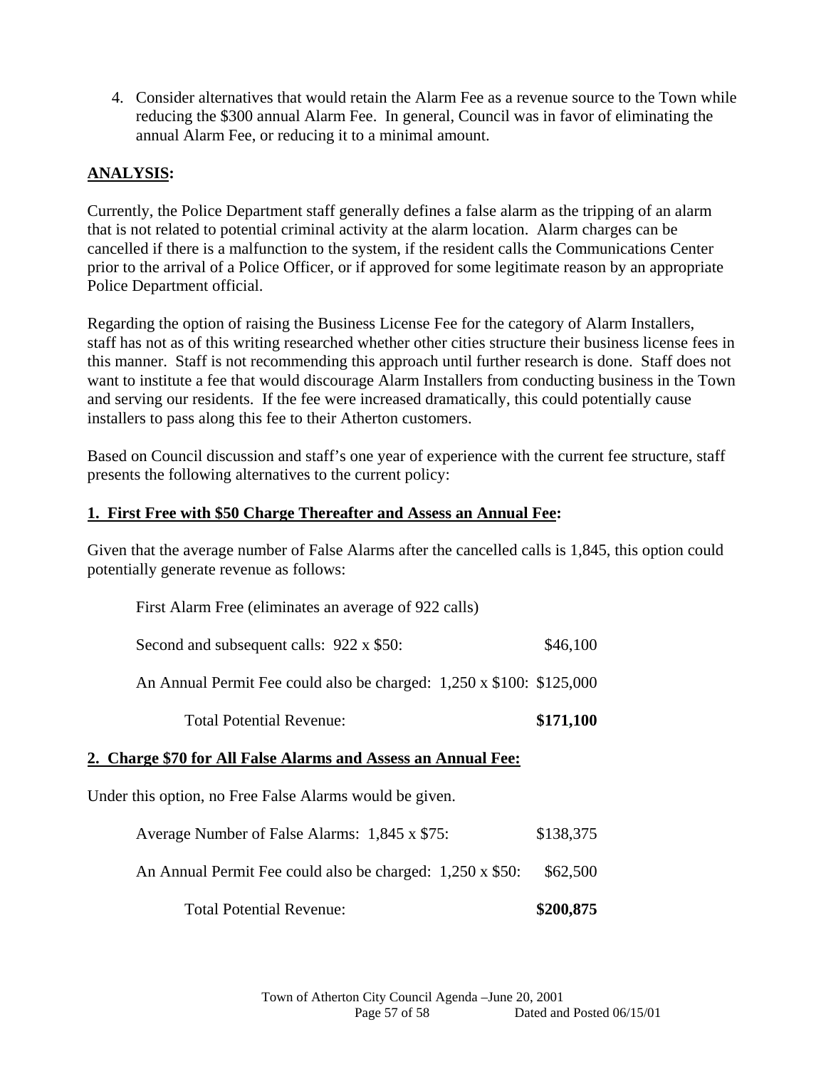4. Consider alternatives that would retain the Alarm Fee as a revenue source to the Town while reducing the $300 annual Alarm Fee. In general, Council was in favor of eliminating the annual Alarm Fee, or reducing it to a minimal amount.

## ANALYSIS:

Currently, the Police Department staff generally defines a false alarm as the tripping of an alarm that is not related to potential criminal activity at the alarm location. Alarm charges can be cancelled if there is a malfunction to the system, if the resident calls the Communications Center prior to the arrival of a Police Officer, or if approved for some legitimate reason by an appropriate Police Department official.

Regarding the option of raising the Business License Fee for the category of Alarm Installers, staff has not as of this writing researched whether other cities structure their business license fees in this manner. Staff is not recommending this approach until further research is done. Staff does not want to institute a fee that would discourage Alarm Installers from conducting business in the Town and serving our residents. If the fee were increased dramatically, this could potentially cause installers to pass along this fee to their Atherton customers.

Based on Council discussion and staff's one year of experience with the current fee structure, staff presents the following alternatives to the current policy:

### 1. First Free with $50 Charge Thereafter and Assess an Annual Fee:

Given that the average number of False Alarms after the cancelled calls is 1,845, this option could potentially generate revenue as follows:

| | |
|---|---|
| First Alarm Free (eliminates an average of 922 calls) | |
| Second and subsequent calls: 922 x $50: | $46,100 |
| An Annual Permit Fee could also be charged: 1,250 x $100: | $125,000 |
| Total Potential Revenue: | **$171,100** |

### 2. Charge $70 for All False Alarms and Assess an Annual Fee:

Under this option, no Free False Alarms would be given.

| | |
|---|---|
| Average Number of False Alarms: 1,845 x $75: | $138,375 |
| An Annual Permit Fee could also be charged: 1,250 x $50: | $62,500 |
| Total Potential Revenue: | **$200,875** |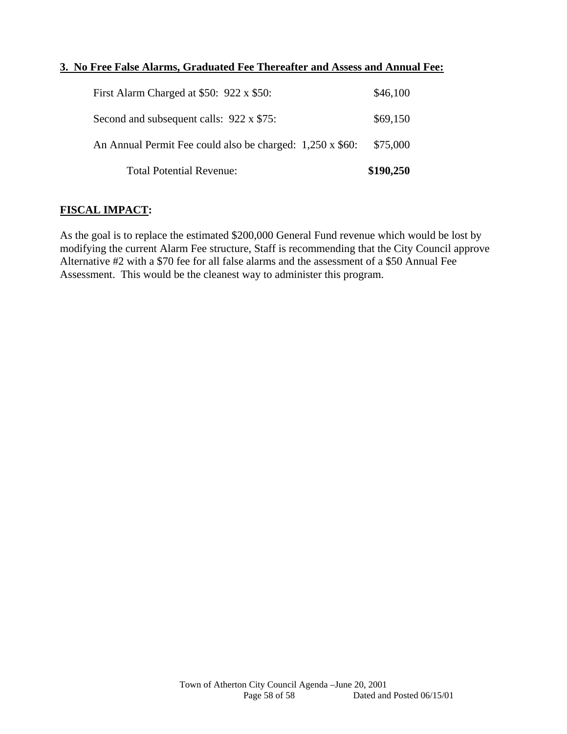**3. No Free False Alarms, Graduated Fee Thereafter and Assess and Annual Fee:**

| | |
|---|---|
| First Alarm Charged at \$50: 922 x \$50: | \$46,100 |
| Second and subsequent calls: 922 x \$75: | \$69,150 |
| An Annual Permit Fee could also be charged: 1,250 x \$60: | \$75,000 |
| Total Potential Revenue: | **\$190,250** |

**FISCAL IMPACT:**

As the goal is to replace the estimated \$200,000 General Fund revenue which would be lost by modifying the current Alarm Fee structure, Staff is recommending that the City Council approve Alternative #2 with a \$70 fee for all false alarms and the assessment of a \$50 Annual Fee Assessment. This would be the cleanest way to administer this program.